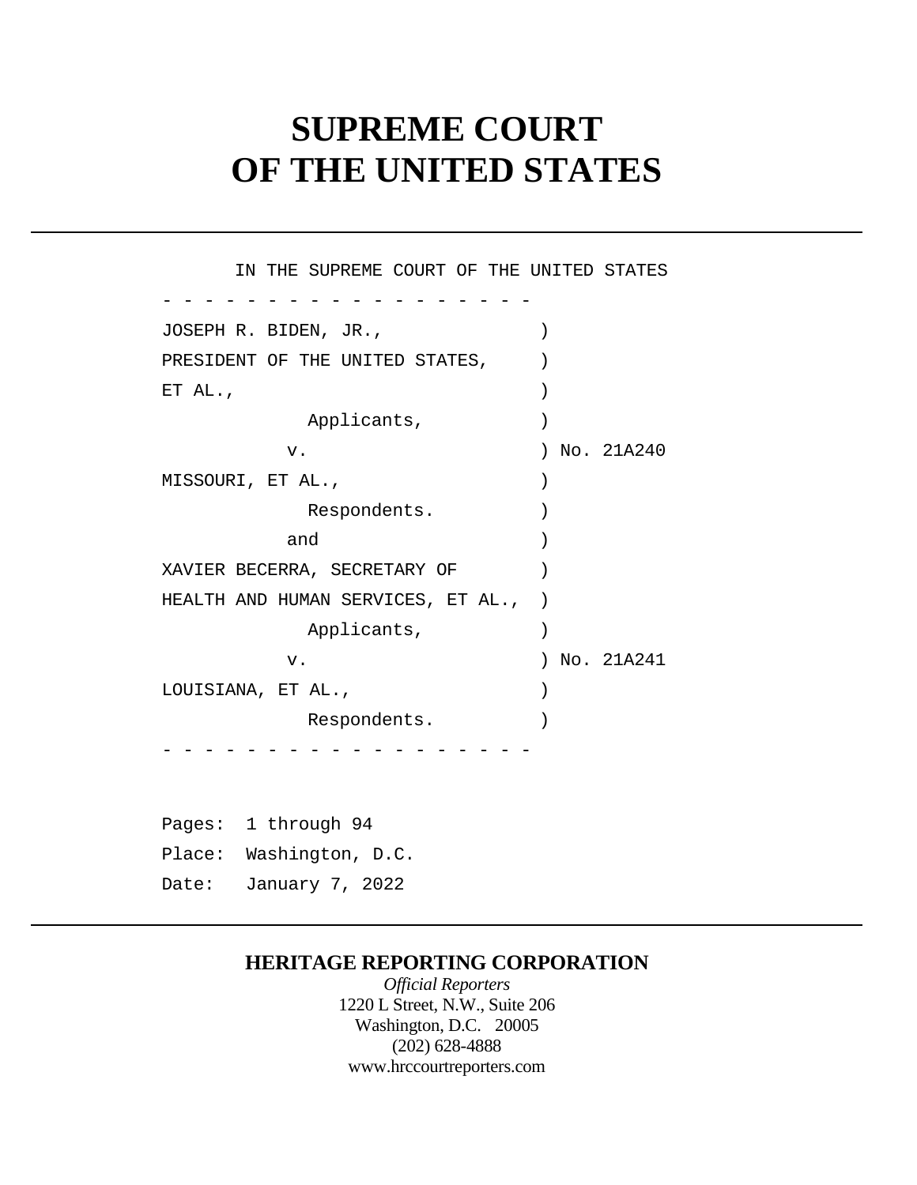# SUPREME COURT
# OF THE UNITED STATES

---

```
      IN THE SUPREME COURT OF THE UNITED STATES
- - - - - - - - - - - - - - - - - -
JOSEPH R. BIDEN, JR.,                )
PRESIDENT OF THE UNITED STATES,      )
ET AL.,                              )
             Applicants,             )
           v.                        ) No. 21A240
MISSOURI, ET AL.,                    )
             Respondents.            )
           and                       )
XAVIER BECERRA, SECRETARY OF         )
HEALTH AND HUMAN SERVICES, ET AL.,   )
             Applicants,             )
           v.                        ) No. 21A241
LOUISIANA, ET AL.,                   )
             Respondents.            )
- - - - - - - - - - - - - - - - - -


Pages:  1 through 94
Place:  Washington, D.C.
Date:   January 7, 2022
```

---

**HERITAGE REPORTING CORPORATION**

*Official Reporters*

1220 L Street, N.W., Suite 206

Washington, D.C. 20005

(202) 628-4888

www.hrccourtreporters.com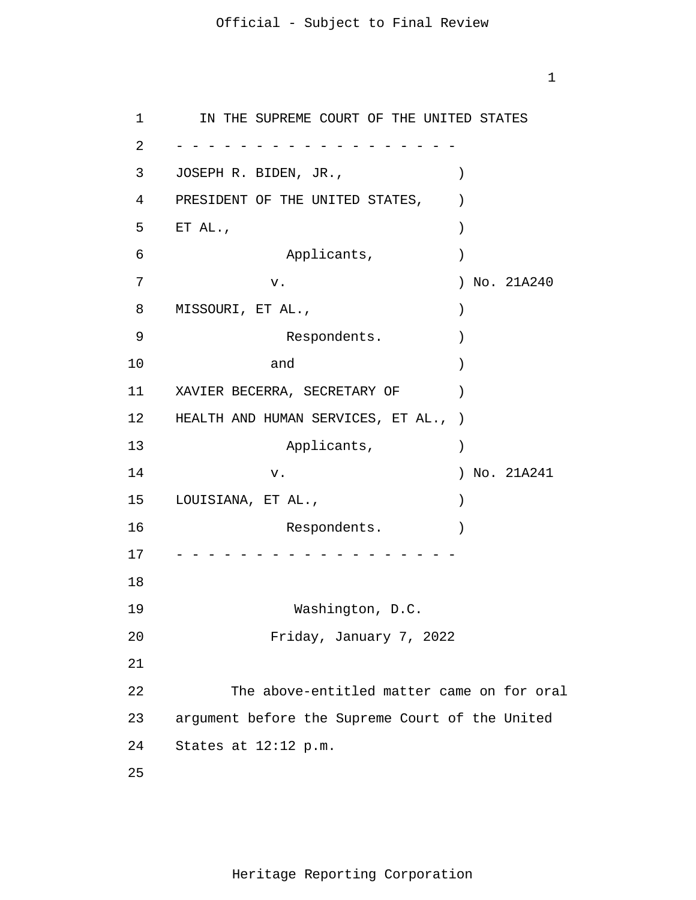IN THE SUPREME COURT OF THE UNITED STATES

\- - - - - - - - - - - - - - - - - - -

JOSEPH R. BIDEN, JR., )
PRESIDENT OF THE UNITED STATES, )
ET AL., )
Applicants, )
v. ) No. 21A240
MISSOURI, ET AL., )
Respondents. )
and )
XAVIER BECERRA, SECRETARY OF )
HEALTH AND HUMAN SERVICES, ET AL., )
Applicants, )
v. ) No. 21A241
LOUISIANA, ET AL., )
Respondents. )

\- - - - - - - - - - - - - - - - - - -

Washington, D.C.

Friday, January 7, 2022

The above-entitled matter came on for oral argument before the Supreme Court of the United States at 12:12 p.m.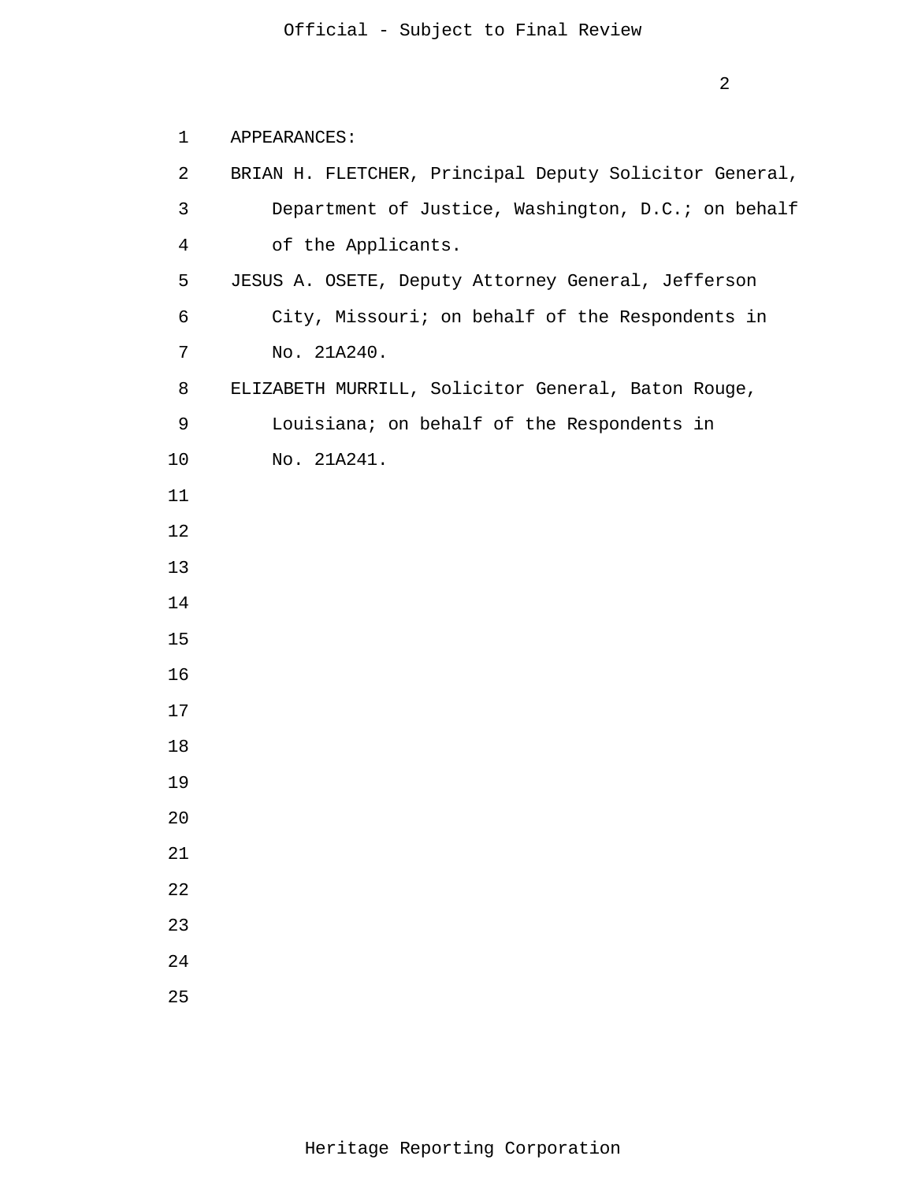APPEARANCES:

BRIAN H. FLETCHER, Principal Deputy Solicitor General, Department of Justice, Washington, D.C.; on behalf of the Applicants.

JESUS A. OSETE, Deputy Attorney General, Jefferson City, Missouri; on behalf of the Respondents in No. 21A240.

ELIZABETH MURRILL, Solicitor General, Baton Rouge, Louisiana; on behalf of the Respondents in No. 21A241.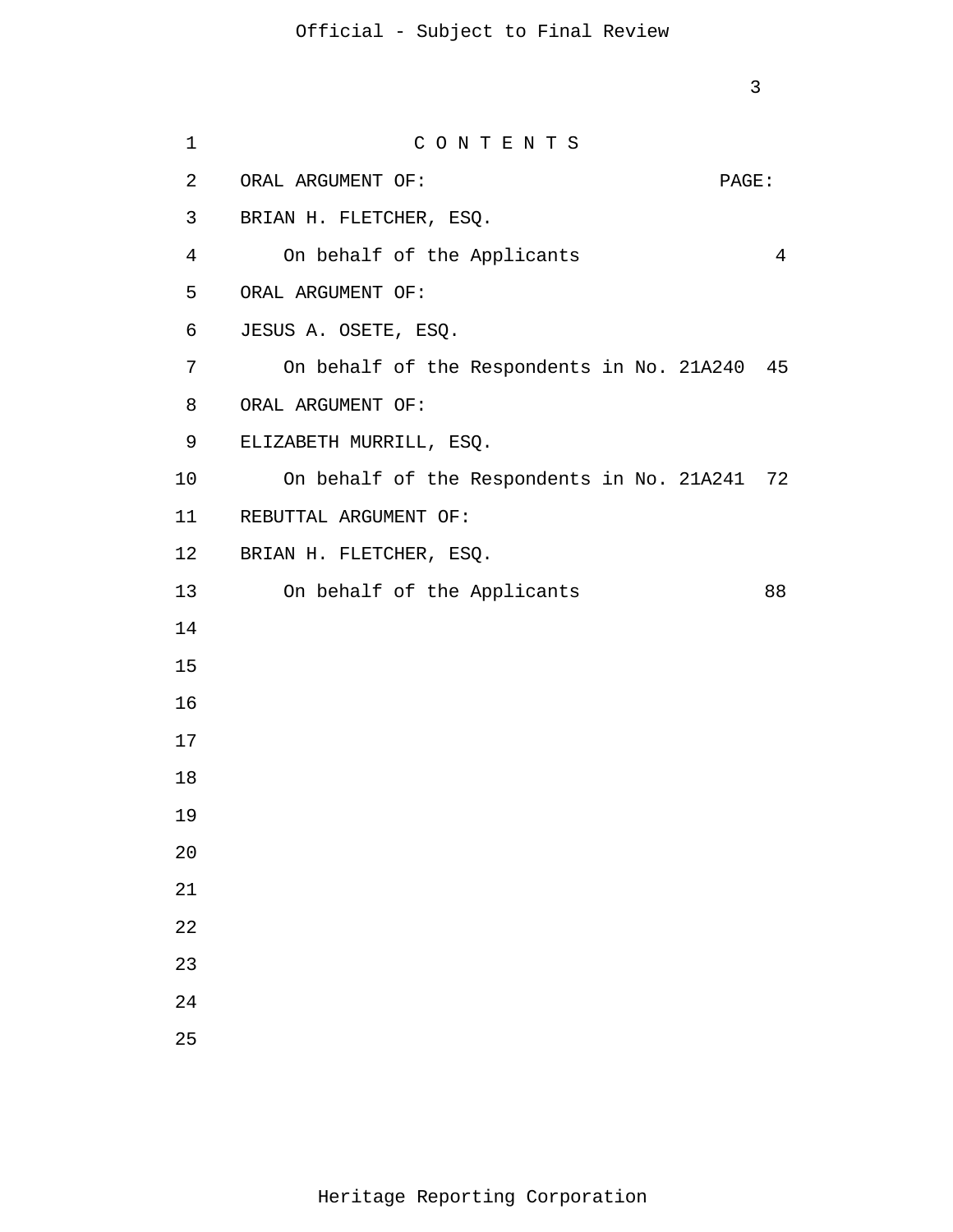# C O N T E N T S

| ORAL ARGUMENT OF: | PAGE: |
|---|---|
| BRIAN H. FLETCHER, ESQ. | |
| On behalf of the Applicants | 4 |
| ORAL ARGUMENT OF: | |
| JESUS A. OSETE, ESQ. | |
| On behalf of the Respondents in No. 21A240 | 45 |
| ORAL ARGUMENT OF: | |
| ELIZABETH MURRILL, ESQ. | |
| On behalf of the Respondents in No. 21A241 | 72 |
| REBUTTAL ARGUMENT OF: | |
| BRIAN H. FLETCHER, ESQ. | |
| On behalf of the Applicants | 88 |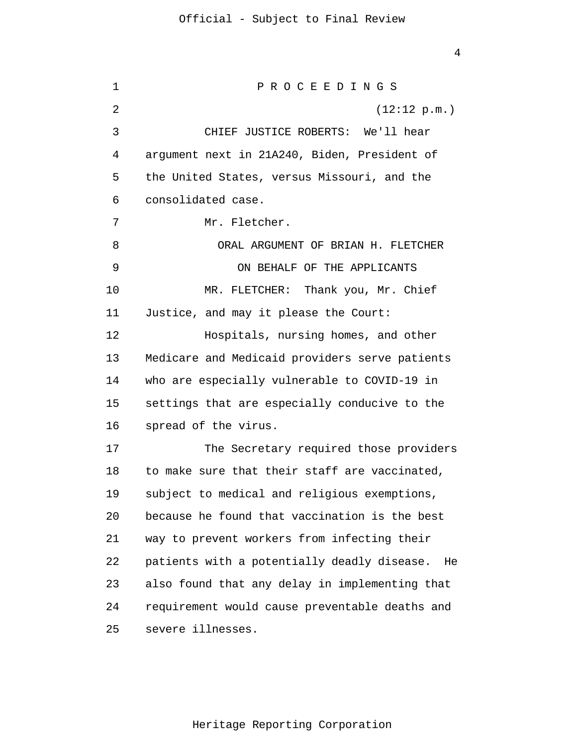P R O C E E D I N G S

(12:12 p.m.)

CHIEF JUSTICE ROBERTS: We'll hear argument next in 21A240, Biden, President of the United States, versus Missouri, and the consolidated case.

Mr. Fletcher.

ORAL ARGUMENT OF BRIAN H. FLETCHER

ON BEHALF OF THE APPLICANTS

MR. FLETCHER: Thank you, Mr. Chief Justice, and may it please the Court:

Hospitals, nursing homes, and other Medicare and Medicaid providers serve patients who are especially vulnerable to COVID-19 in settings that are especially conducive to the spread of the virus.

The Secretary required those providers to make sure that their staff are vaccinated, subject to medical and religious exemptions, because he found that vaccination is the best way to prevent workers from infecting their patients with a potentially deadly disease. He also found that any delay in implementing that requirement would cause preventable deaths and severe illnesses.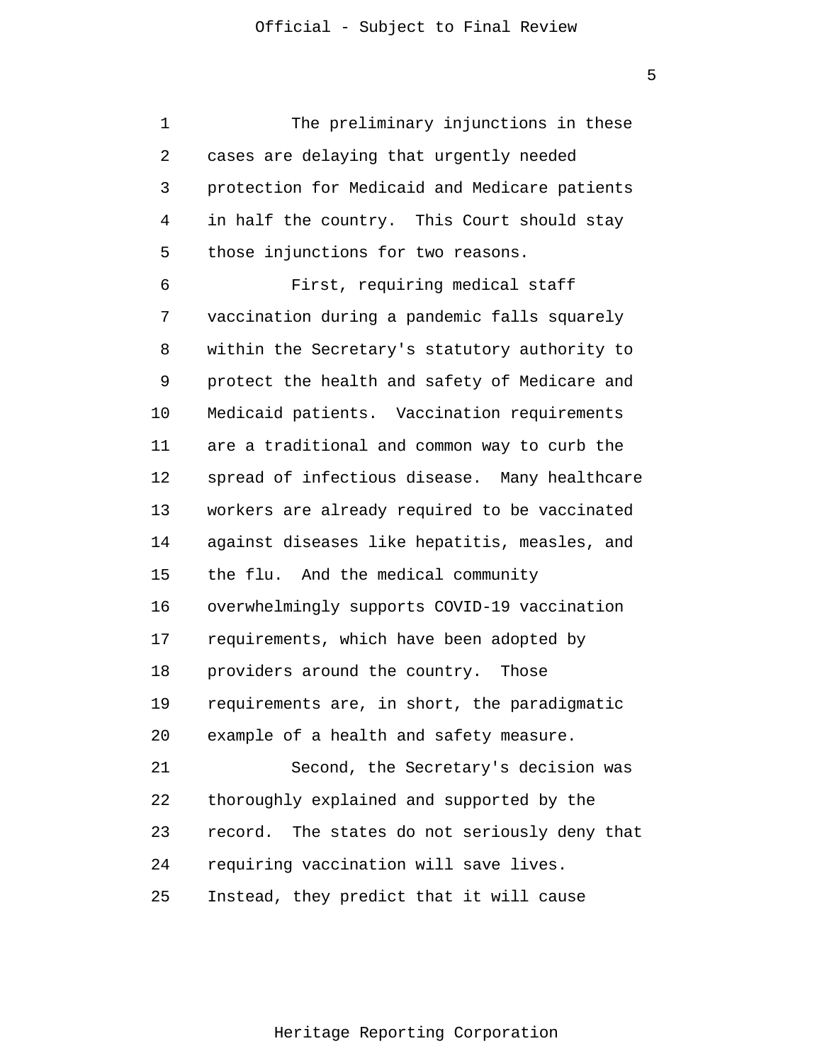The preliminary injunctions in these cases are delaying that urgently needed protection for Medicaid and Medicare patients in half the country. This Court should stay those injunctions for two reasons.

First, requiring medical staff vaccination during a pandemic falls squarely within the Secretary's statutory authority to protect the health and safety of Medicare and Medicaid patients. Vaccination requirements are a traditional and common way to curb the spread of infectious disease. Many healthcare workers are already required to be vaccinated against diseases like hepatitis, measles, and the flu. And the medical community overwhelmingly supports COVID-19 vaccination requirements, which have been adopted by providers around the country. Those requirements are, in short, the paradigmatic example of a health and safety measure.

Second, the Secretary's decision was thoroughly explained and supported by the record. The states do not seriously deny that requiring vaccination will save lives. Instead, they predict that it will cause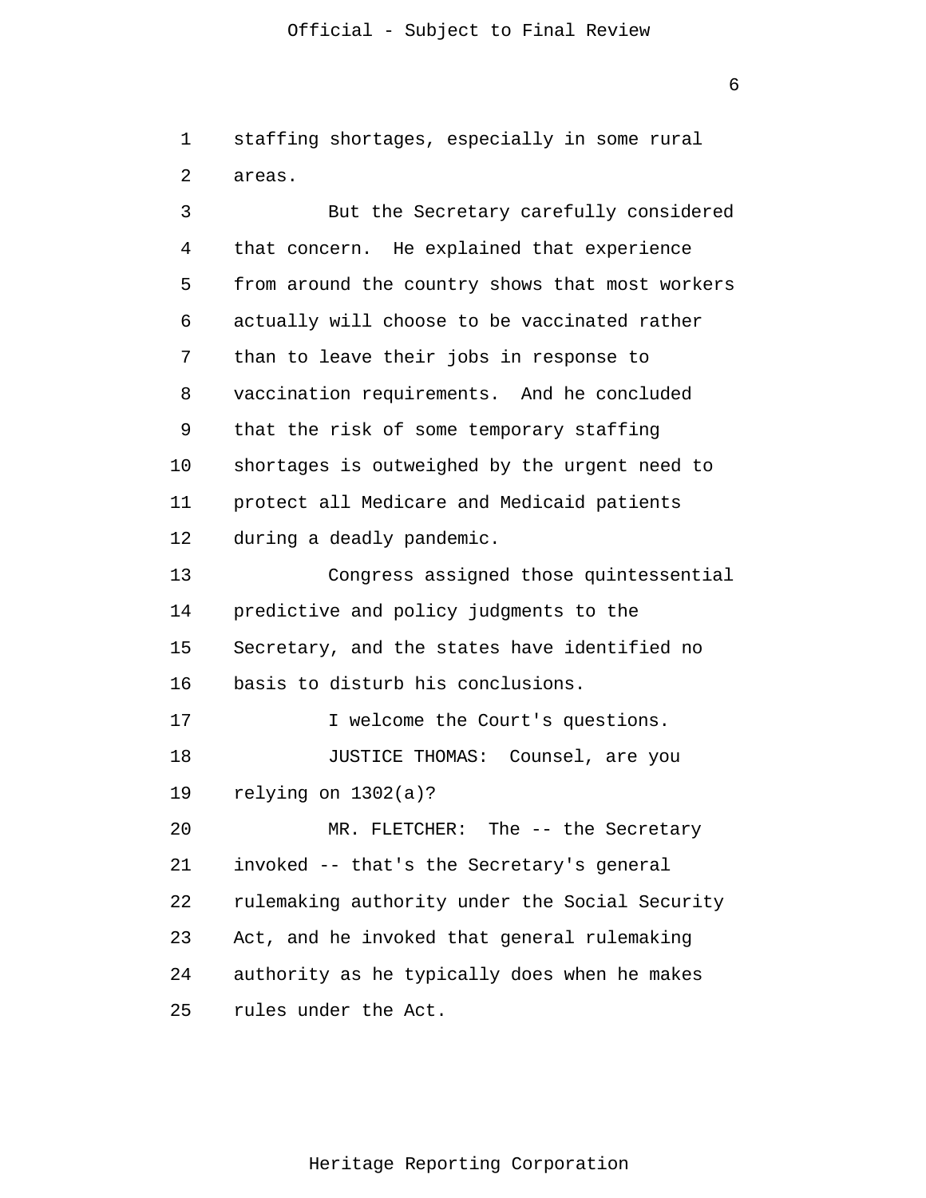staffing shortages, especially in some rural areas.

But the Secretary carefully considered that concern. He explained that experience from around the country shows that most workers actually will choose to be vaccinated rather than to leave their jobs in response to vaccination requirements. And he concluded that the risk of some temporary staffing shortages is outweighed by the urgent need to protect all Medicare and Medicaid patients during a deadly pandemic.

Congress assigned those quintessential predictive and policy judgments to the Secretary, and the states have identified no basis to disturb his conclusions.

I welcome the Court's questions.

JUSTICE THOMAS: Counsel, are you relying on 1302(a)?

MR. FLETCHER: The -- the Secretary invoked -- that's the Secretary's general rulemaking authority under the Social Security Act, and he invoked that general rulemaking authority as he typically does when he makes rules under the Act.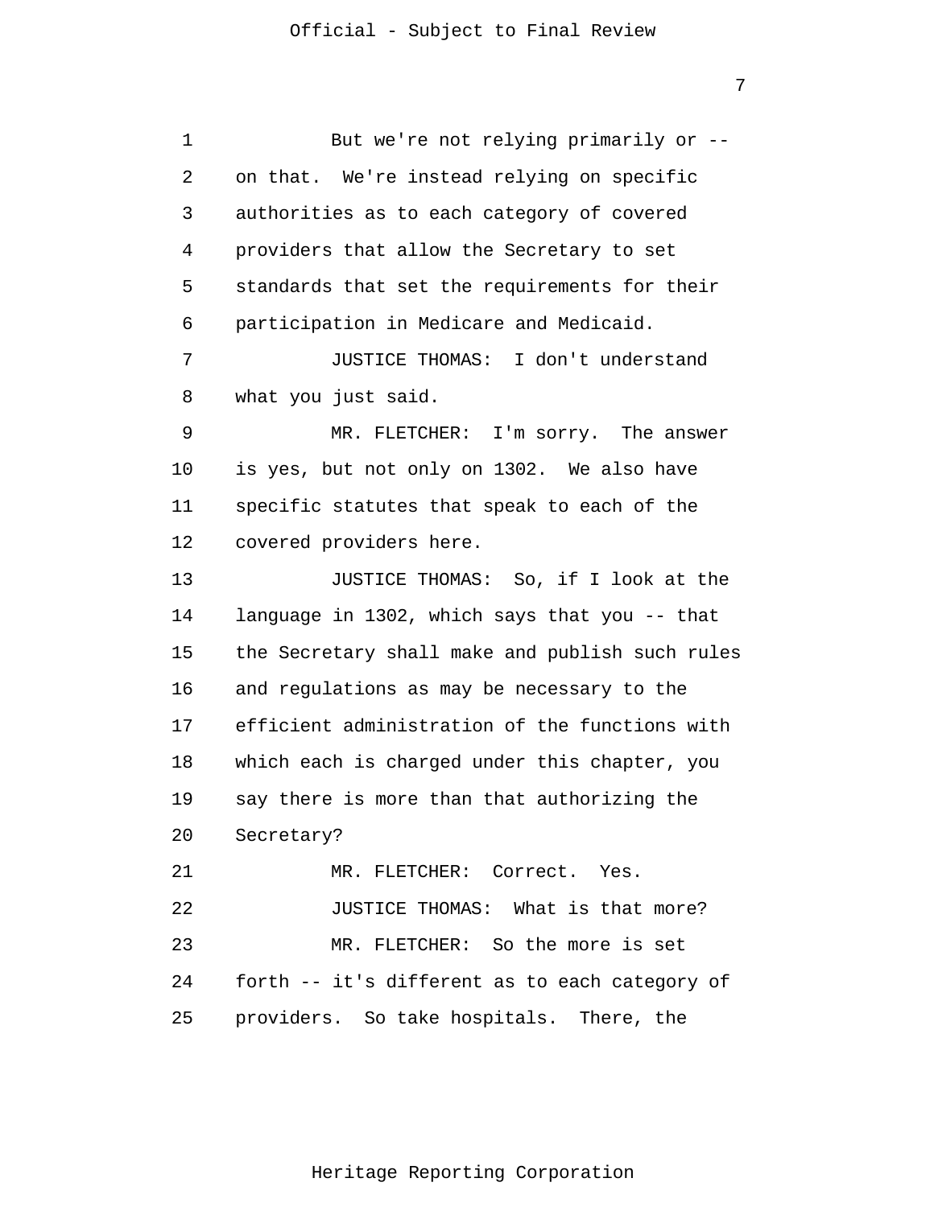But we're not relying primarily or -- on that. We're instead relying on specific authorities as to each category of covered providers that allow the Secretary to set standards that set the requirements for their participation in Medicare and Medicaid.

JUSTICE THOMAS: I don't understand what you just said.

MR. FLETCHER: I'm sorry. The answer is yes, but not only on 1302. We also have specific statutes that speak to each of the covered providers here.

JUSTICE THOMAS: So, if I look at the language in 1302, which says that you -- that the Secretary shall make and publish such rules and regulations as may be necessary to the efficient administration of the functions with which each is charged under this chapter, you say there is more than that authorizing the Secretary?

MR. FLETCHER: Correct. Yes.

JUSTICE THOMAS: What is that more?

MR. FLETCHER: So the more is set forth -- it's different as to each category of providers. So take hospitals. There, the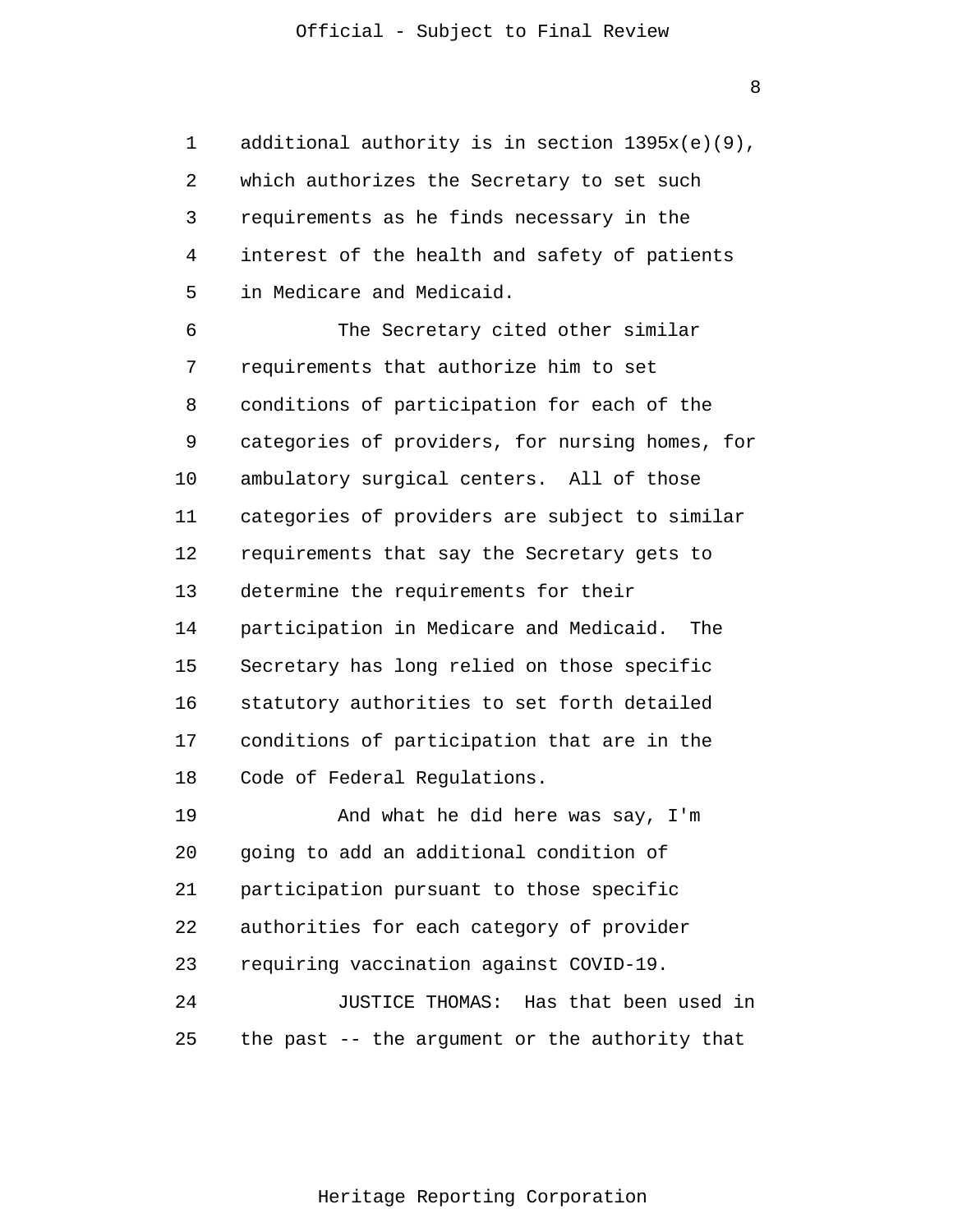additional authority is in section 1395x(e)(9), which authorizes the Secretary to set such requirements as he finds necessary in the interest of the health and safety of patients in Medicare and Medicaid.

The Secretary cited other similar requirements that authorize him to set conditions of participation for each of the categories of providers, for nursing homes, for ambulatory surgical centers. All of those categories of providers are subject to similar requirements that say the Secretary gets to determine the requirements for their participation in Medicare and Medicaid. The Secretary has long relied on those specific statutory authorities to set forth detailed conditions of participation that are in the Code of Federal Regulations.

And what he did here was say, I'm going to add an additional condition of participation pursuant to those specific authorities for each category of provider requiring vaccination against COVID-19.

JUSTICE THOMAS: Has that been used in the past -- the argument or the authority that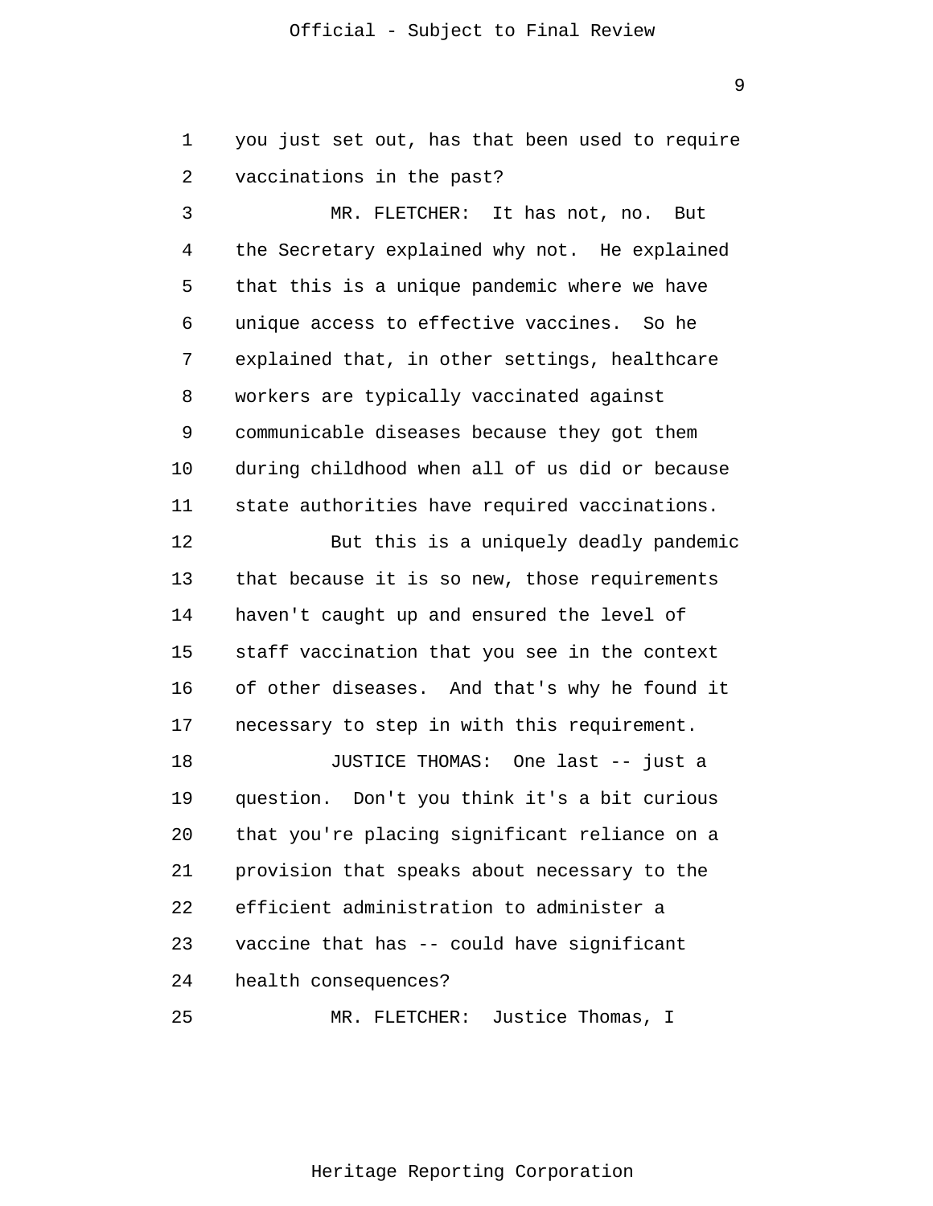you just set out, has that been used to require vaccinations in the past?

MR. FLETCHER: It has not, no. But the Secretary explained why not. He explained that this is a unique pandemic where we have unique access to effective vaccines. So he explained that, in other settings, healthcare workers are typically vaccinated against communicable diseases because they got them during childhood when all of us did or because state authorities have required vaccinations.

But this is a uniquely deadly pandemic that because it is so new, those requirements haven't caught up and ensured the level of staff vaccination that you see in the context of other diseases. And that's why he found it necessary to step in with this requirement.

JUSTICE THOMAS: One last -- just a question. Don't you think it's a bit curious that you're placing significant reliance on a provision that speaks about necessary to the efficient administration to administer a vaccine that has -- could have significant health consequences?

MR. FLETCHER: Justice Thomas, I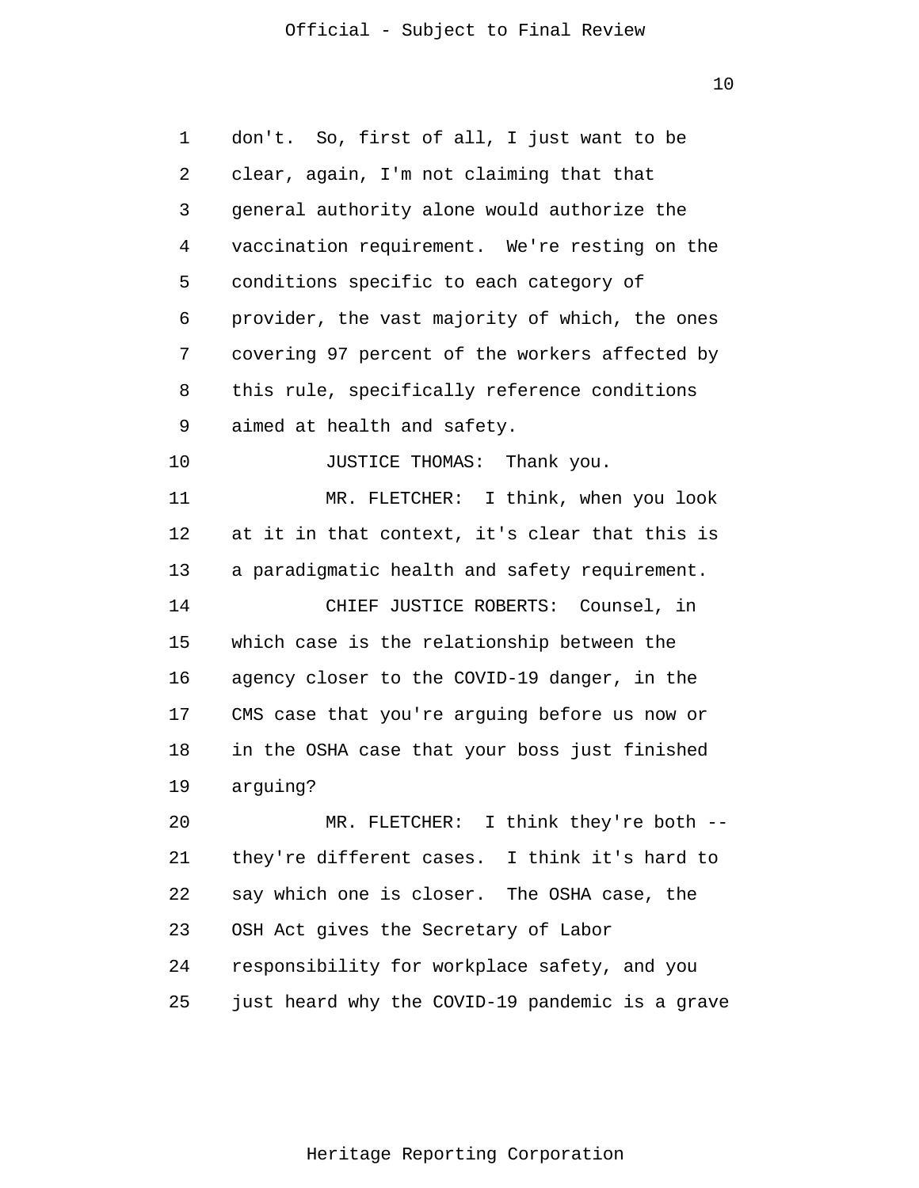don't. So, first of all, I just want to be clear, again, I'm not claiming that that general authority alone would authorize the vaccination requirement. We're resting on the conditions specific to each category of provider, the vast majority of which, the ones covering 97 percent of the workers affected by this rule, specifically reference conditions aimed at health and safety.

JUSTICE THOMAS: Thank you.

MR. FLETCHER: I think, when you look at it in that context, it's clear that this is a paradigmatic health and safety requirement.

CHIEF JUSTICE ROBERTS: Counsel, in which case is the relationship between the agency closer to the COVID-19 danger, in the CMS case that you're arguing before us now or in the OSHA case that your boss just finished arguing?

MR. FLETCHER: I think they're both -- they're different cases. I think it's hard to say which one is closer. The OSHA case, the OSH Act gives the Secretary of Labor responsibility for workplace safety, and you just heard why the COVID-19 pandemic is a grave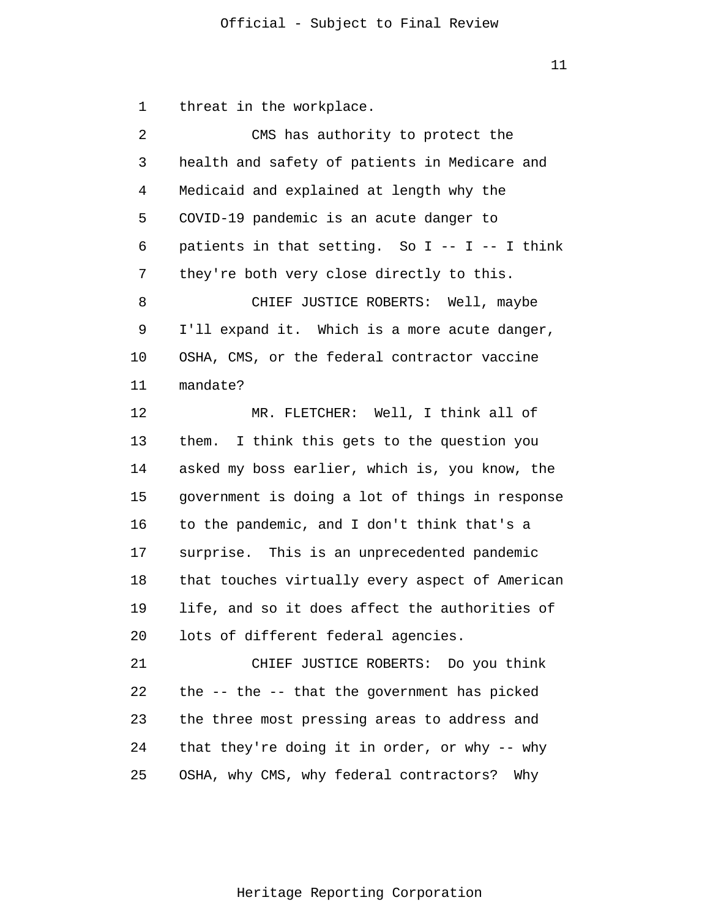threat in the workplace.

CMS has authority to protect the health and safety of patients in Medicare and Medicaid and explained at length why the COVID-19 pandemic is an acute danger to patients in that setting. So I -- I -- I think they're both very close directly to this.

CHIEF JUSTICE ROBERTS: Well, maybe I'll expand it. Which is a more acute danger, OSHA, CMS, or the federal contractor vaccine mandate?

MR. FLETCHER: Well, I think all of them. I think this gets to the question you asked my boss earlier, which is, you know, the government is doing a lot of things in response to the pandemic, and I don't think that's a surprise. This is an unprecedented pandemic that touches virtually every aspect of American life, and so it does affect the authorities of lots of different federal agencies.

CHIEF JUSTICE ROBERTS: Do you think the -- the -- that the government has picked the three most pressing areas to address and that they're doing it in order, or why -- why OSHA, why CMS, why federal contractors? Why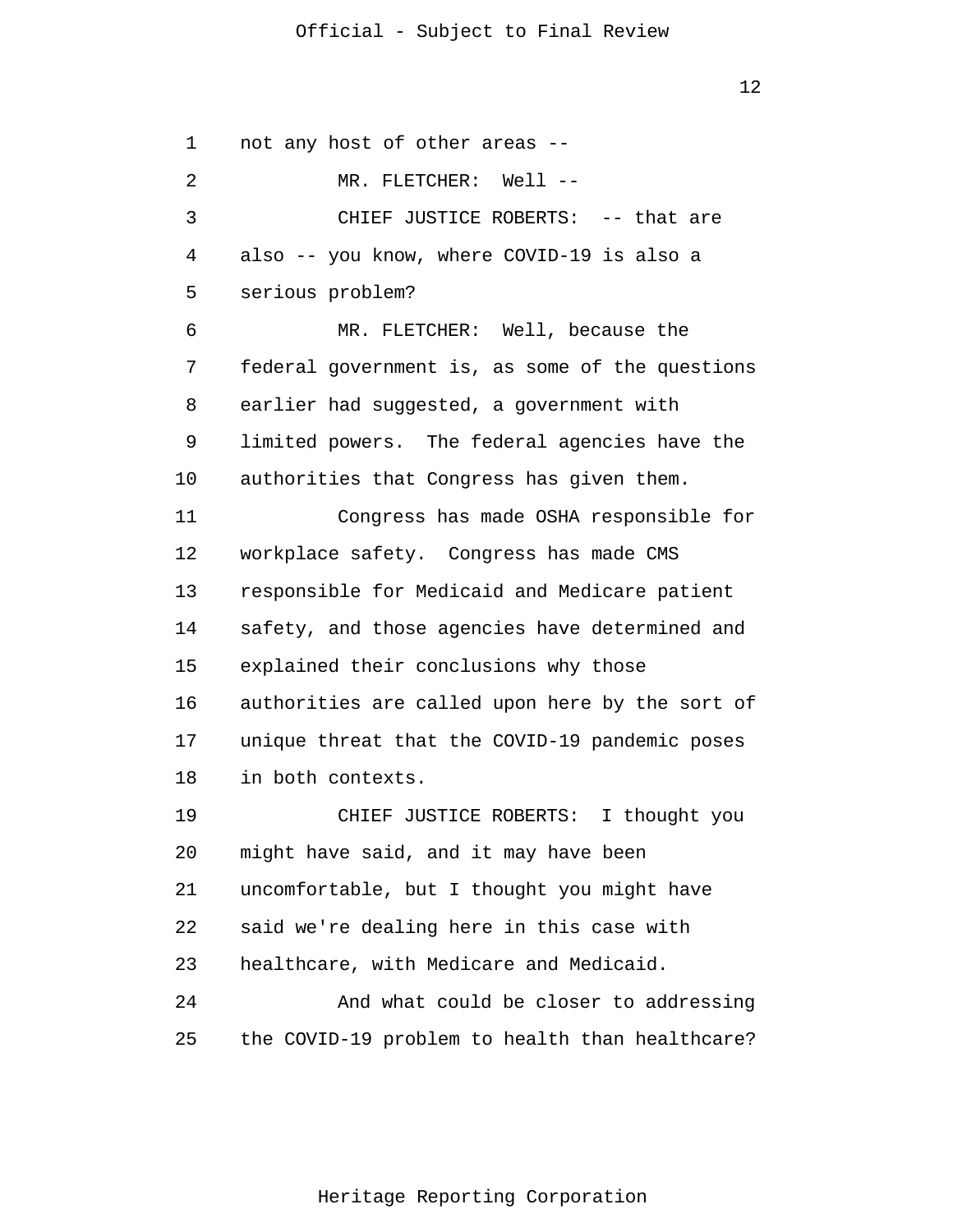not any host of other areas --

MR. FLETCHER: Well --

CHIEF JUSTICE ROBERTS: -- that are also -- you know, where COVID-19 is also a serious problem?

MR. FLETCHER: Well, because the federal government is, as some of the questions earlier had suggested, a government with limited powers. The federal agencies have the authorities that Congress has given them.

Congress has made OSHA responsible for workplace safety. Congress has made CMS responsible for Medicaid and Medicare patient safety, and those agencies have determined and explained their conclusions why those authorities are called upon here by the sort of unique threat that the COVID-19 pandemic poses in both contexts.

CHIEF JUSTICE ROBERTS: I thought you might have said, and it may have been uncomfortable, but I thought you might have said we're dealing here in this case with healthcare, with Medicare and Medicaid.

And what could be closer to addressing the COVID-19 problem to health than healthcare?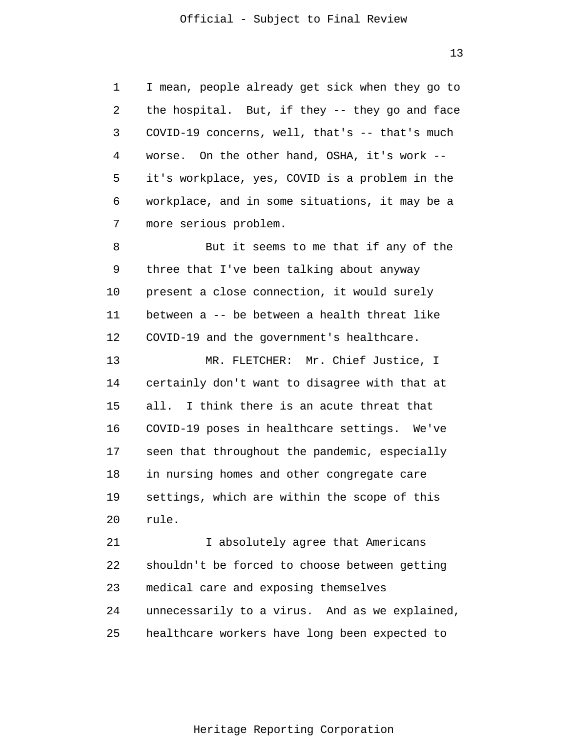I mean, people already get sick when they go to the hospital. But, if they -- they go and face COVID-19 concerns, well, that's -- that's much worse. On the other hand, OSHA, it's work -- it's workplace, yes, COVID is a problem in the workplace, and in some situations, it may be a more serious problem.

But it seems to me that if any of the three that I've been talking about anyway present a close connection, it would surely between a -- be between a health threat like COVID-19 and the government's healthcare.

MR. FLETCHER: Mr. Chief Justice, I certainly don't want to disagree with that at all. I think there is an acute threat that COVID-19 poses in healthcare settings. We've seen that throughout the pandemic, especially in nursing homes and other congregate care settings, which are within the scope of this rule.

I absolutely agree that Americans shouldn't be forced to choose between getting medical care and exposing themselves unnecessarily to a virus. And as we explained, healthcare workers have long been expected to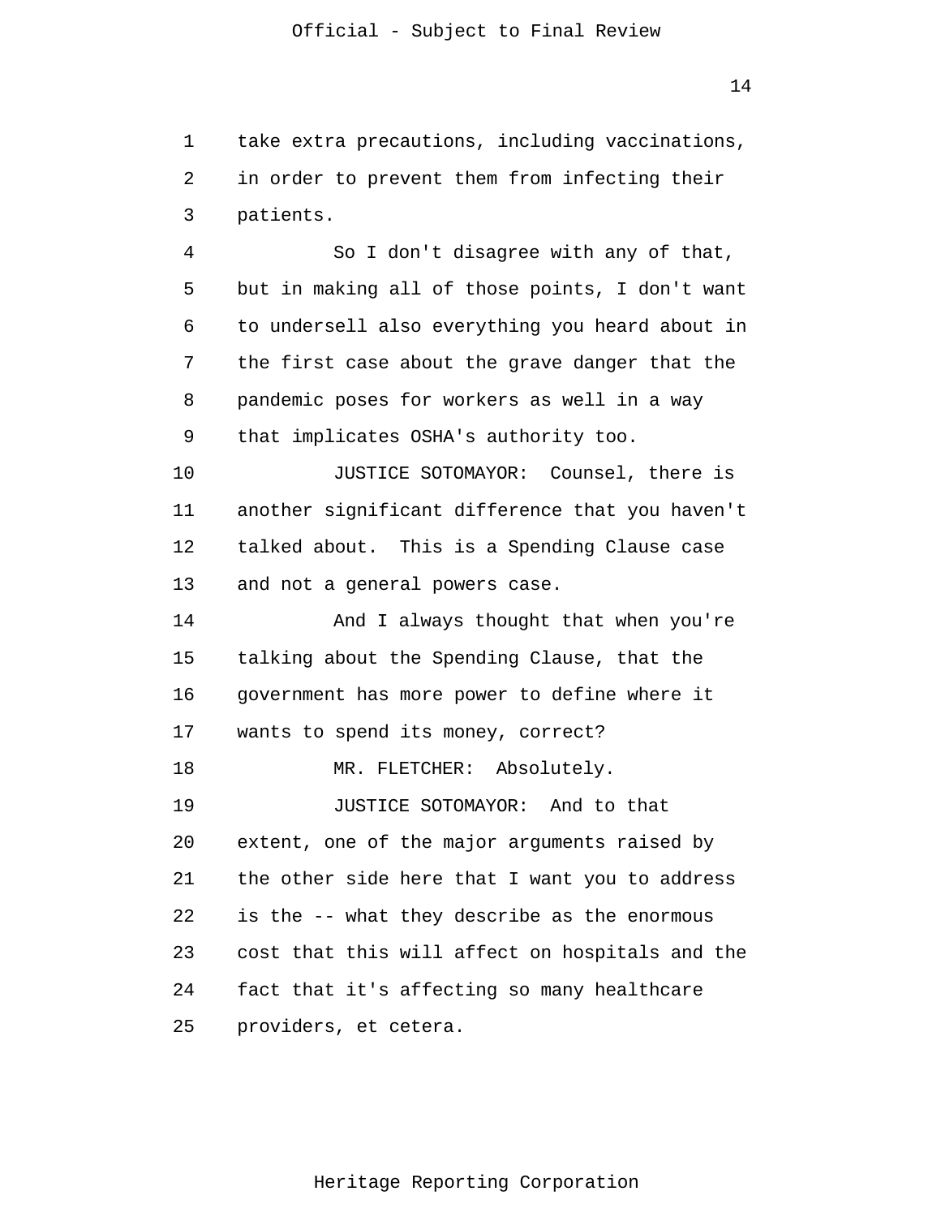take extra precautions, including vaccinations, in order to prevent them from infecting their patients.

So I don't disagree with any of that, but in making all of those points, I don't want to undersell also everything you heard about in the first case about the grave danger that the pandemic poses for workers as well in a way that implicates OSHA's authority too.

JUSTICE SOTOMAYOR: Counsel, there is another significant difference that you haven't talked about. This is a Spending Clause case and not a general powers case.

And I always thought that when you're talking about the Spending Clause, that the government has more power to define where it wants to spend its money, correct?

MR. FLETCHER: Absolutely.

JUSTICE SOTOMAYOR: And to that extent, one of the major arguments raised by the other side here that I want you to address is the -- what they describe as the enormous cost that this will affect on hospitals and the fact that it's affecting so many healthcare providers, et cetera.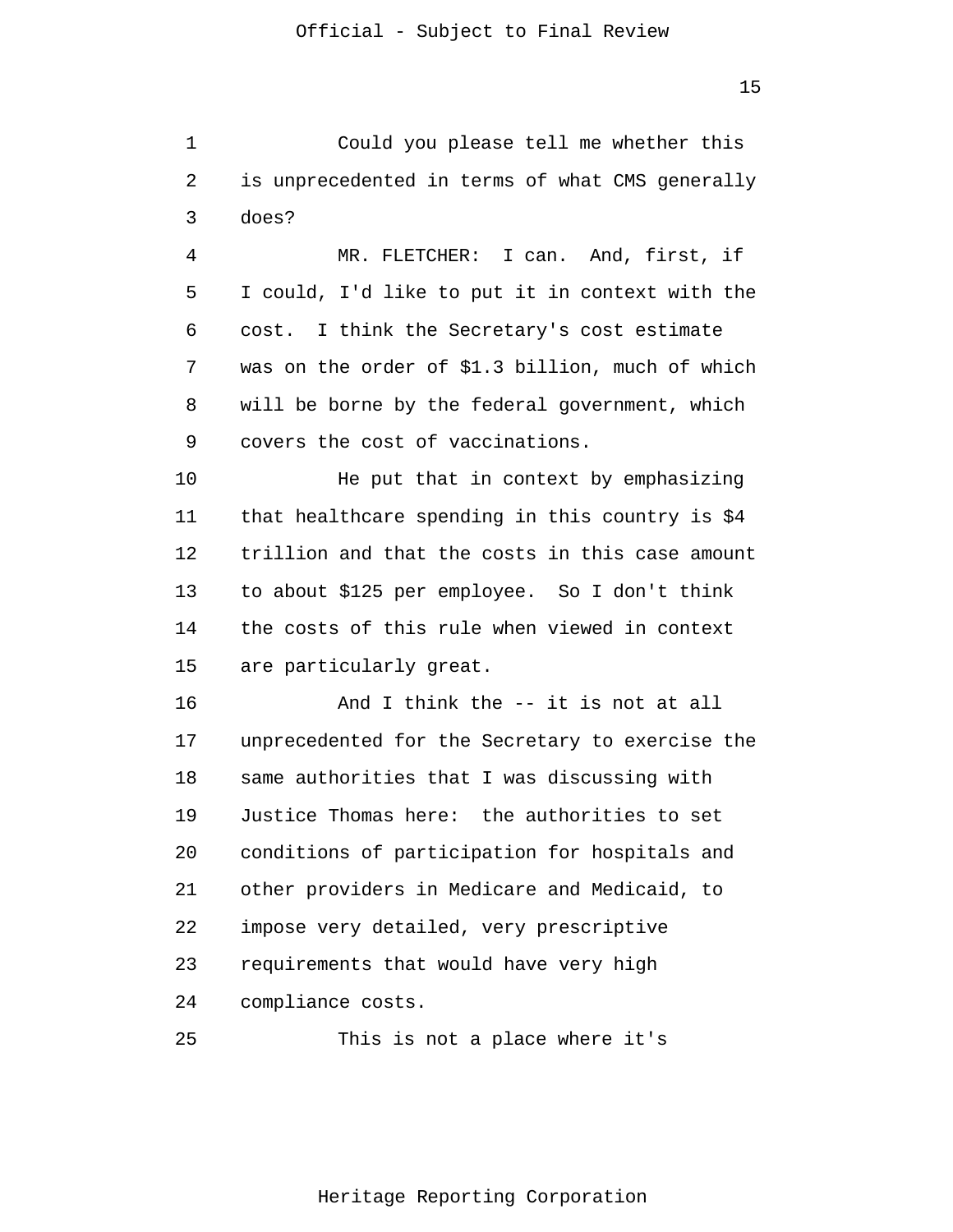Could you please tell me whether this is unprecedented in terms of what CMS generally does?

MR. FLETCHER: I can. And, first, if I could, I'd like to put it in context with the cost. I think the Secretary's cost estimate was on the order of $1.3 billion, much of which will be borne by the federal government, which covers the cost of vaccinations.

He put that in context by emphasizing that healthcare spending in this country is $4 trillion and that the costs in this case amount to about $125 per employee. So I don't think the costs of this rule when viewed in context are particularly great.

And I think the -- it is not at all unprecedented for the Secretary to exercise the same authorities that I was discussing with Justice Thomas here: the authorities to set conditions of participation for hospitals and other providers in Medicare and Medicaid, to impose very detailed, very prescriptive requirements that would have very high compliance costs.

This is not a place where it's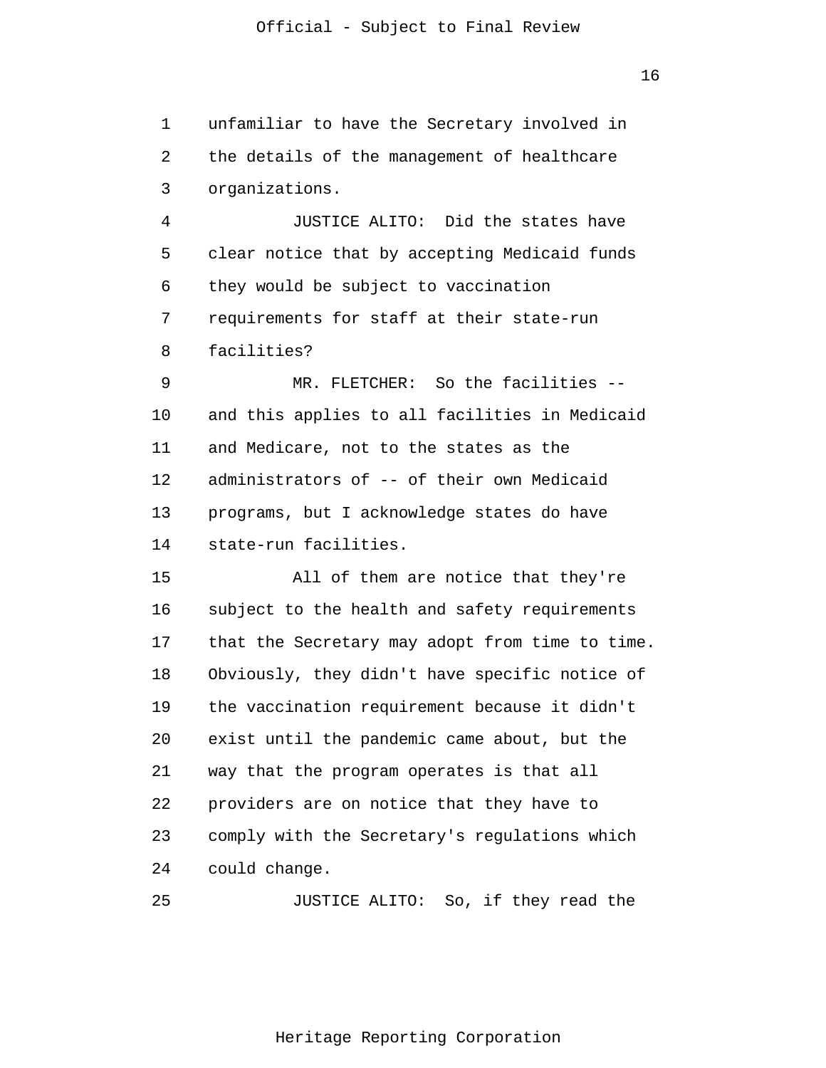unfamiliar to have the Secretary involved in the details of the management of healthcare organizations.

JUSTICE ALITO: Did the states have clear notice that by accepting Medicaid funds they would be subject to vaccination requirements for staff at their state-run facilities?

MR. FLETCHER: So the facilities -- and this applies to all facilities in Medicaid and Medicare, not to the states as the administrators of -- of their own Medicaid programs, but I acknowledge states do have state-run facilities.

All of them are notice that they're subject to the health and safety requirements that the Secretary may adopt from time to time. Obviously, they didn't have specific notice of the vaccination requirement because it didn't exist until the pandemic came about, but the way that the program operates is that all providers are on notice that they have to comply with the Secretary's regulations which could change.

JUSTICE ALITO: So, if they read the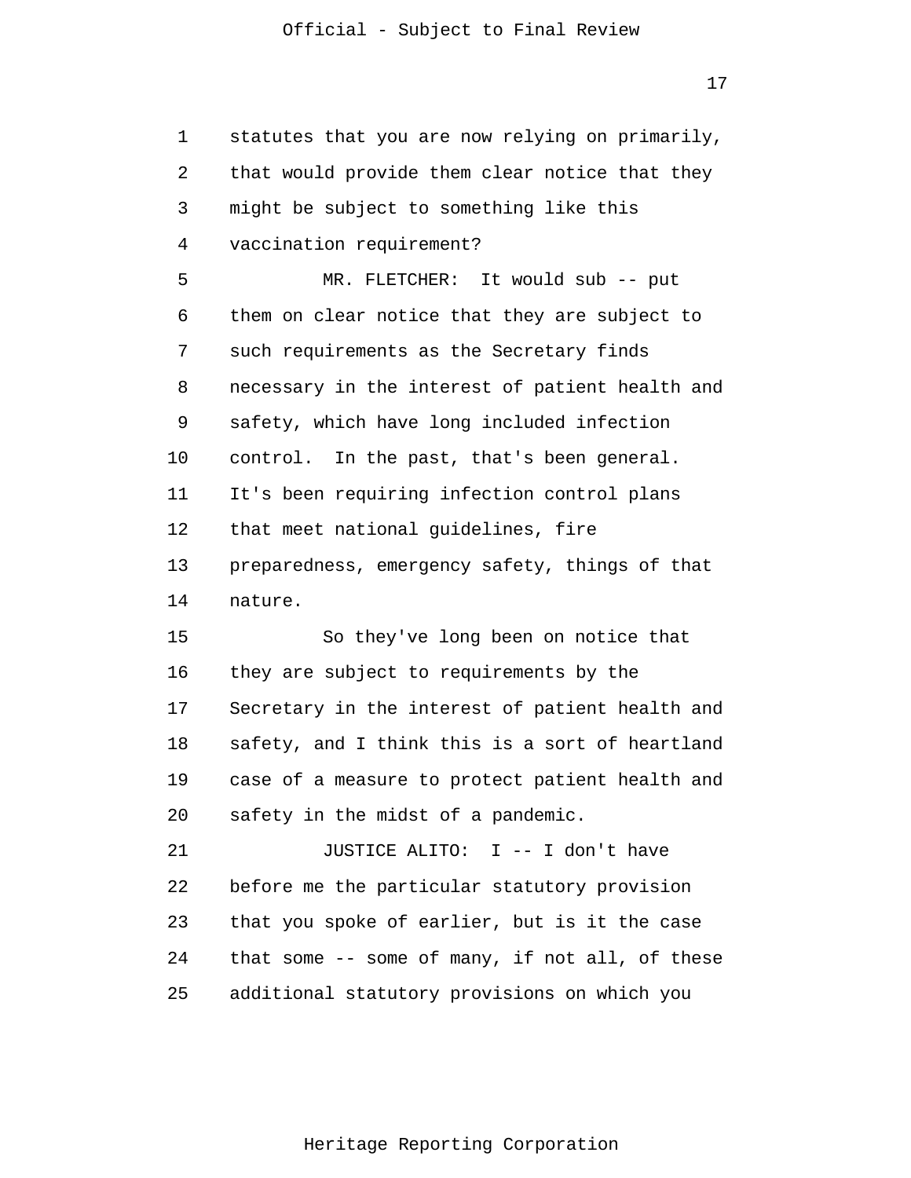1 statutes that you are now relying on primarily,
2 that would provide them clear notice that they
3 might be subject to something like this
4 vaccination requirement?

5 MR. FLETCHER: It would sub -- put
6 them on clear notice that they are subject to
7 such requirements as the Secretary finds
8 necessary in the interest of patient health and
9 safety, which have long included infection
10 control. In the past, that's been general.
11 It's been requiring infection control plans
12 that meet national guidelines, fire
13 preparedness, emergency safety, things of that
14 nature.

15 So they've long been on notice that
16 they are subject to requirements by the
17 Secretary in the interest of patient health and
18 safety, and I think this is a sort of heartland
19 case of a measure to protect patient health and
20 safety in the midst of a pandemic.

21 JUSTICE ALITO: I -- I don't have
22 before me the particular statutory provision
23 that you spoke of earlier, but is it the case
24 that some -- some of many, if not all, of these
25 additional statutory provisions on which you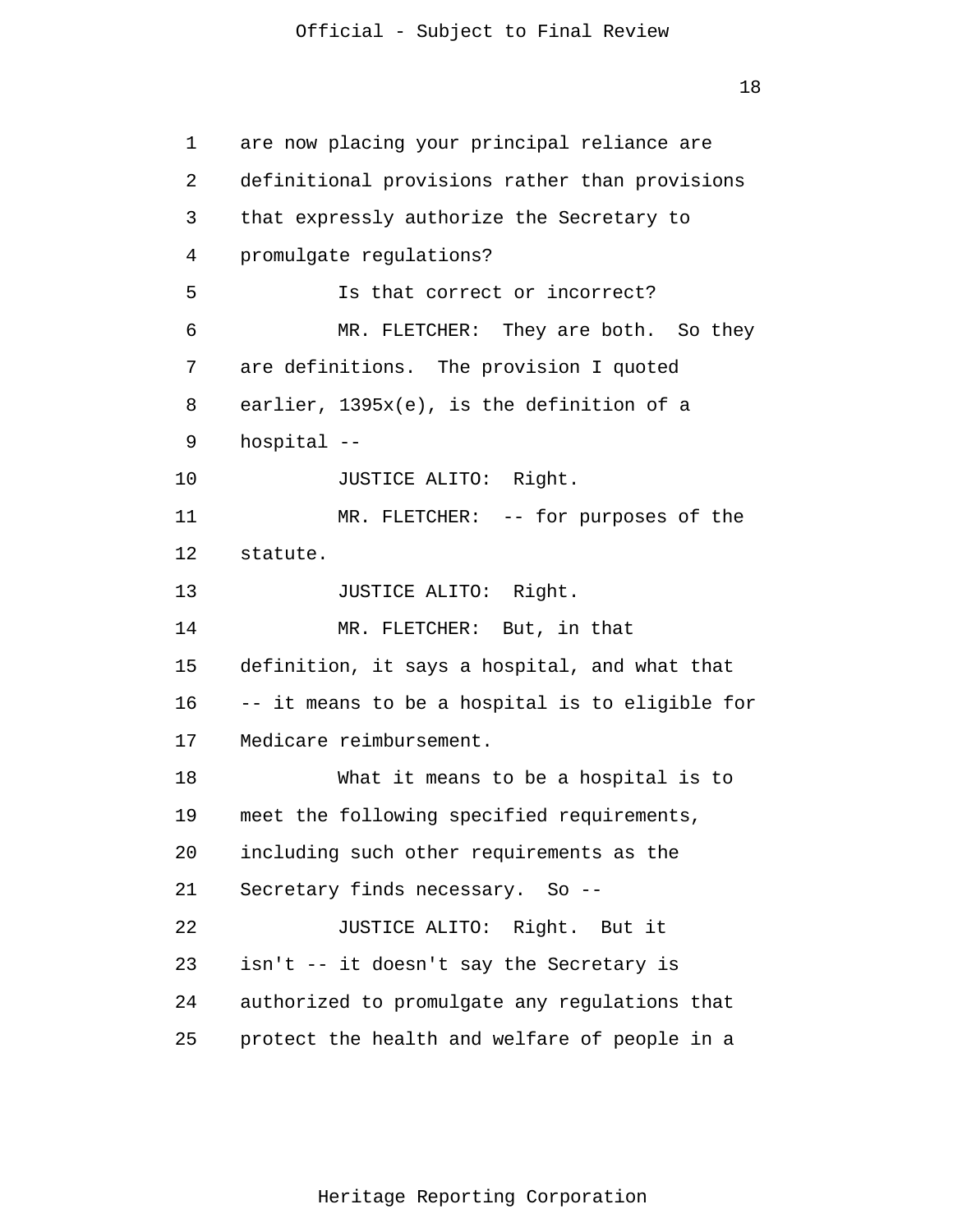are now placing your principal reliance are definitional provisions rather than provisions that expressly authorize the Secretary to promulgate regulations?

Is that correct or incorrect?

MR. FLETCHER: They are both. So they are definitions. The provision I quoted earlier, 1395x(e), is the definition of a hospital --

JUSTICE ALITO: Right.

MR. FLETCHER: -- for purposes of the statute.

JUSTICE ALITO: Right.

MR. FLETCHER: But, in that definition, it says a hospital, and what that -- it means to be a hospital is to eligible for Medicare reimbursement.

What it means to be a hospital is to meet the following specified requirements, including such other requirements as the Secretary finds necessary. So --

JUSTICE ALITO: Right. But it isn't -- it doesn't say the Secretary is authorized to promulgate any regulations that protect the health and welfare of people in a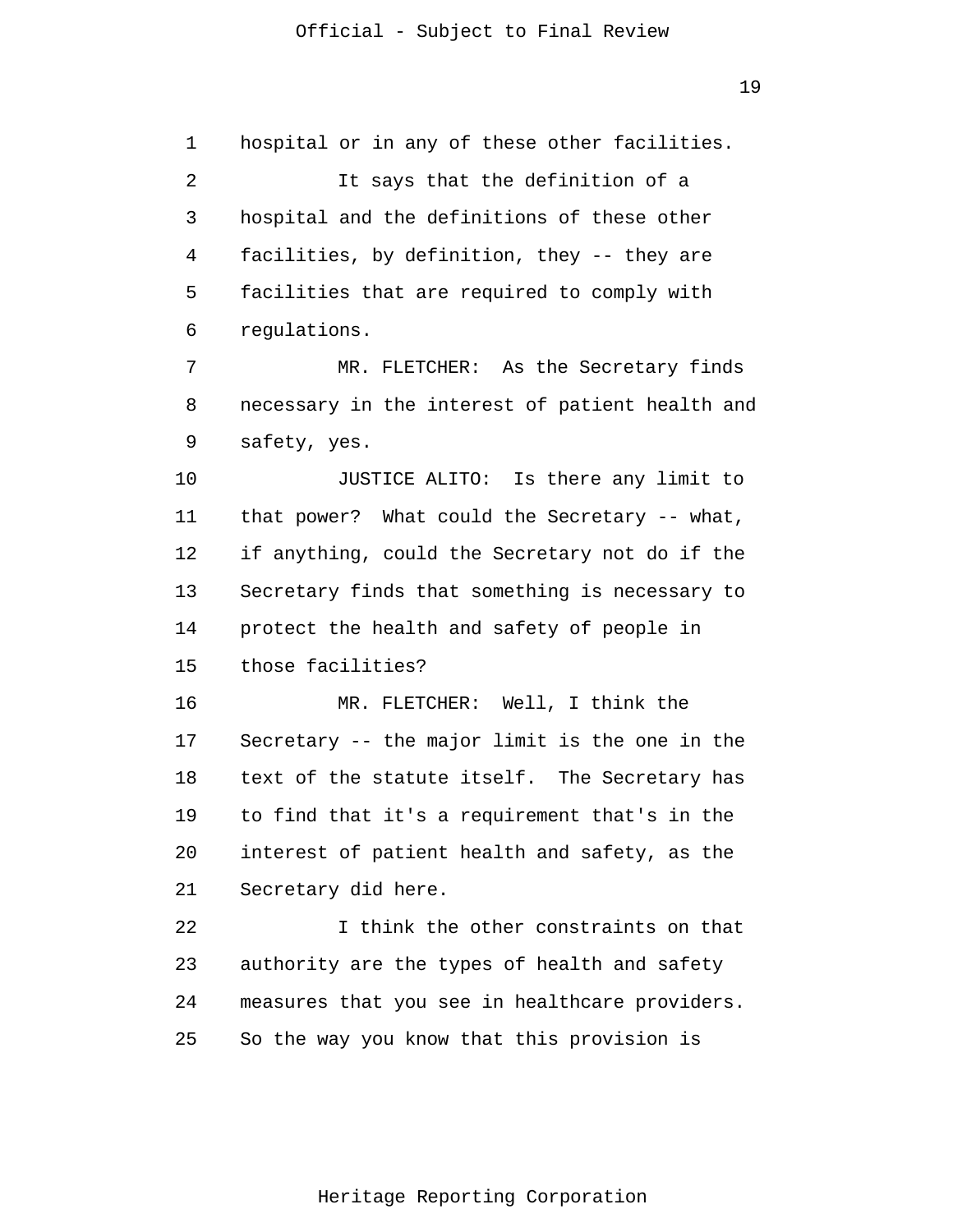hospital or in any of these other facilities.

It says that the definition of a hospital and the definitions of these other facilities, by definition, they -- they are facilities that are required to comply with regulations.

MR. FLETCHER: As the Secretary finds necessary in the interest of patient health and safety, yes.

JUSTICE ALITO: Is there any limit to that power? What could the Secretary -- what, if anything, could the Secretary not do if the Secretary finds that something is necessary to protect the health and safety of people in those facilities?

MR. FLETCHER: Well, I think the Secretary -- the major limit is the one in the text of the statute itself. The Secretary has to find that it's a requirement that's in the interest of patient health and safety, as the Secretary did here.

I think the other constraints on that authority are the types of health and safety measures that you see in healthcare providers. So the way you know that this provision is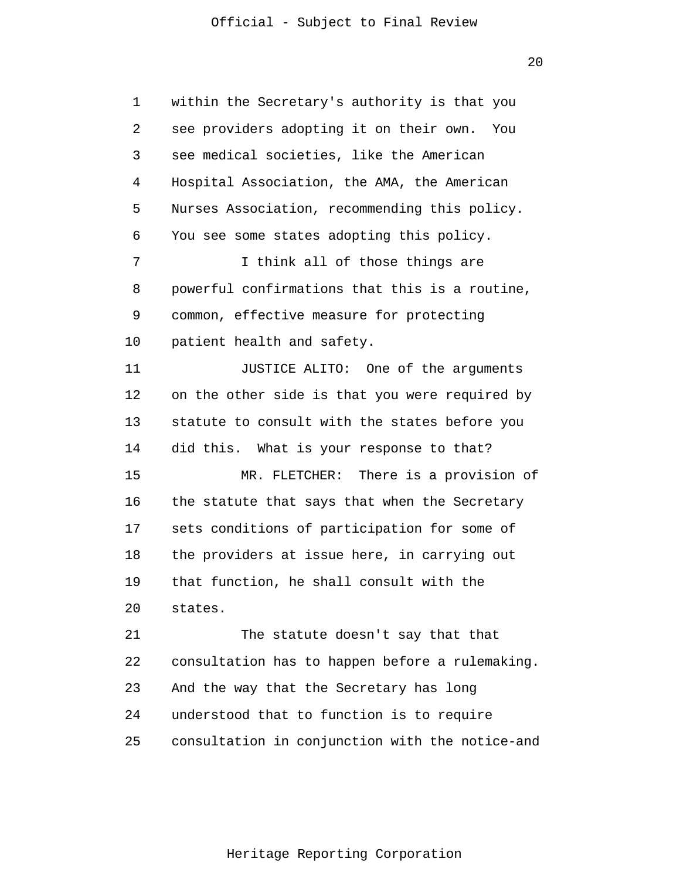within the Secretary's authority is that you see providers adopting it on their own. You see medical societies, like the American Hospital Association, the AMA, the American Nurses Association, recommending this policy. You see some states adopting this policy.

I think all of those things are powerful confirmations that this is a routine, common, effective measure for protecting patient health and safety.

JUSTICE ALITO: One of the arguments on the other side is that you were required by statute to consult with the states before you did this. What is your response to that?

MR. FLETCHER: There is a provision of the statute that says that when the Secretary sets conditions of participation for some of the providers at issue here, in carrying out that function, he shall consult with the states.

The statute doesn't say that that consultation has to happen before a rulemaking. And the way that the Secretary has long understood that to function is to require consultation in conjunction with the notice-and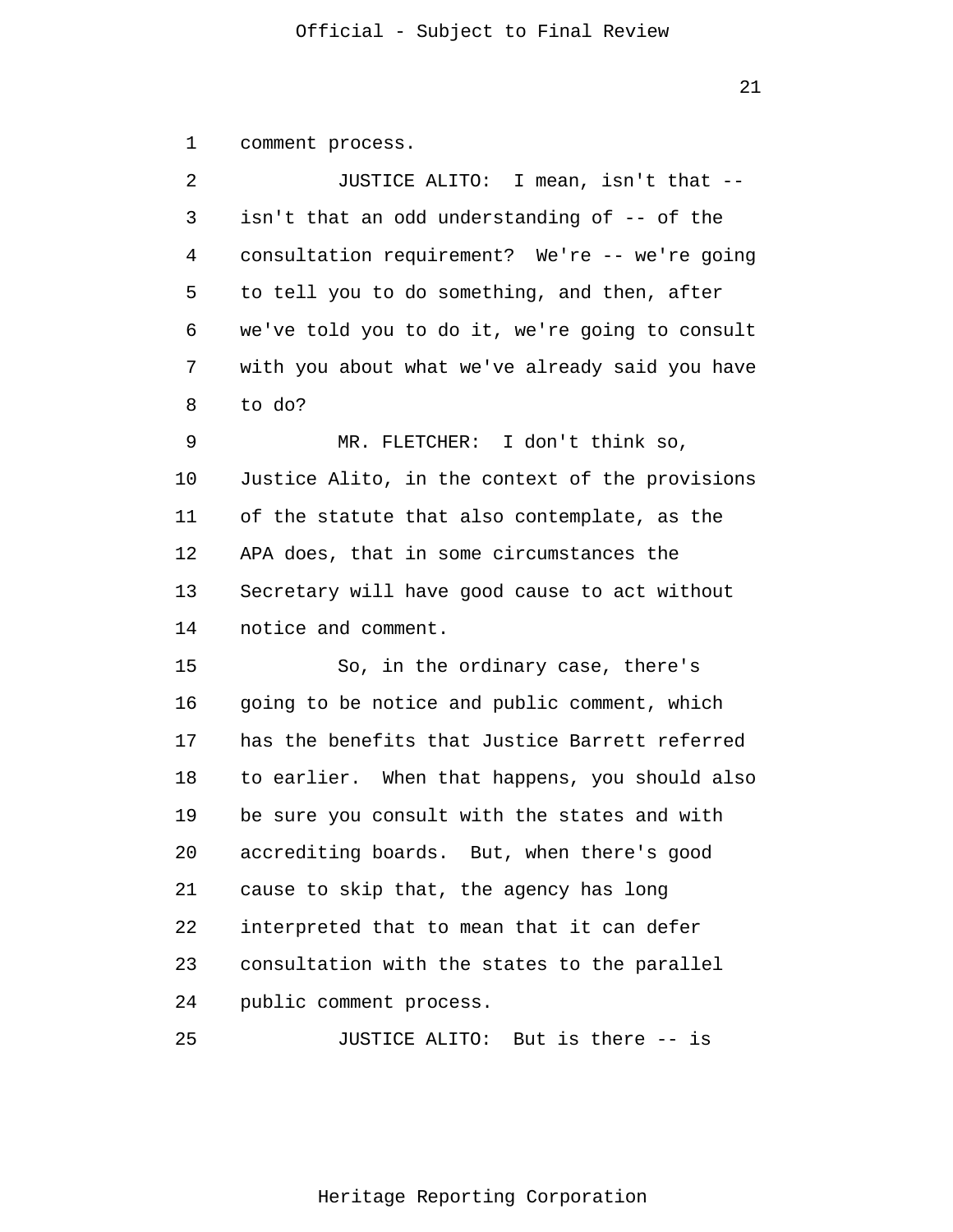comment process.

JUSTICE ALITO: I mean, isn't that -- isn't that an odd understanding of -- of the consultation requirement? We're -- we're going to tell you to do something, and then, after we've told you to do it, we're going to consult with you about what we've already said you have to do?

MR. FLETCHER: I don't think so, Justice Alito, in the context of the provisions of the statute that also contemplate, as the APA does, that in some circumstances the Secretary will have good cause to act without notice and comment.

So, in the ordinary case, there's going to be notice and public comment, which has the benefits that Justice Barrett referred to earlier. When that happens, you should also be sure you consult with the states and with accrediting boards. But, when there's good cause to skip that, the agency has long interpreted that to mean that it can defer consultation with the states to the parallel public comment process.

JUSTICE ALITO: But is there -- is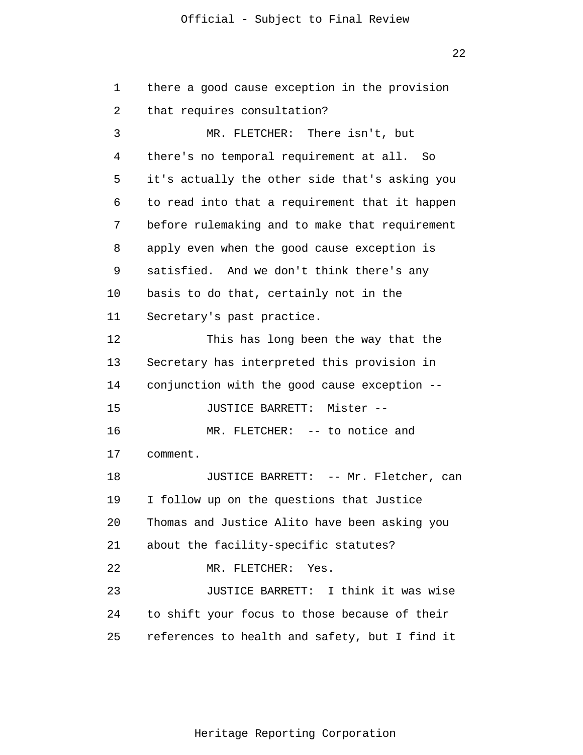there a good cause exception in the provision that requires consultation?

MR. FLETCHER: There isn't, but there's no temporal requirement at all. So it's actually the other side that's asking you to read into that a requirement that it happen before rulemaking and to make that requirement apply even when the good cause exception is satisfied. And we don't think there's any basis to do that, certainly not in the Secretary's past practice.

This has long been the way that the Secretary has interpreted this provision in conjunction with the good cause exception --

JUSTICE BARRETT: Mister --

MR. FLETCHER: -- to notice and comment.

JUSTICE BARRETT: -- Mr. Fletcher, can I follow up on the questions that Justice Thomas and Justice Alito have been asking you about the facility-specific statutes?

MR. FLETCHER: Yes.

JUSTICE BARRETT: I think it was wise to shift your focus to those because of their references to health and safety, but I find it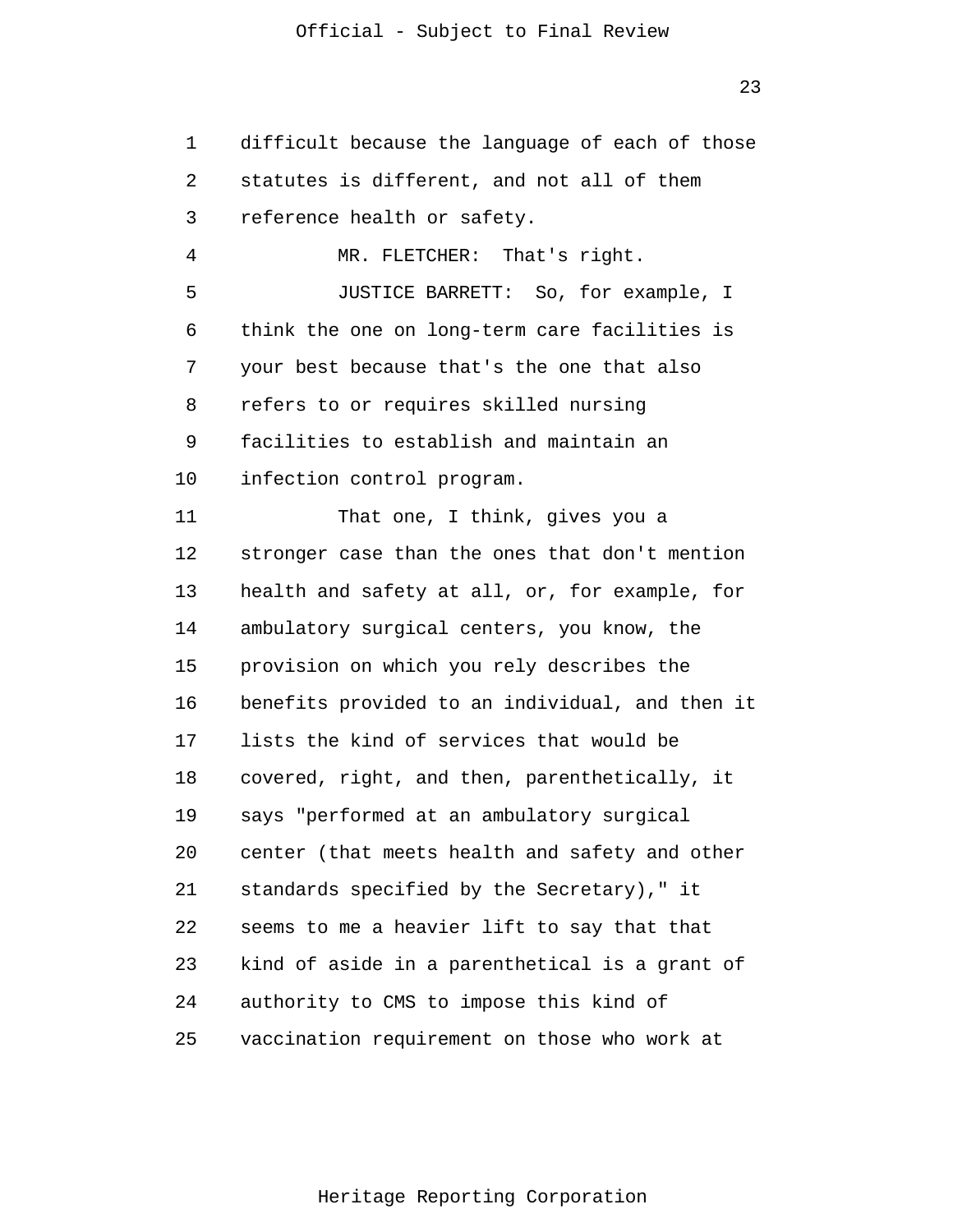difficult because the language of each of those statutes is different, and not all of them reference health or safety.

MR. FLETCHER: That's right.

JUSTICE BARRETT: So, for example, I think the one on long-term care facilities is your best because that's the one that also refers to or requires skilled nursing facilities to establish and maintain an infection control program.

That one, I think, gives you a stronger case than the ones that don't mention health and safety at all, or, for example, for ambulatory surgical centers, you know, the provision on which you rely describes the benefits provided to an individual, and then it lists the kind of services that would be covered, right, and then, parenthetically, it says "performed at an ambulatory surgical center (that meets health and safety and other standards specified by the Secretary)," it seems to me a heavier lift to say that that kind of aside in a parenthetical is a grant of authority to CMS to impose this kind of vaccination requirement on those who work at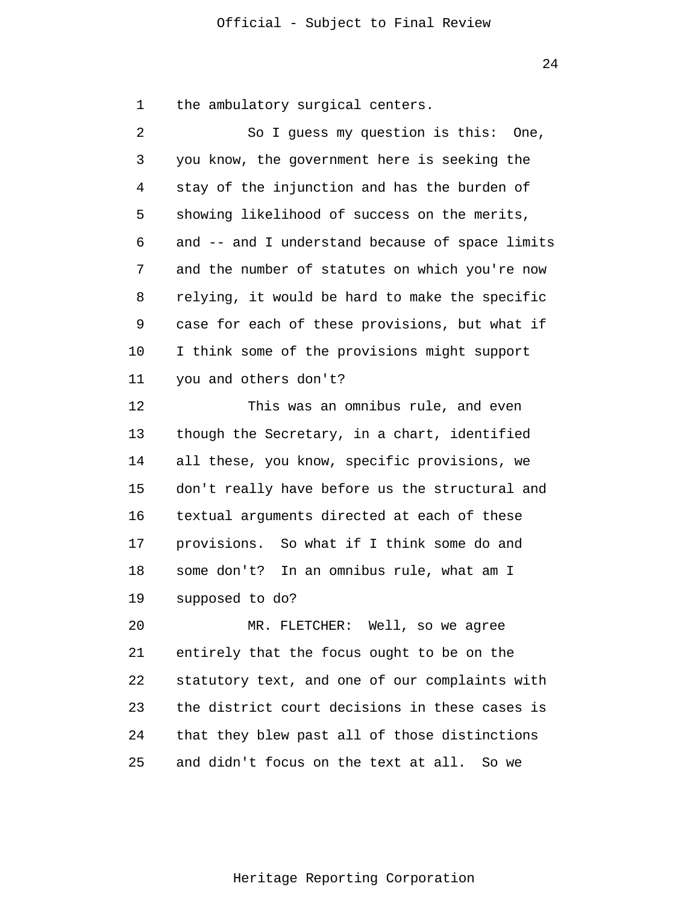the ambulatory surgical centers.

So I guess my question is this: One, you know, the government here is seeking the stay of the injunction and has the burden of showing likelihood of success on the merits, and -- and I understand because of space limits and the number of statutes on which you're now relying, it would be hard to make the specific case for each of these provisions, but what if I think some of the provisions might support you and others don't?

This was an omnibus rule, and even though the Secretary, in a chart, identified all these, you know, specific provisions, we don't really have before us the structural and textual arguments directed at each of these provisions. So what if I think some do and some don't? In an omnibus rule, what am I supposed to do?

MR. FLETCHER: Well, so we agree entirely that the focus ought to be on the statutory text, and one of our complaints with the district court decisions in these cases is that they blew past all of those distinctions and didn't focus on the text at all. So we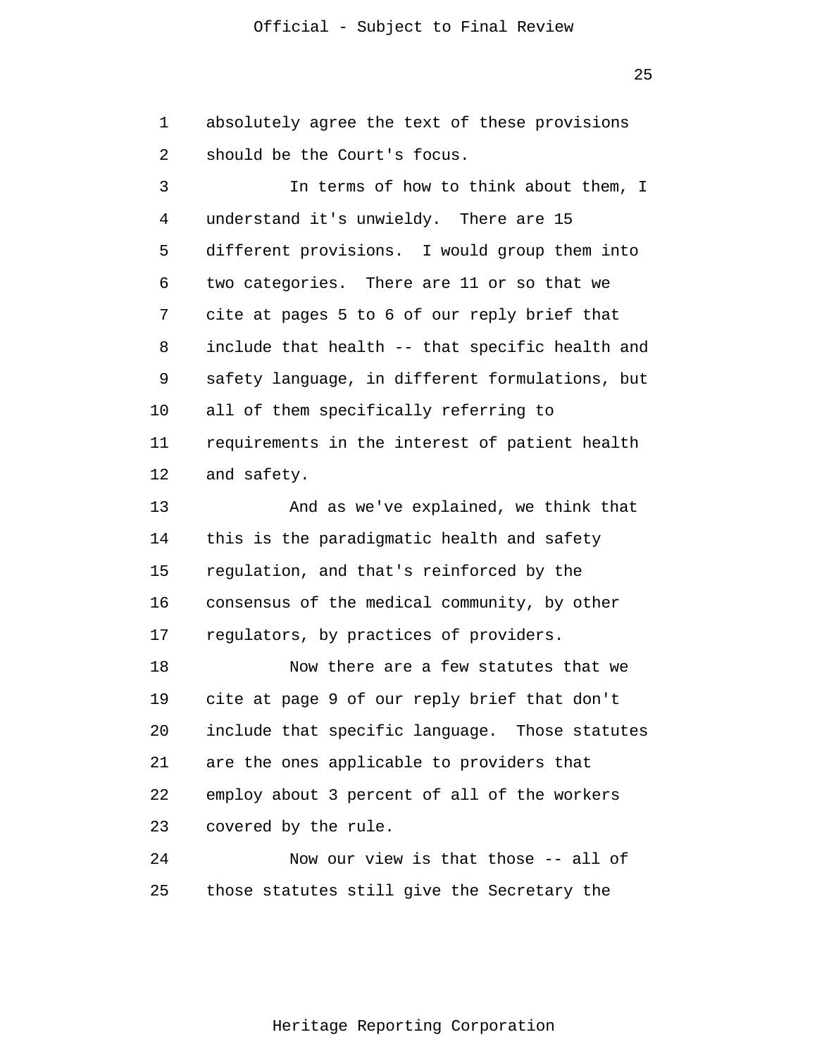absolutely agree the text of these provisions should be the Court's focus.

In terms of how to think about them, I understand it's unwieldy. There are 15 different provisions. I would group them into two categories. There are 11 or so that we cite at pages 5 to 6 of our reply brief that include that health -- that specific health and safety language, in different formulations, but all of them specifically referring to requirements in the interest of patient health and safety.

And as we've explained, we think that this is the paradigmatic health and safety regulation, and that's reinforced by the consensus of the medical community, by other regulators, by practices of providers.

Now there are a few statutes that we cite at page 9 of our reply brief that don't include that specific language. Those statutes are the ones applicable to providers that employ about 3 percent of all of the workers covered by the rule.

Now our view is that those -- all of those statutes still give the Secretary the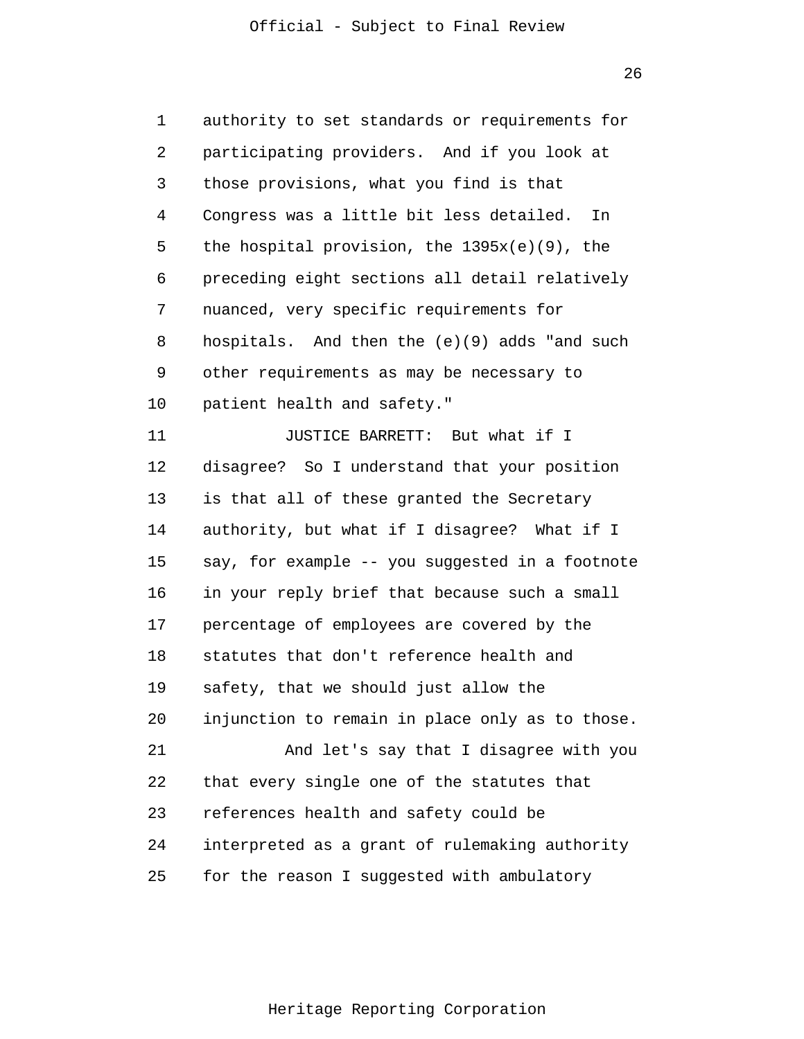authority to set standards or requirements for participating providers. And if you look at those provisions, what you find is that Congress was a little bit less detailed. In the hospital provision, the 1395x(e)(9), the preceding eight sections all detail relatively nuanced, very specific requirements for hospitals. And then the (e)(9) adds "and such other requirements as may be necessary to patient health and safety."

JUSTICE BARRETT: But what if I disagree? So I understand that your position is that all of these granted the Secretary authority, but what if I disagree? What if I say, for example -- you suggested in a footnote in your reply brief that because such a small percentage of employees are covered by the statutes that don't reference health and safety, that we should just allow the injunction to remain in place only as to those.

And let's say that I disagree with you that every single one of the statutes that references health and safety could be interpreted as a grant of rulemaking authority for the reason I suggested with ambulatory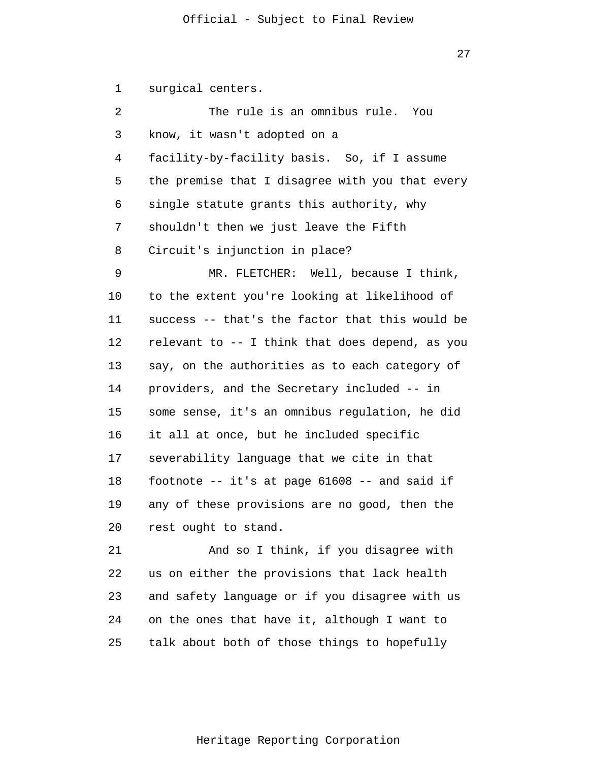surgical centers.

The rule is an omnibus rule. You know, it wasn't adopted on a facility-by-facility basis. So, if I assume the premise that I disagree with you that every single statute grants this authority, why shouldn't then we just leave the Fifth Circuit's injunction in place?

MR. FLETCHER: Well, because I think, to the extent you're looking at likelihood of success -- that's the factor that this would be relevant to -- I think that does depend, as you say, on the authorities as to each category of providers, and the Secretary included -- in some sense, it's an omnibus regulation, he did it all at once, but he included specific severability language that we cite in that footnote -- it's at page 61608 -- and said if any of these provisions are no good, then the rest ought to stand.

And so I think, if you disagree with us on either the provisions that lack health and safety language or if you disagree with us on the ones that have it, although I want to talk about both of those things to hopefully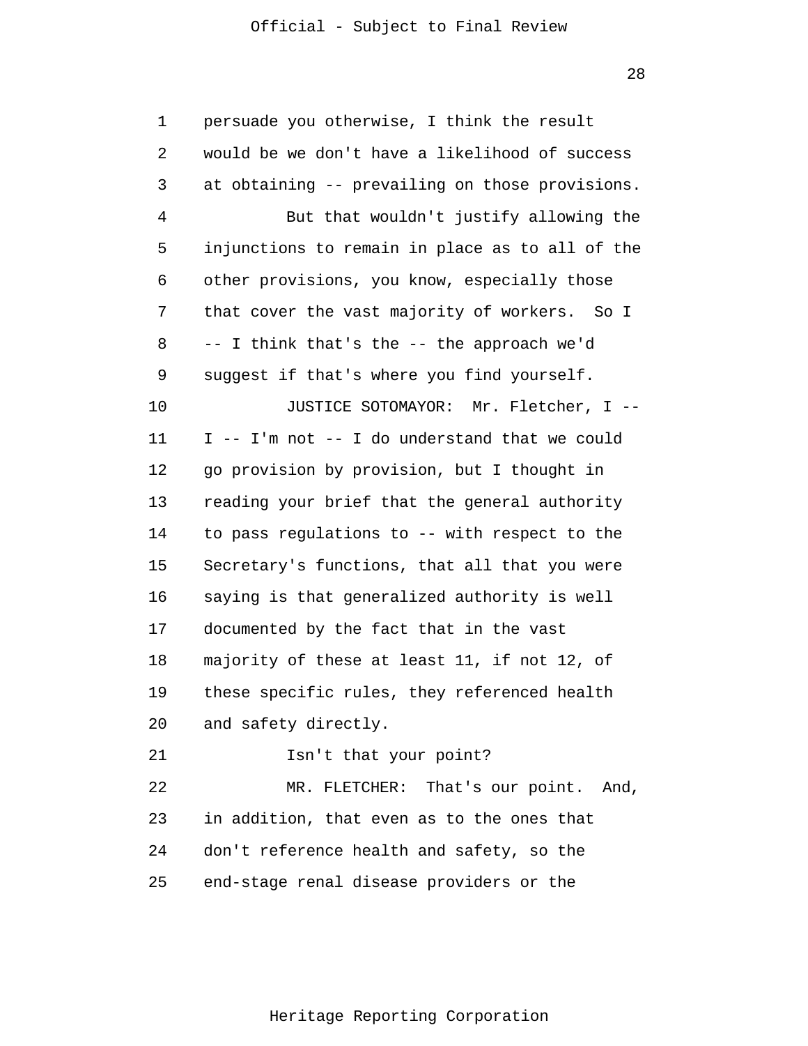persuade you otherwise, I think the result would be we don't have a likelihood of success at obtaining -- prevailing on those provisions.

But that wouldn't justify allowing the injunctions to remain in place as to all of the other provisions, you know, especially those that cover the vast majority of workers. So I -- I think that's the -- the approach we'd suggest if that's where you find yourself.

JUSTICE SOTOMAYOR: Mr. Fletcher, I -- I -- I'm not -- I do understand that we could go provision by provision, but I thought in reading your brief that the general authority to pass regulations to -- with respect to the Secretary's functions, that all that you were saying is that generalized authority is well documented by the fact that in the vast majority of these at least 11, if not 12, of these specific rules, they referenced health and safety directly.

Isn't that your point?

MR. FLETCHER: That's our point. And, in addition, that even as to the ones that don't reference health and safety, so the end-stage renal disease providers or the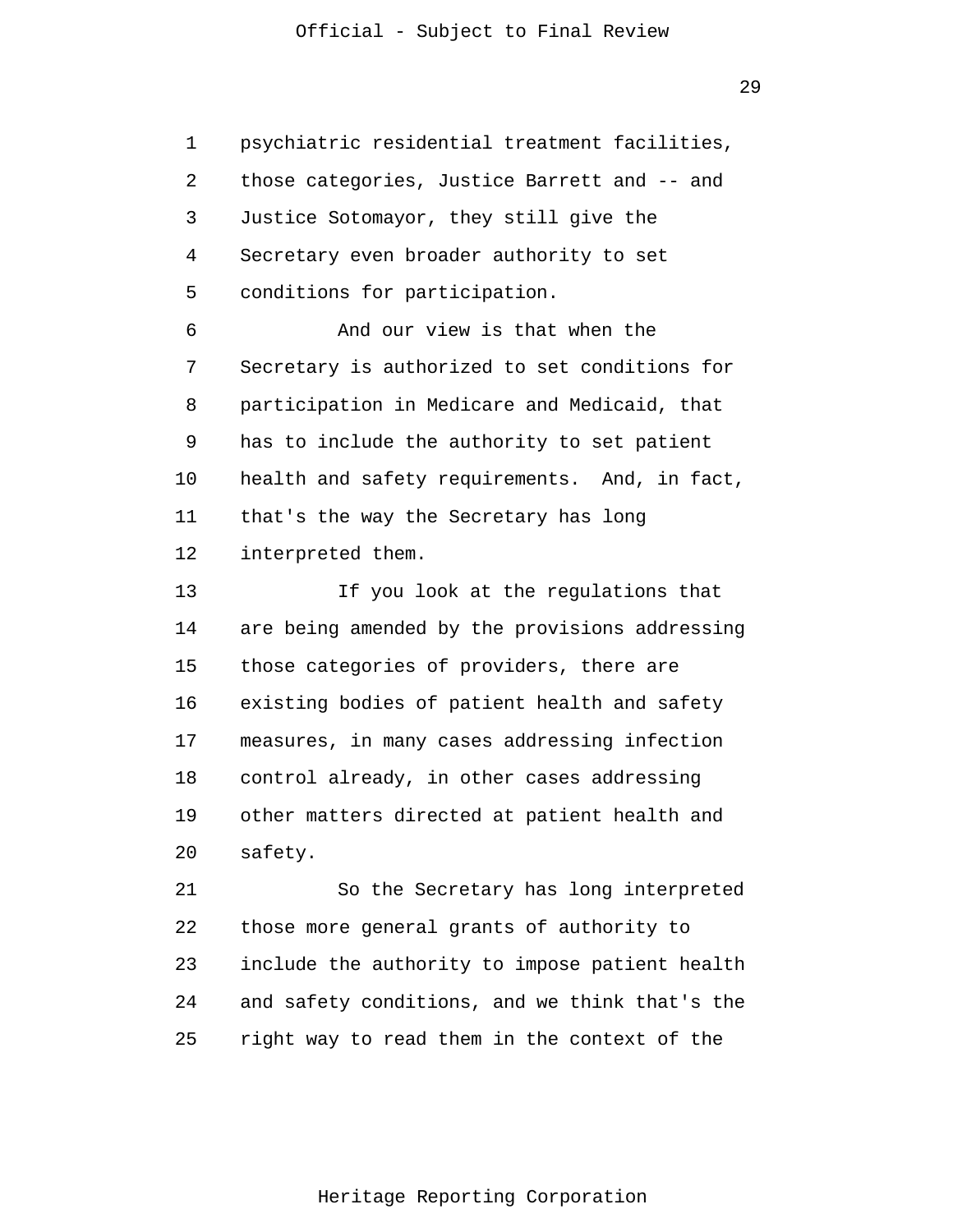psychiatric residential treatment facilities, those categories, Justice Barrett and -- and Justice Sotomayor, they still give the Secretary even broader authority to set conditions for participation.

And our view is that when the Secretary is authorized to set conditions for participation in Medicare and Medicaid, that has to include the authority to set patient health and safety requirements. And, in fact, that's the way the Secretary has long interpreted them.

If you look at the regulations that are being amended by the provisions addressing those categories of providers, there are existing bodies of patient health and safety measures, in many cases addressing infection control already, in other cases addressing other matters directed at patient health and safety.

So the Secretary has long interpreted those more general grants of authority to include the authority to impose patient health and safety conditions, and we think that's the right way to read them in the context of the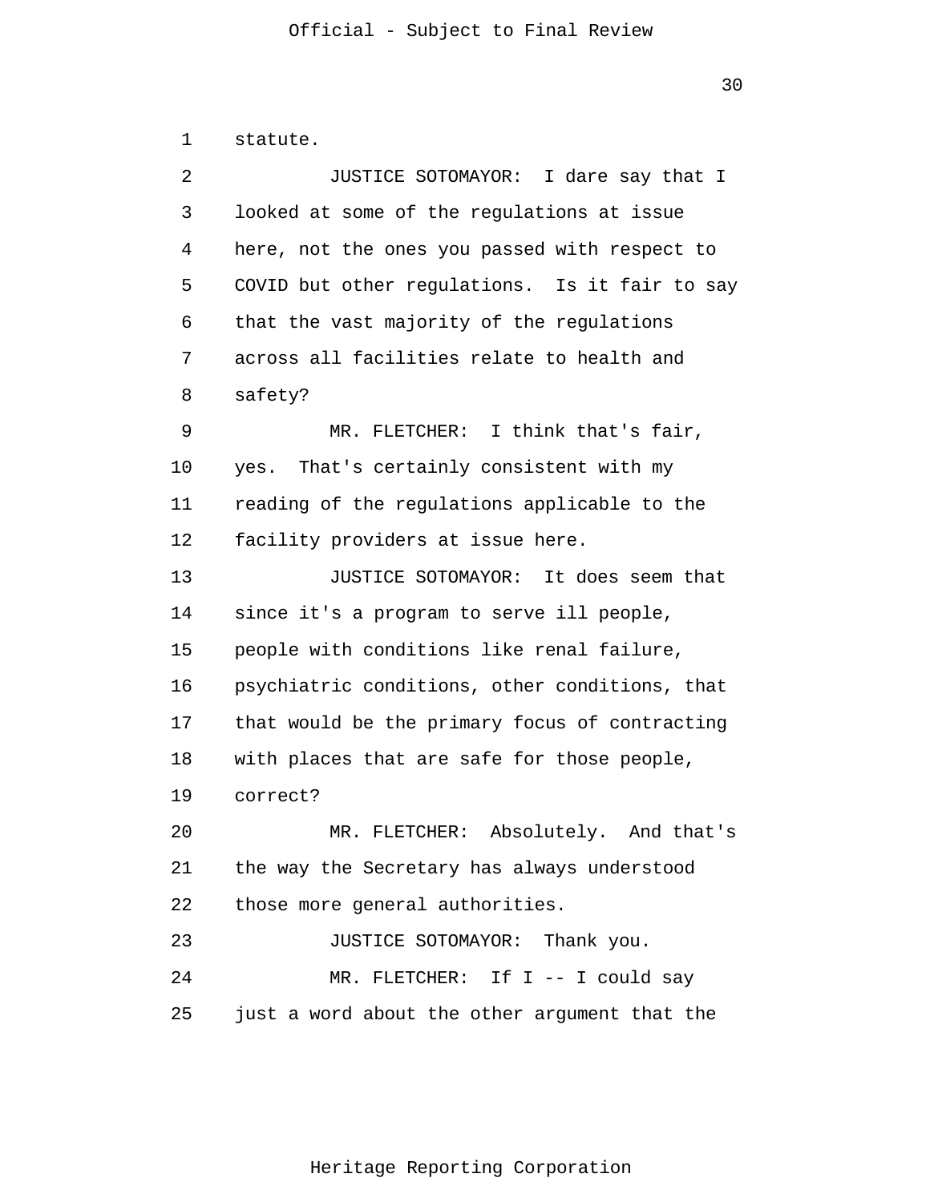statute.

JUSTICE SOTOMAYOR: I dare say that I looked at some of the regulations at issue here, not the ones you passed with respect to COVID but other regulations. Is it fair to say that the vast majority of the regulations across all facilities relate to health and safety?

MR. FLETCHER: I think that's fair, yes. That's certainly consistent with my reading of the regulations applicable to the facility providers at issue here.

JUSTICE SOTOMAYOR: It does seem that since it's a program to serve ill people, people with conditions like renal failure, psychiatric conditions, other conditions, that that would be the primary focus of contracting with places that are safe for those people, correct?

MR. FLETCHER: Absolutely. And that's the way the Secretary has always understood those more general authorities.

JUSTICE SOTOMAYOR: Thank you.

MR. FLETCHER: If I -- I could say just a word about the other argument that the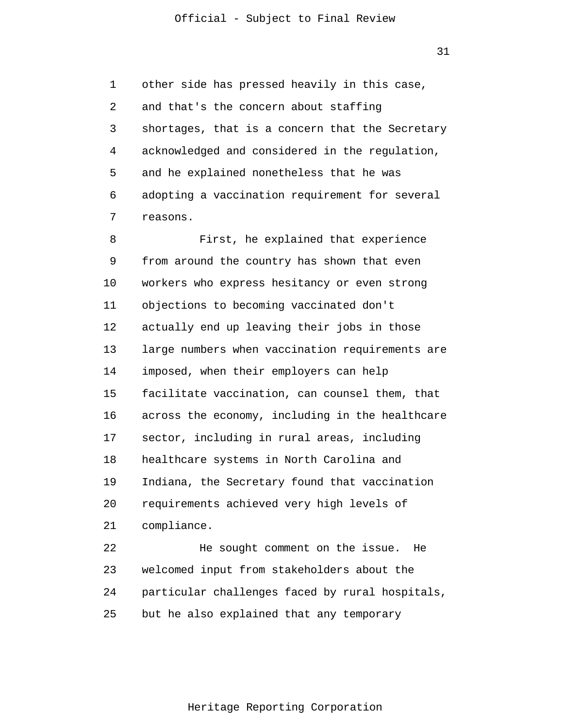other side has pressed heavily in this case, and that's the concern about staffing shortages, that is a concern that the Secretary acknowledged and considered in the regulation, and he explained nonetheless that he was adopting a vaccination requirement for several reasons.

First, he explained that experience from around the country has shown that even workers who express hesitancy or even strong objections to becoming vaccinated don't actually end up leaving their jobs in those large numbers when vaccination requirements are imposed, when their employers can help facilitate vaccination, can counsel them, that across the economy, including in the healthcare sector, including in rural areas, including healthcare systems in North Carolina and Indiana, the Secretary found that vaccination requirements achieved very high levels of compliance.

He sought comment on the issue. He welcomed input from stakeholders about the particular challenges faced by rural hospitals, but he also explained that any temporary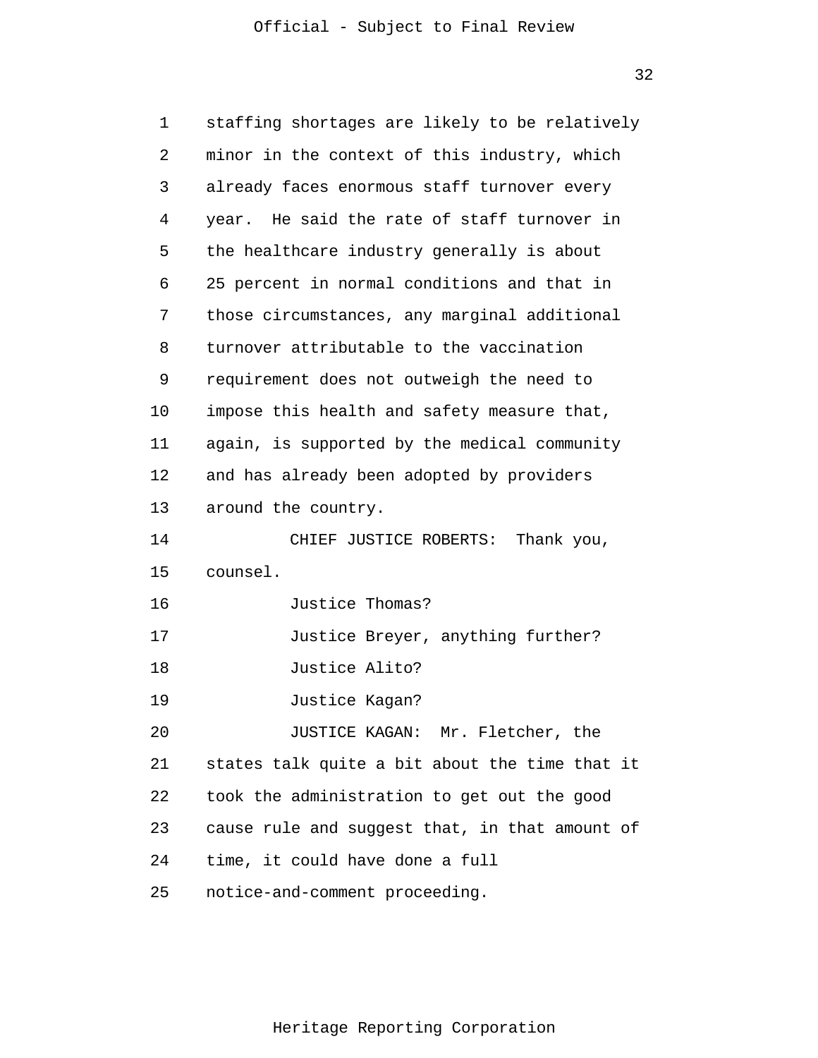staffing shortages are likely to be relatively minor in the context of this industry, which already faces enormous staff turnover every year. He said the rate of staff turnover in the healthcare industry generally is about 25 percent in normal conditions and that in those circumstances, any marginal additional turnover attributable to the vaccination requirement does not outweigh the need to impose this health and safety measure that, again, is supported by the medical community and has already been adopted by providers around the country.

CHIEF JUSTICE ROBERTS: Thank you, counsel.

Justice Thomas?

Justice Breyer, anything further?

Justice Alito?

Justice Kagan?

JUSTICE KAGAN: Mr. Fletcher, the states talk quite a bit about the time that it took the administration to get out the good cause rule and suggest that, in that amount of time, it could have done a full notice-and-comment proceeding.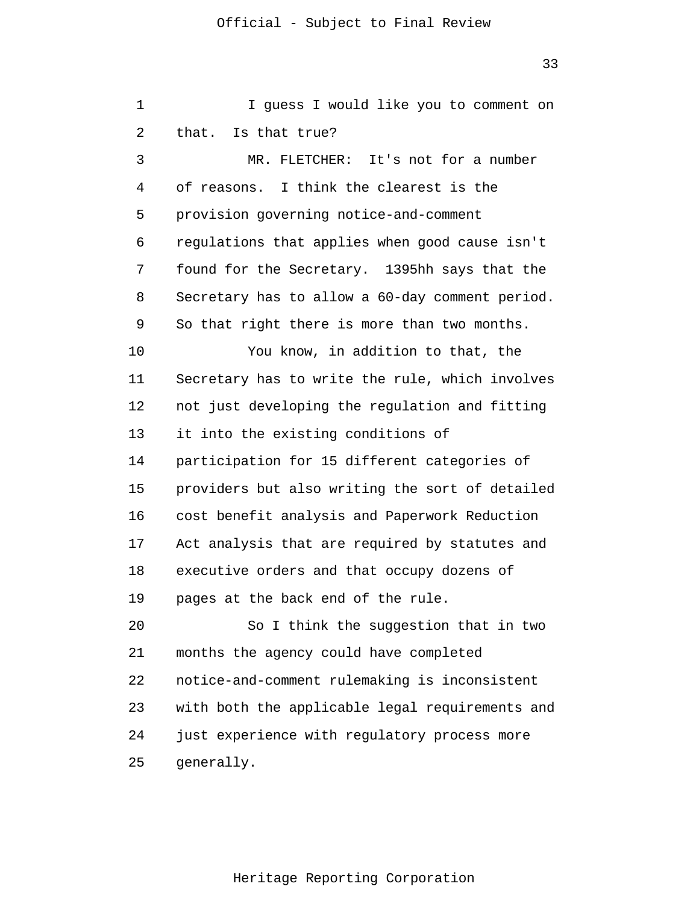I guess I would like you to comment on that. Is that true?

MR. FLETCHER: It's not for a number of reasons. I think the clearest is the provision governing notice-and-comment regulations that applies when good cause isn't found for the Secretary. 1395hh says that the Secretary has to allow a 60-day comment period. So that right there is more than two months.

You know, in addition to that, the Secretary has to write the rule, which involves not just developing the regulation and fitting it into the existing conditions of participation for 15 different categories of providers but also writing the sort of detailed cost benefit analysis and Paperwork Reduction Act analysis that are required by statutes and executive orders and that occupy dozens of pages at the back end of the rule.

So I think the suggestion that in two months the agency could have completed notice-and-comment rulemaking is inconsistent with both the applicable legal requirements and just experience with regulatory process more generally.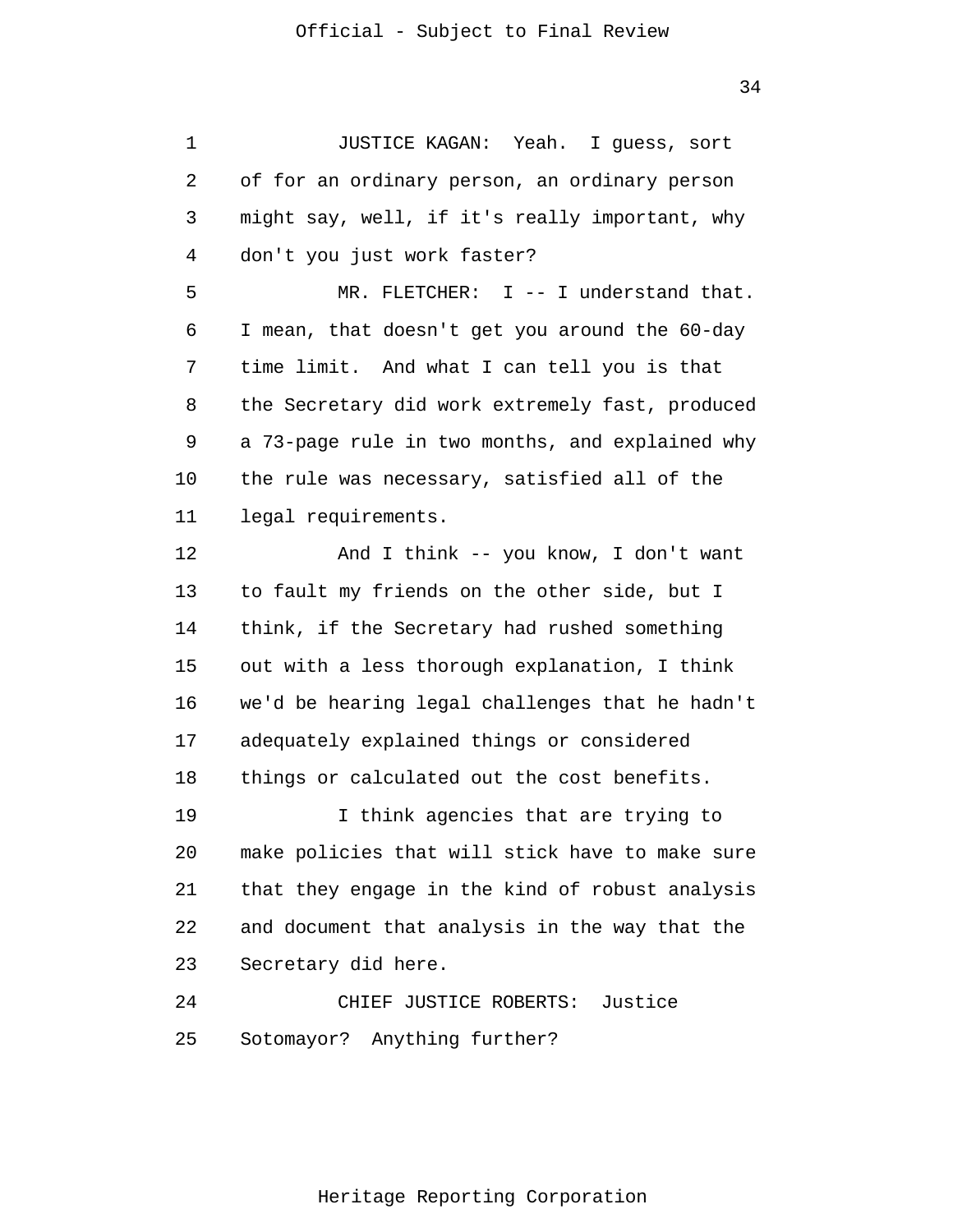JUSTICE KAGAN: Yeah. I guess, sort of for an ordinary person, an ordinary person might say, well, if it's really important, why don't you just work faster?

MR. FLETCHER: I -- I understand that. I mean, that doesn't get you around the 60-day time limit. And what I can tell you is that the Secretary did work extremely fast, produced a 73-page rule in two months, and explained why the rule was necessary, satisfied all of the legal requirements.

And I think -- you know, I don't want to fault my friends on the other side, but I think, if the Secretary had rushed something out with a less thorough explanation, I think we'd be hearing legal challenges that he hadn't adequately explained things or considered things or calculated out the cost benefits.

I think agencies that are trying to make policies that will stick have to make sure that they engage in the kind of robust analysis and document that analysis in the way that the Secretary did here.

CHIEF JUSTICE ROBERTS: Justice Sotomayor? Anything further?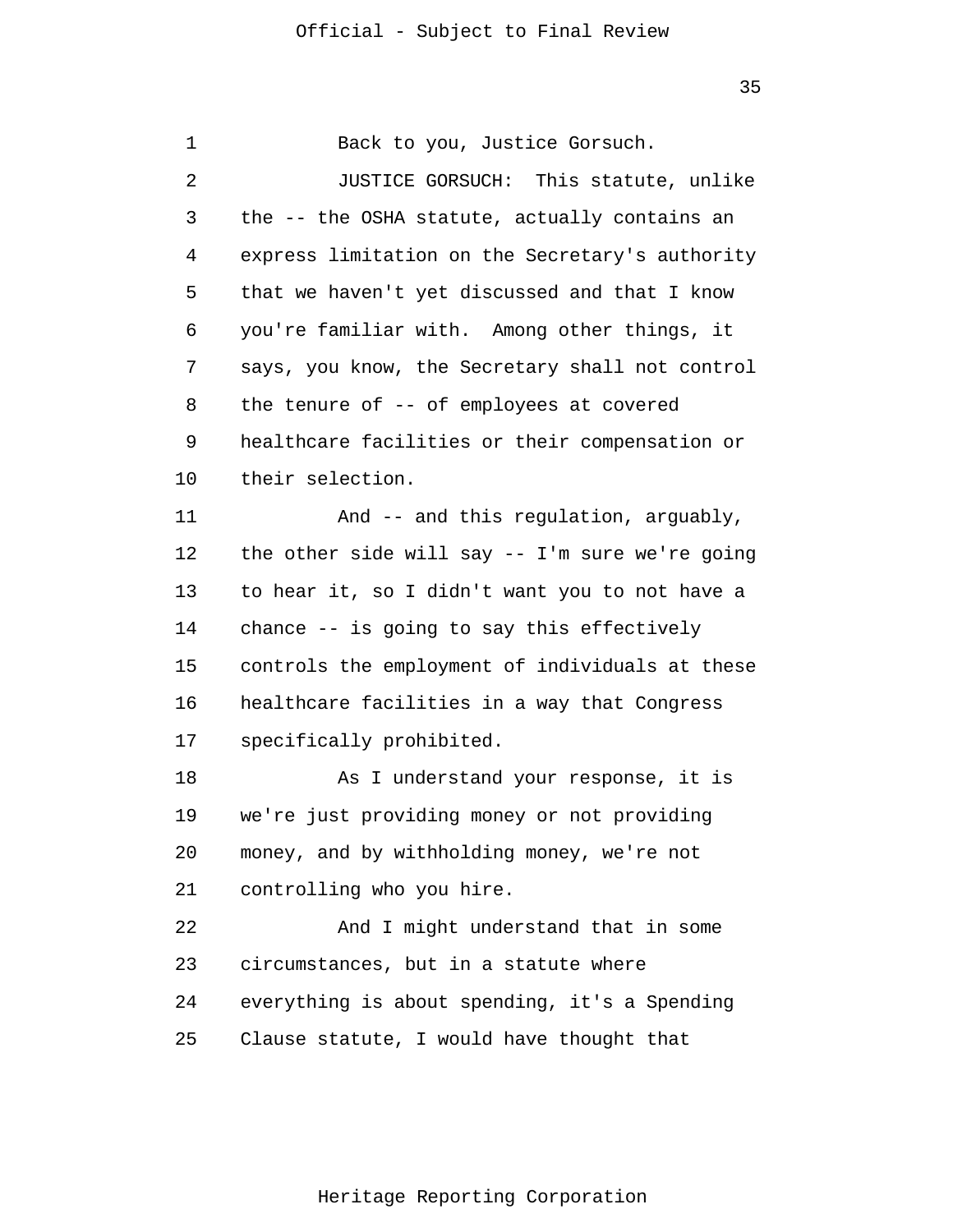Back to you, Justice Gorsuch.

JUSTICE GORSUCH: This statute, unlike the -- the OSHA statute, actually contains an express limitation on the Secretary's authority that we haven't yet discussed and that I know you're familiar with. Among other things, it says, you know, the Secretary shall not control the tenure of -- of employees at covered healthcare facilities or their compensation or their selection.

And -- and this regulation, arguably, the other side will say -- I'm sure we're going to hear it, so I didn't want you to not have a chance -- is going to say this effectively controls the employment of individuals at these healthcare facilities in a way that Congress specifically prohibited.

As I understand your response, it is we're just providing money or not providing money, and by withholding money, we're not controlling who you hire.

And I might understand that in some circumstances, but in a statute where everything is about spending, it's a Spending Clause statute, I would have thought that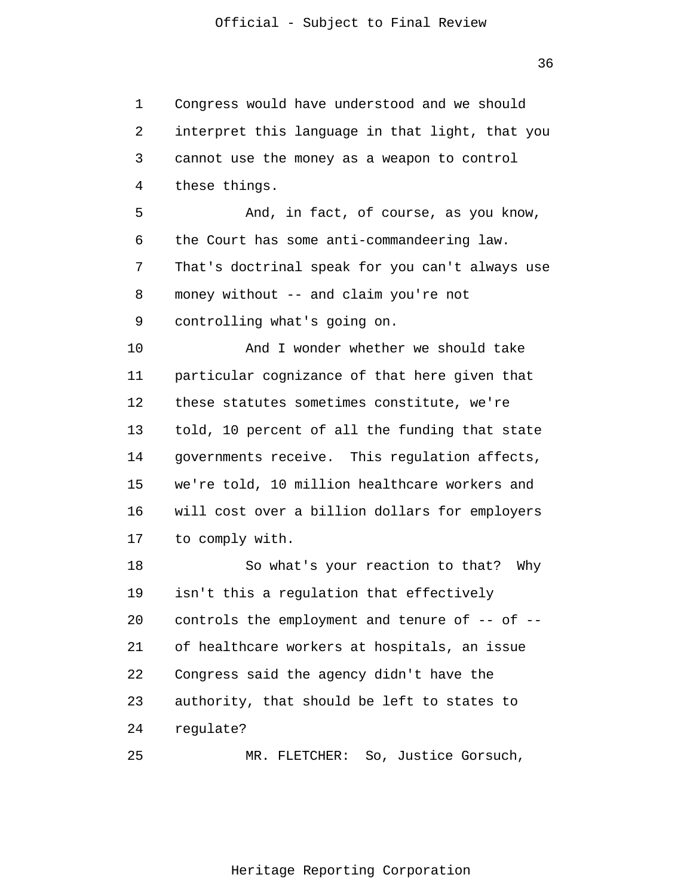Congress would have understood and we should interpret this language in that light, that you cannot use the money as a weapon to control these things.

And, in fact, of course, as you know, the Court has some anti-commandeering law. That's doctrinal speak for you can't always use money without -- and claim you're not controlling what's going on.

And I wonder whether we should take particular cognizance of that here given that these statutes sometimes constitute, we're told, 10 percent of all the funding that state governments receive. This regulation affects, we're told, 10 million healthcare workers and will cost over a billion dollars for employers to comply with.

So what's your reaction to that? Why isn't this a regulation that effectively controls the employment and tenure of -- of -- of healthcare workers at hospitals, an issue Congress said the agency didn't have the authority, that should be left to states to regulate?

MR. FLETCHER: So, Justice Gorsuch,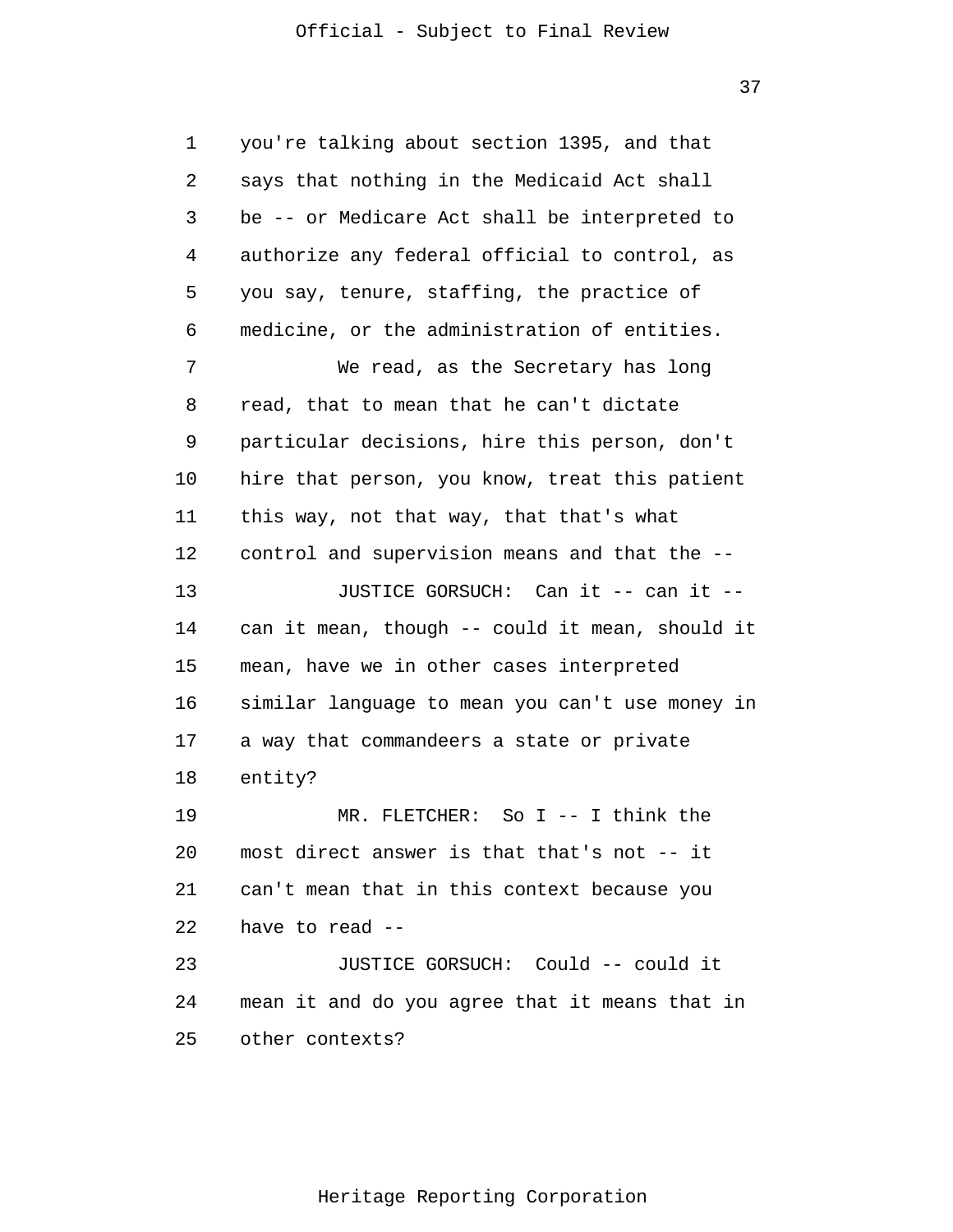you're talking about section 1395, and that says that nothing in the Medicaid Act shall be -- or Medicare Act shall be interpreted to authorize any federal official to control, as you say, tenure, staffing, the practice of medicine, or the administration of entities.

We read, as the Secretary has long read, that to mean that he can't dictate particular decisions, hire this person, don't hire that person, you know, treat this patient this way, not that way, that that's what control and supervision means and that the --

JUSTICE GORSUCH: Can it -- can it -- can it mean, though -- could it mean, should it mean, have we in other cases interpreted similar language to mean you can't use money in a way that commandeers a state or private entity?

MR. FLETCHER: So I -- I think the most direct answer is that that's not -- it can't mean that in this context because you have to read --

JUSTICE GORSUCH: Could -- could it mean it and do you agree that it means that in other contexts?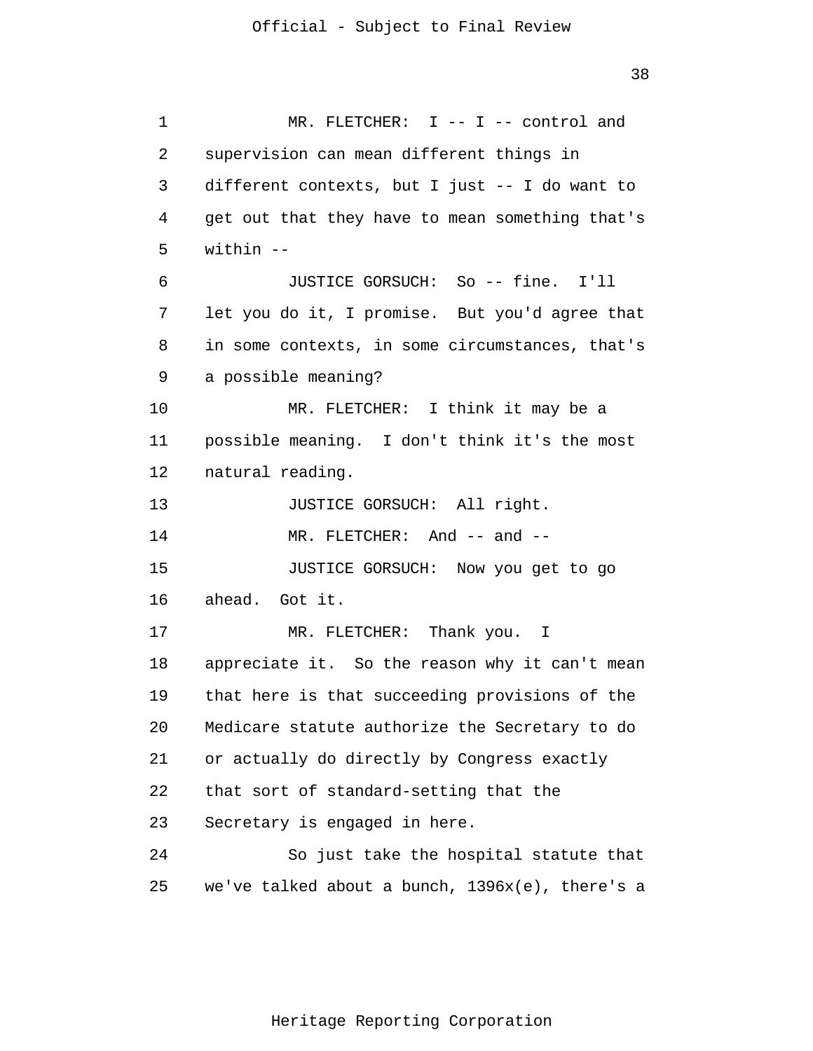MR. FLETCHER: I -- I -- control and supervision can mean different things in different contexts, but I just -- I do want to get out that they have to mean something that's within --

JUSTICE GORSUCH: So -- fine. I'll let you do it, I promise. But you'd agree that in some contexts, in some circumstances, that's a possible meaning?

MR. FLETCHER: I think it may be a possible meaning. I don't think it's the most natural reading.

JUSTICE GORSUCH: All right.

MR. FLETCHER: And -- and --

JUSTICE GORSUCH: Now you get to go ahead. Got it.

MR. FLETCHER: Thank you. I appreciate it. So the reason why it can't mean that here is that succeeding provisions of the Medicare statute authorize the Secretary to do or actually do directly by Congress exactly that sort of standard-setting that the Secretary is engaged in here.

So just take the hospital statute that we've talked about a bunch, 1396x(e), there's a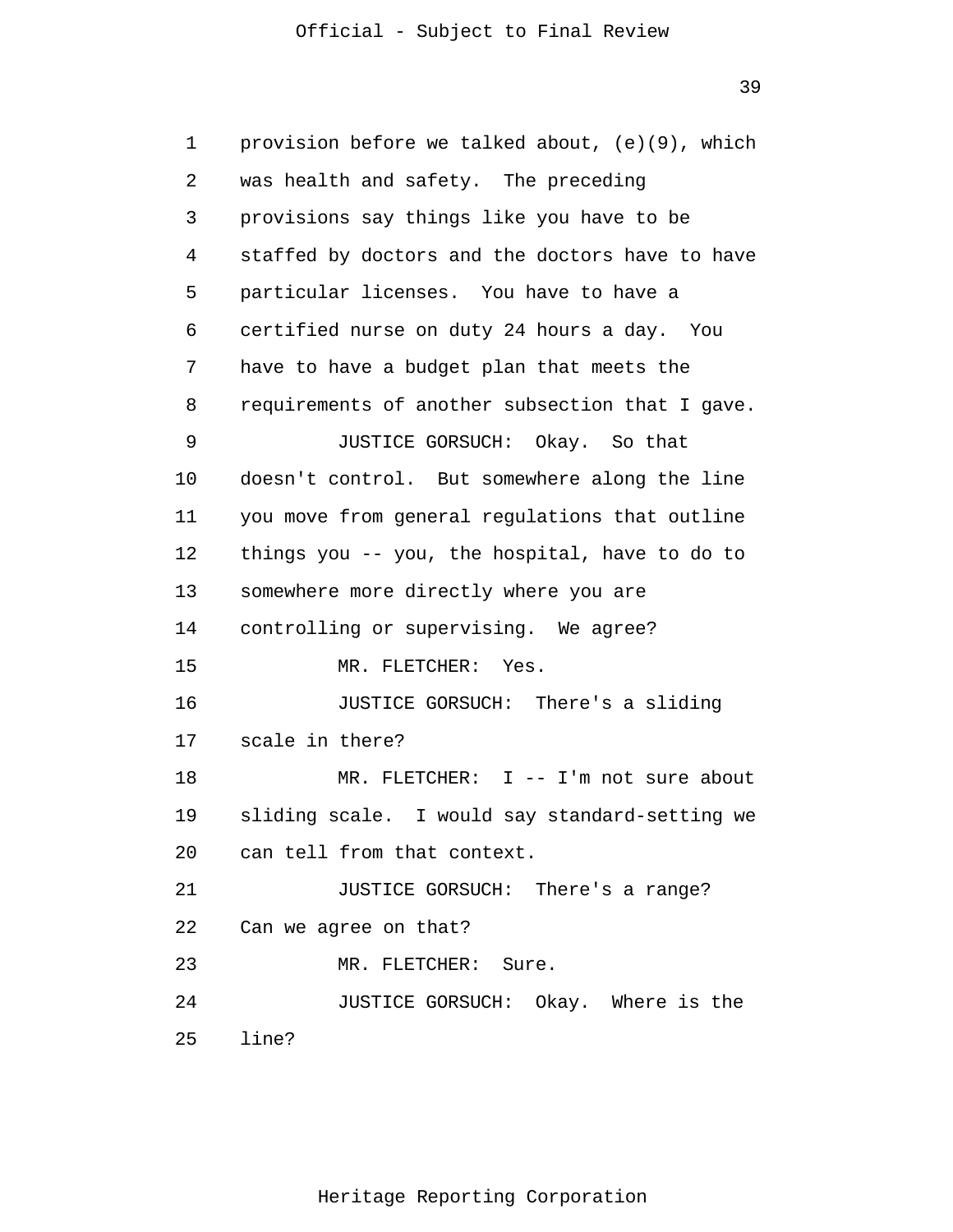provision before we talked about, (e)(9), which was health and safety. The preceding provisions say things like you have to be staffed by doctors and the doctors have to have particular licenses. You have to have a certified nurse on duty 24 hours a day. You have to have a budget plan that meets the requirements of another subsection that I gave.

JUSTICE GORSUCH: Okay. So that doesn't control. But somewhere along the line you move from general regulations that outline things you -- you, the hospital, have to do to somewhere more directly where you are controlling or supervising. We agree?

MR. FLETCHER: Yes.

JUSTICE GORSUCH: There's a sliding scale in there?

MR. FLETCHER: I -- I'm not sure about sliding scale. I would say standard-setting we can tell from that context.

JUSTICE GORSUCH: There's a range? Can we agree on that?

MR. FLETCHER: Sure.

JUSTICE GORSUCH: Okay. Where is the line?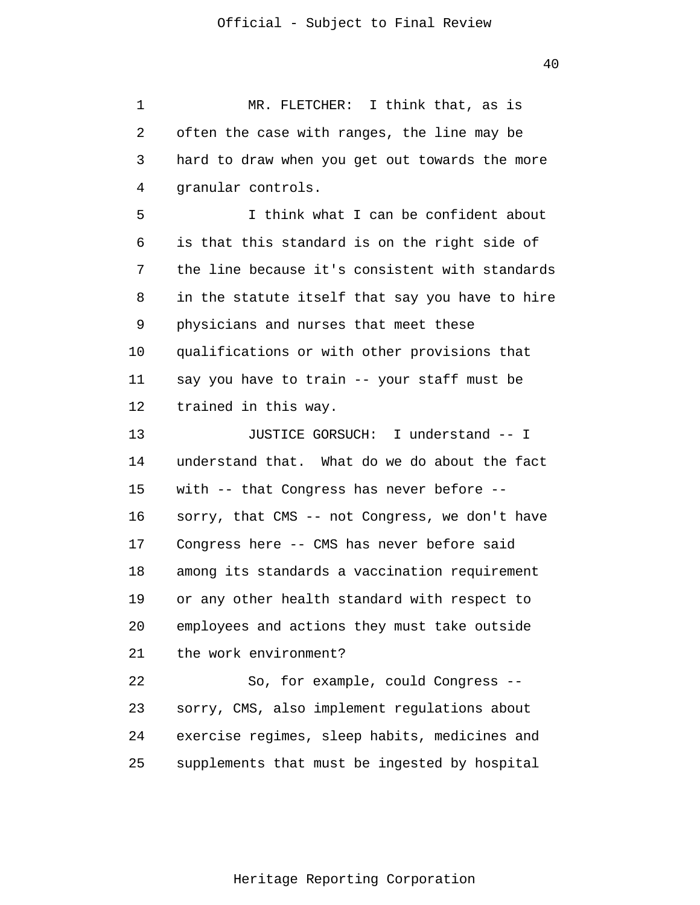MR. FLETCHER: I think that, as is often the case with ranges, the line may be hard to draw when you get out towards the more granular controls.

I think what I can be confident about is that this standard is on the right side of the line because it's consistent with standards in the statute itself that say you have to hire physicians and nurses that meet these qualifications or with other provisions that say you have to train -- your staff must be trained in this way.

JUSTICE GORSUCH: I understand -- I understand that. What do we do about the fact with -- that Congress has never before -- sorry, that CMS -- not Congress, we don't have Congress here -- CMS has never before said among its standards a vaccination requirement or any other health standard with respect to employees and actions they must take outside the work environment?

So, for example, could Congress -- sorry, CMS, also implement regulations about exercise regimes, sleep habits, medicines and supplements that must be ingested by hospital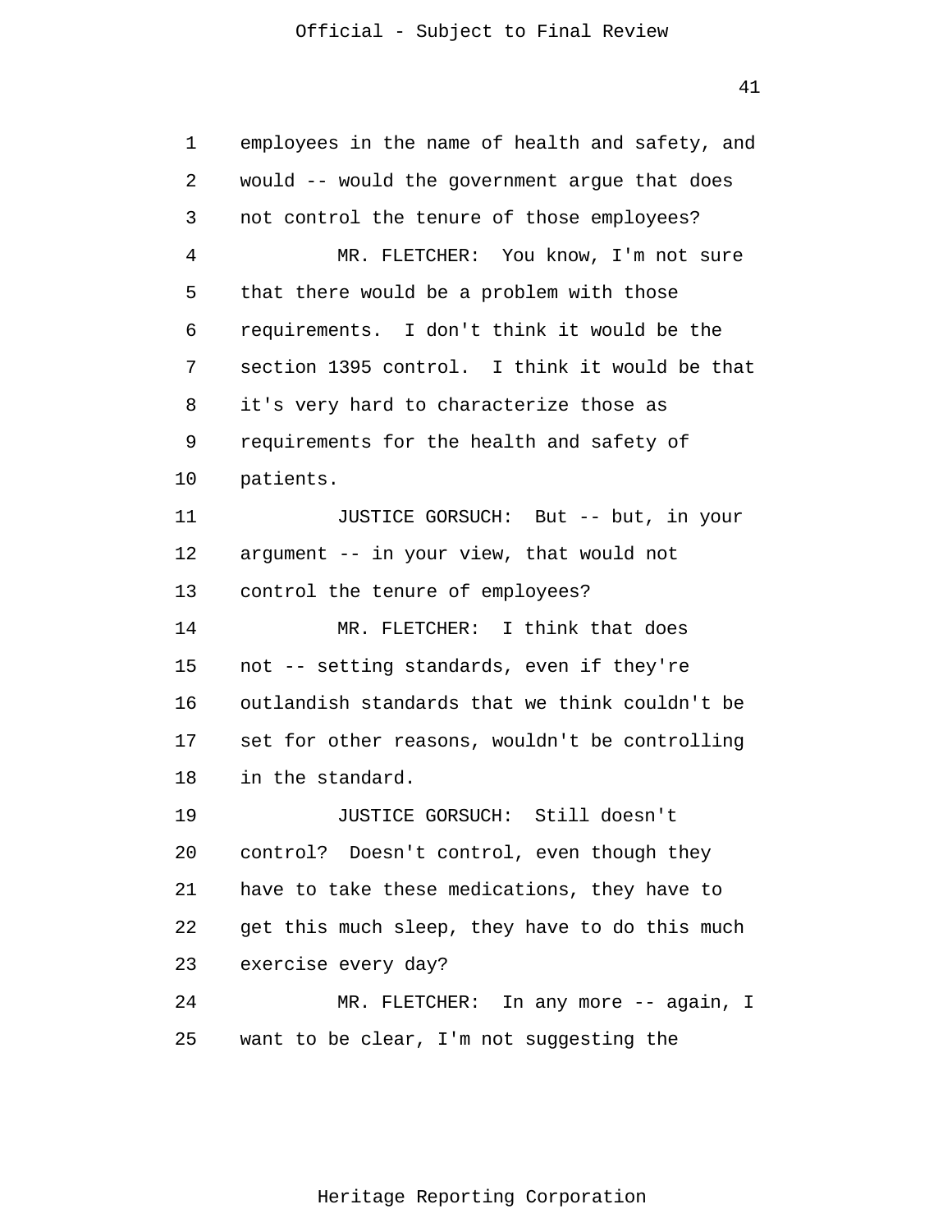employees in the name of health and safety, and would -- would the government argue that does not control the tenure of those employees?

MR. FLETCHER: You know, I'm not sure that there would be a problem with those requirements. I don't think it would be the section 1395 control. I think it would be that it's very hard to characterize those as requirements for the health and safety of patients.

JUSTICE GORSUCH: But -- but, in your argument -- in your view, that would not control the tenure of employees?

MR. FLETCHER: I think that does not -- setting standards, even if they're outlandish standards that we think couldn't be set for other reasons, wouldn't be controlling in the standard.

JUSTICE GORSUCH: Still doesn't control? Doesn't control, even though they have to take these medications, they have to get this much sleep, they have to do this much exercise every day?

MR. FLETCHER: In any more -- again, I want to be clear, I'm not suggesting the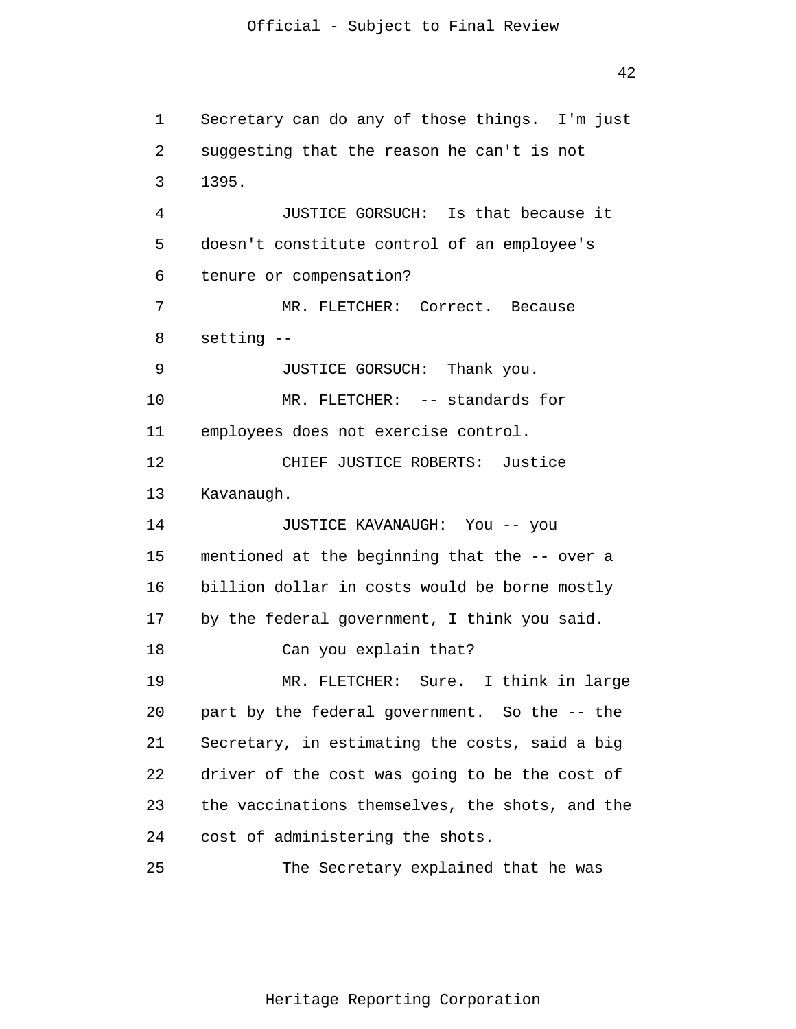Secretary can do any of those things. I'm just suggesting that the reason he can't is not 1395.

JUSTICE GORSUCH: Is that because it doesn't constitute control of an employee's tenure or compensation?

MR. FLETCHER: Correct. Because setting --

JUSTICE GORSUCH: Thank you.

MR. FLETCHER: -- standards for employees does not exercise control.

CHIEF JUSTICE ROBERTS: Justice Kavanaugh.

JUSTICE KAVANAUGH: You -- you mentioned at the beginning that the -- over a billion dollar in costs would be borne mostly by the federal government, I think you said.

Can you explain that?

MR. FLETCHER: Sure. I think in large part by the federal government. So the -- the Secretary, in estimating the costs, said a big driver of the cost was going to be the cost of the vaccinations themselves, the shots, and the cost of administering the shots.

The Secretary explained that he was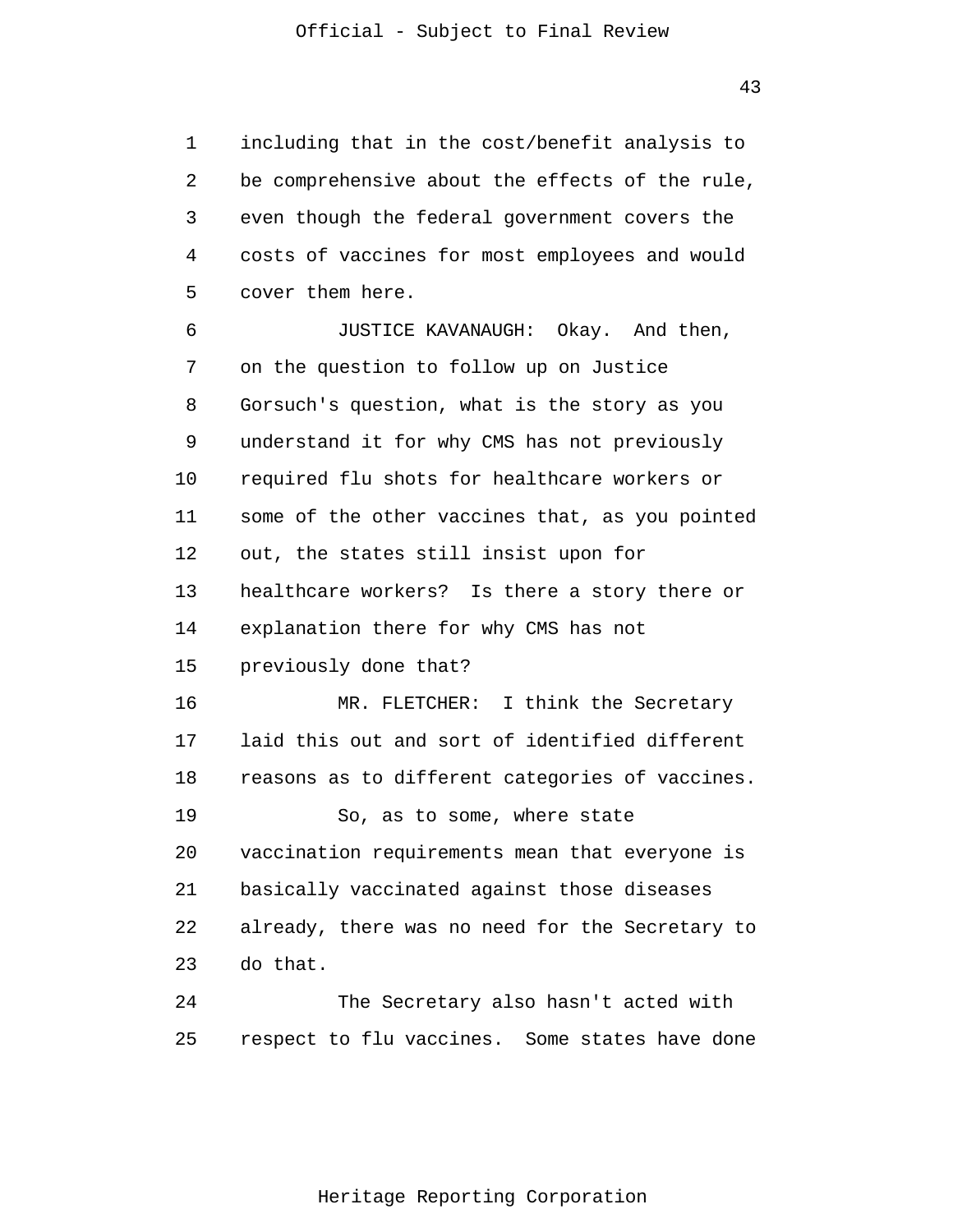including that in the cost/benefit analysis to be comprehensive about the effects of the rule, even though the federal government covers the costs of vaccines for most employees and would cover them here.

JUSTICE KAVANAUGH: Okay. And then, on the question to follow up on Justice Gorsuch's question, what is the story as you understand it for why CMS has not previously required flu shots for healthcare workers or some of the other vaccines that, as you pointed out, the states still insist upon for healthcare workers? Is there a story there or explanation there for why CMS has not previously done that?

MR. FLETCHER: I think the Secretary laid this out and sort of identified different reasons as to different categories of vaccines.

So, as to some, where state vaccination requirements mean that everyone is basically vaccinated against those diseases already, there was no need for the Secretary to do that.

The Secretary also hasn't acted with respect to flu vaccines. Some states have done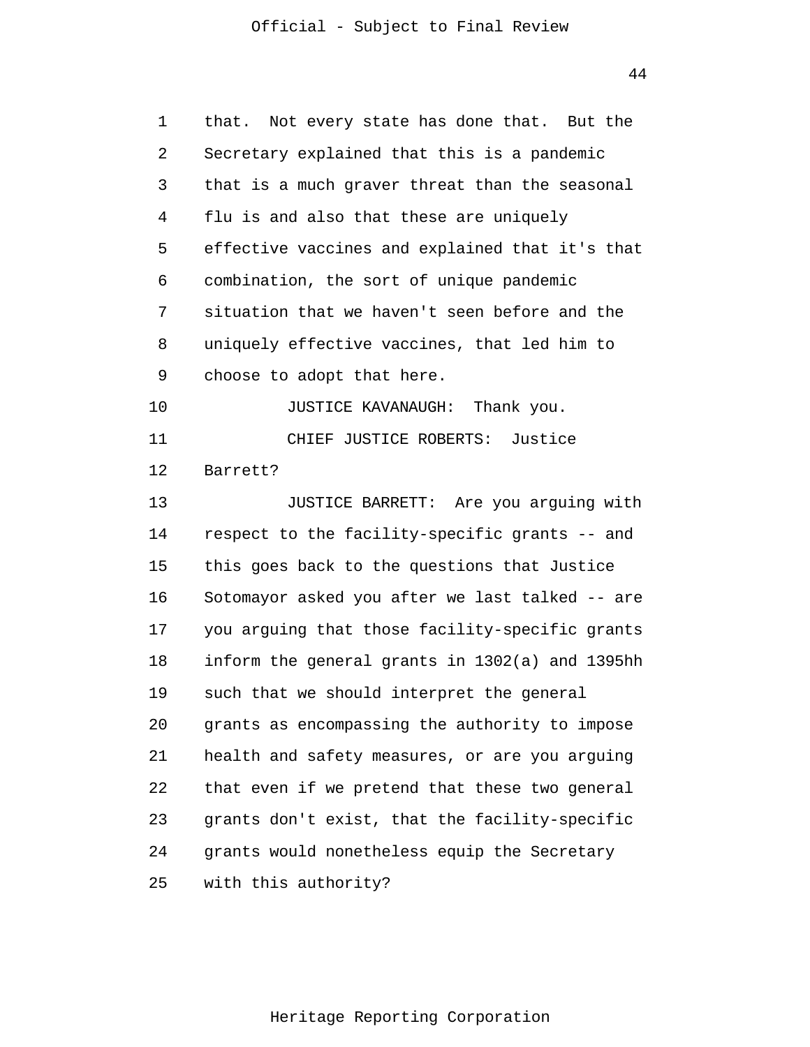that. Not every state has done that. But the Secretary explained that this is a pandemic that is a much graver threat than the seasonal flu is and also that these are uniquely effective vaccines and explained that it's that combination, the sort of unique pandemic situation that we haven't seen before and the uniquely effective vaccines, that led him to choose to adopt that here.

JUSTICE KAVANAUGH: Thank you.

CHIEF JUSTICE ROBERTS: Justice Barrett?

JUSTICE BARRETT: Are you arguing with respect to the facility-specific grants -- and this goes back to the questions that Justice Sotomayor asked you after we last talked -- are you arguing that those facility-specific grants inform the general grants in 1302(a) and 1395hh such that we should interpret the general grants as encompassing the authority to impose health and safety measures, or are you arguing that even if we pretend that these two general grants don't exist, that the facility-specific grants would nonetheless equip the Secretary with this authority?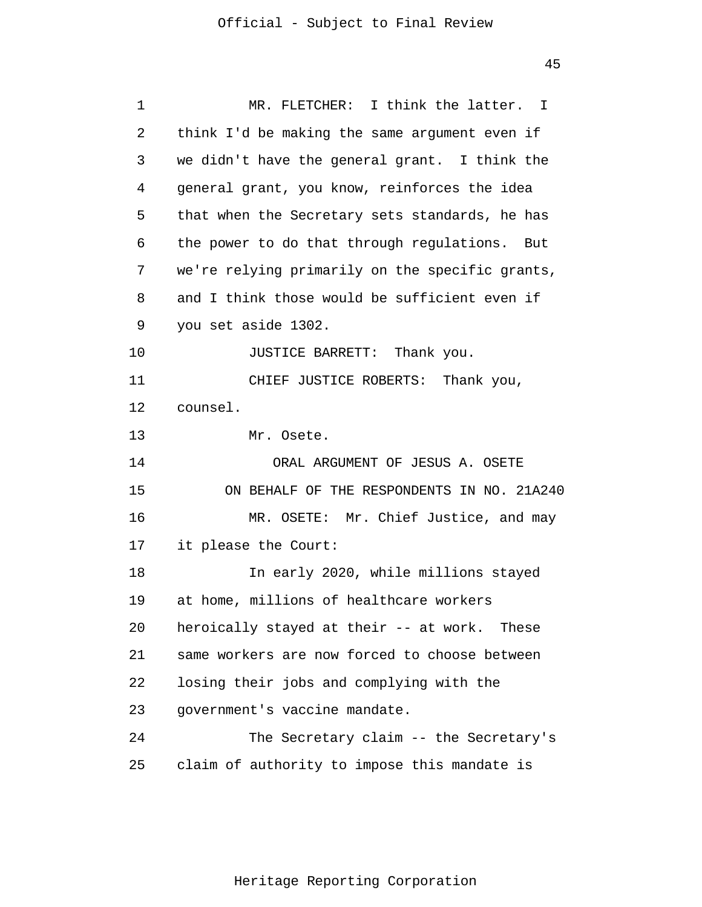MR. FLETCHER: I think the latter. I think I'd be making the same argument even if we didn't have the general grant. I think the general grant, you know, reinforces the idea that when the Secretary sets standards, he has the power to do that through regulations. But we're relying primarily on the specific grants, and I think those would be sufficient even if you set aside 1302.

JUSTICE BARRETT: Thank you.

CHIEF JUSTICE ROBERTS: Thank you, counsel.

Mr. Osete.

ORAL ARGUMENT OF JESUS A. OSETE
ON BEHALF OF THE RESPONDENTS IN NO. 21A240

MR. OSETE: Mr. Chief Justice, and may it please the Court:

In early 2020, while millions stayed at home, millions of healthcare workers heroically stayed at their -- at work. These same workers are now forced to choose between losing their jobs and complying with the government's vaccine mandate.

The Secretary claim -- the Secretary's claim of authority to impose this mandate is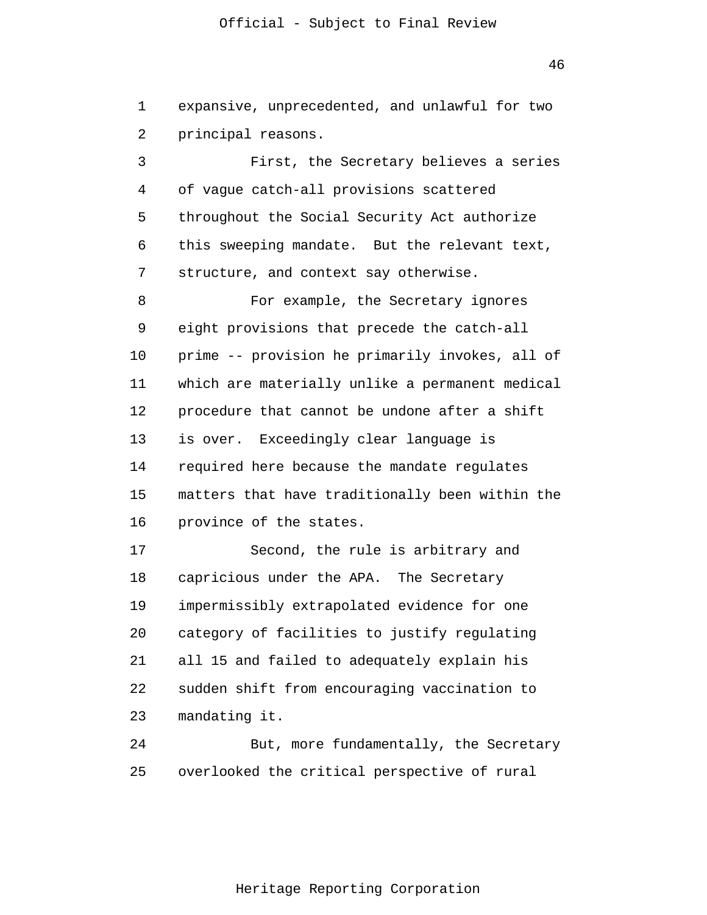expansive, unprecedented, and unlawful for two principal reasons.

First, the Secretary believes a series of vague catch-all provisions scattered throughout the Social Security Act authorize this sweeping mandate. But the relevant text, structure, and context say otherwise.

For example, the Secretary ignores eight provisions that precede the catch-all prime -- provision he primarily invokes, all of which are materially unlike a permanent medical procedure that cannot be undone after a shift is over. Exceedingly clear language is required here because the mandate regulates matters that have traditionally been within the province of the states.

Second, the rule is arbitrary and capricious under the APA. The Secretary impermissibly extrapolated evidence for one category of facilities to justify regulating all 15 and failed to adequately explain his sudden shift from encouraging vaccination to mandating it.

But, more fundamentally, the Secretary overlooked the critical perspective of rural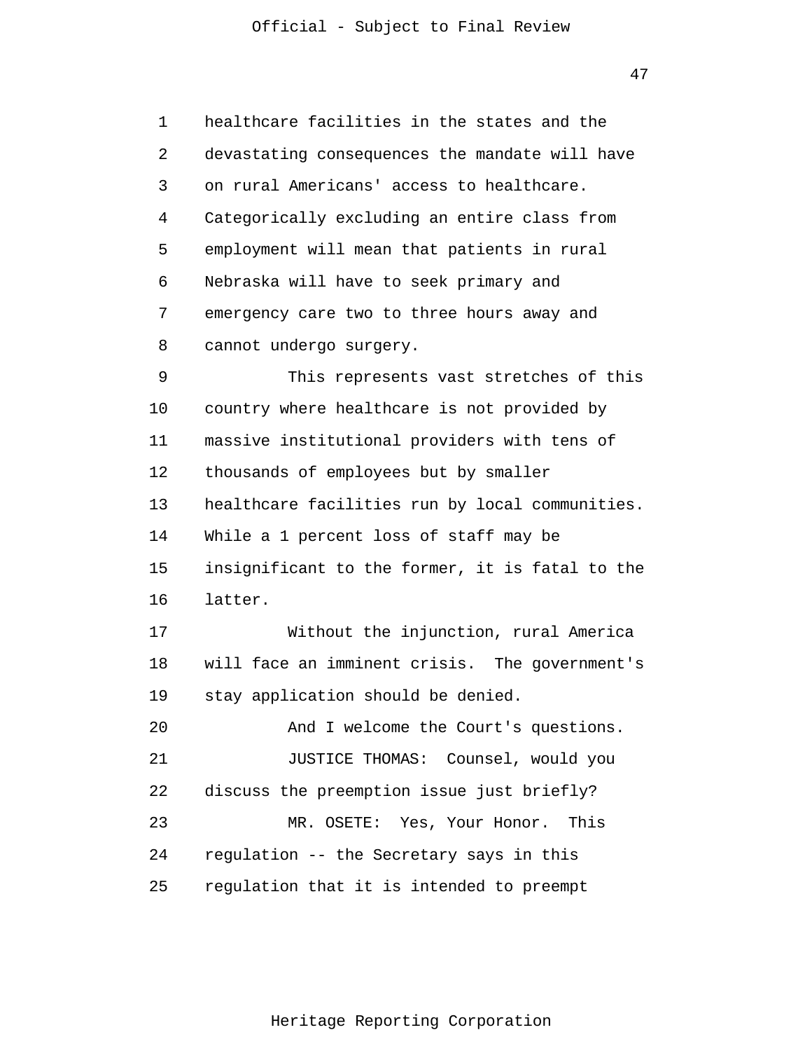healthcare facilities in the states and the devastating consequences the mandate will have on rural Americans' access to healthcare. Categorically excluding an entire class from employment will mean that patients in rural Nebraska will have to seek primary and emergency care two to three hours away and cannot undergo surgery.

This represents vast stretches of this country where healthcare is not provided by massive institutional providers with tens of thousands of employees but by smaller healthcare facilities run by local communities. While a 1 percent loss of staff may be insignificant to the former, it is fatal to the latter.

Without the injunction, rural America will face an imminent crisis. The government's stay application should be denied.

And I welcome the Court's questions.

JUSTICE THOMAS: Counsel, would you discuss the preemption issue just briefly?

MR. OSETE: Yes, Your Honor. This regulation -- the Secretary says in this regulation that it is intended to preempt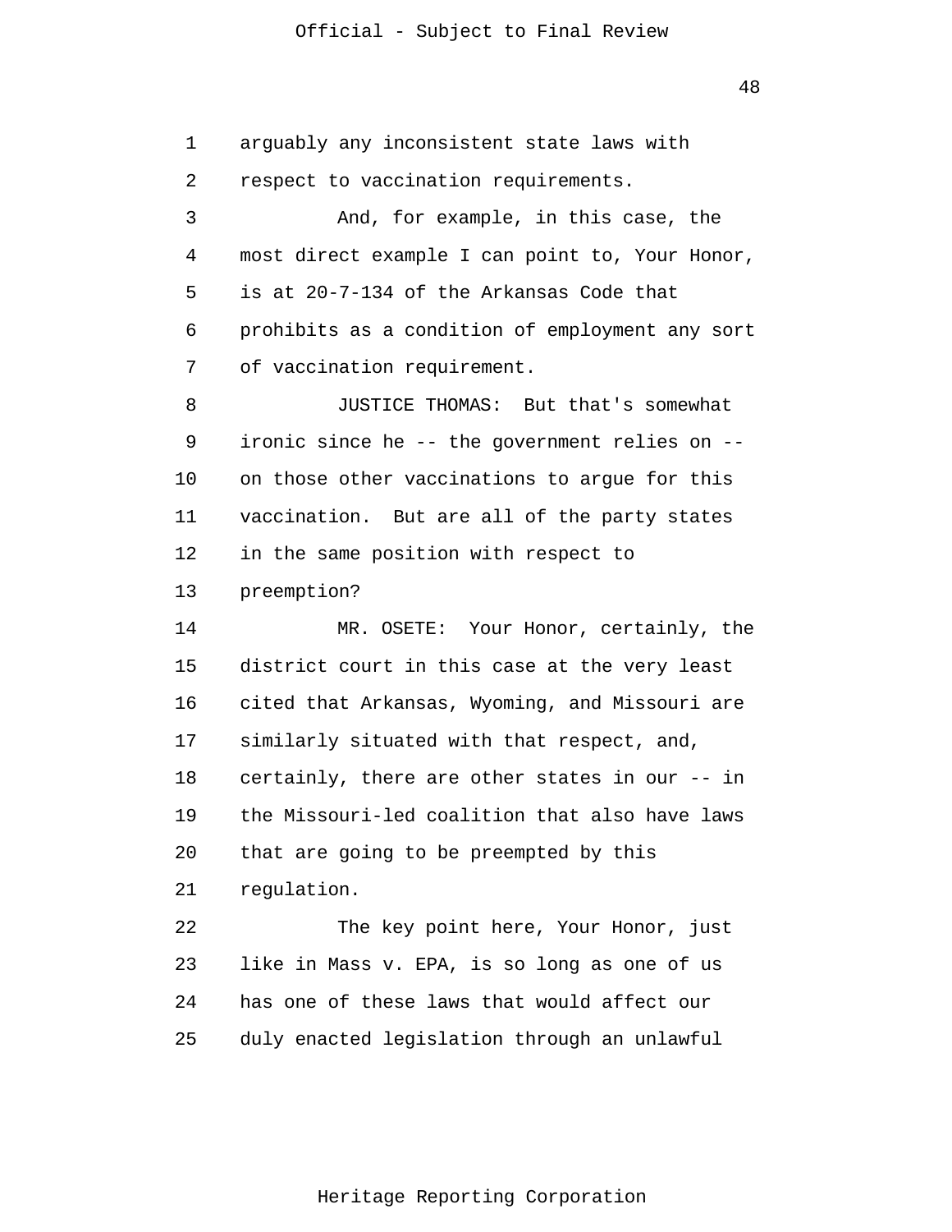arguably any inconsistent state laws with respect to vaccination requirements.

And, for example, in this case, the most direct example I can point to, Your Honor, is at 20-7-134 of the Arkansas Code that prohibits as a condition of employment any sort of vaccination requirement.

JUSTICE THOMAS: But that's somewhat ironic since he -- the government relies on -- on those other vaccinations to argue for this vaccination. But are all of the party states in the same position with respect to preemption?

MR. OSETE: Your Honor, certainly, the district court in this case at the very least cited that Arkansas, Wyoming, and Missouri are similarly situated with that respect, and, certainly, there are other states in our -- in the Missouri-led coalition that also have laws that are going to be preempted by this regulation.

The key point here, Your Honor, just like in Mass v. EPA, is so long as one of us has one of these laws that would affect our duly enacted legislation through an unlawful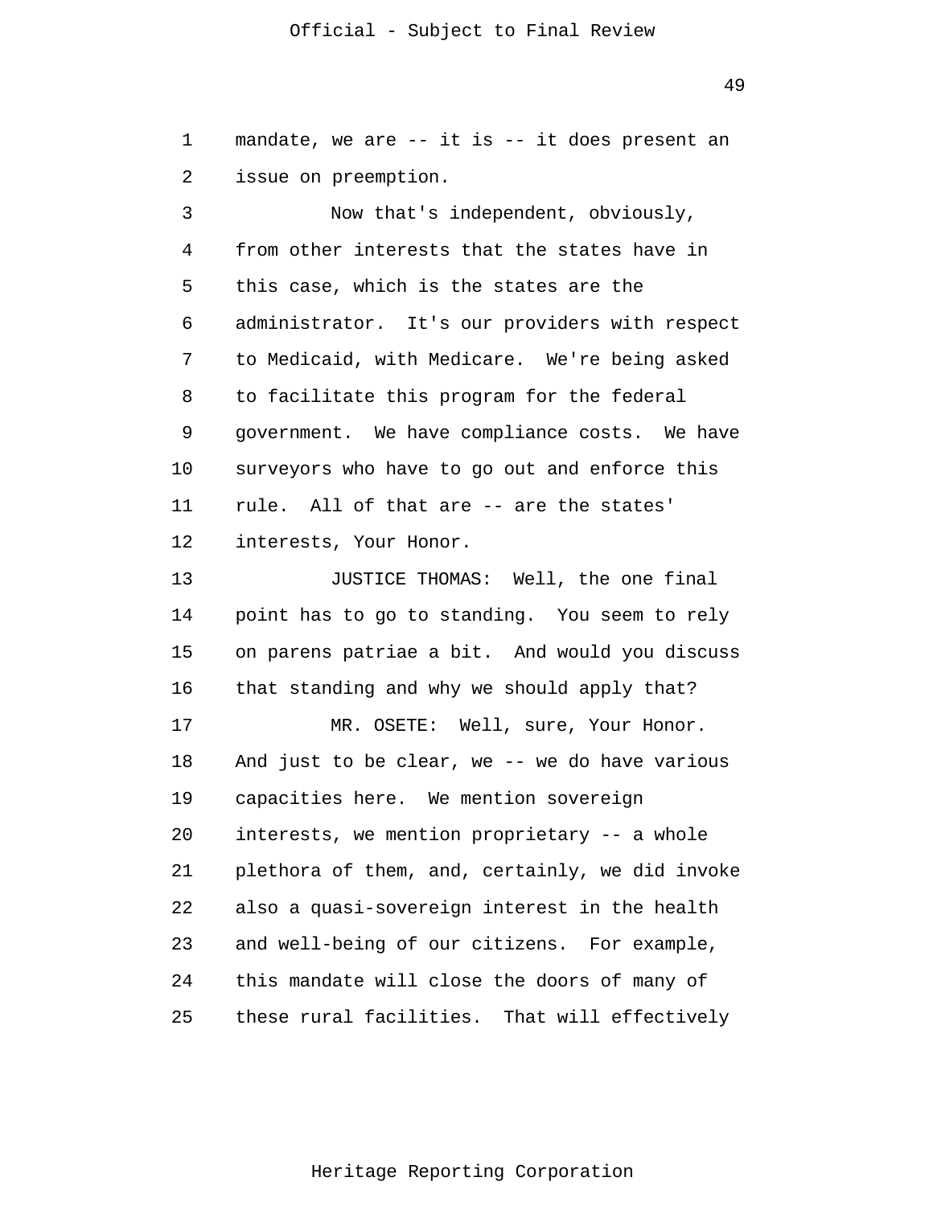mandate, we are -- it is -- it does present an issue on preemption.

Now that's independent, obviously, from other interests that the states have in this case, which is the states are the administrator. It's our providers with respect to Medicaid, with Medicare. We're being asked to facilitate this program for the federal government. We have compliance costs. We have surveyors who have to go out and enforce this rule. All of that are -- are the states' interests, Your Honor.

JUSTICE THOMAS: Well, the one final point has to go to standing. You seem to rely on parens patriae a bit. And would you discuss that standing and why we should apply that?

MR. OSETE: Well, sure, Your Honor. And just to be clear, we -- we do have various capacities here. We mention sovereign interests, we mention proprietary -- a whole plethora of them, and, certainly, we did invoke also a quasi-sovereign interest in the health and well-being of our citizens. For example, this mandate will close the doors of many of these rural facilities. That will effectively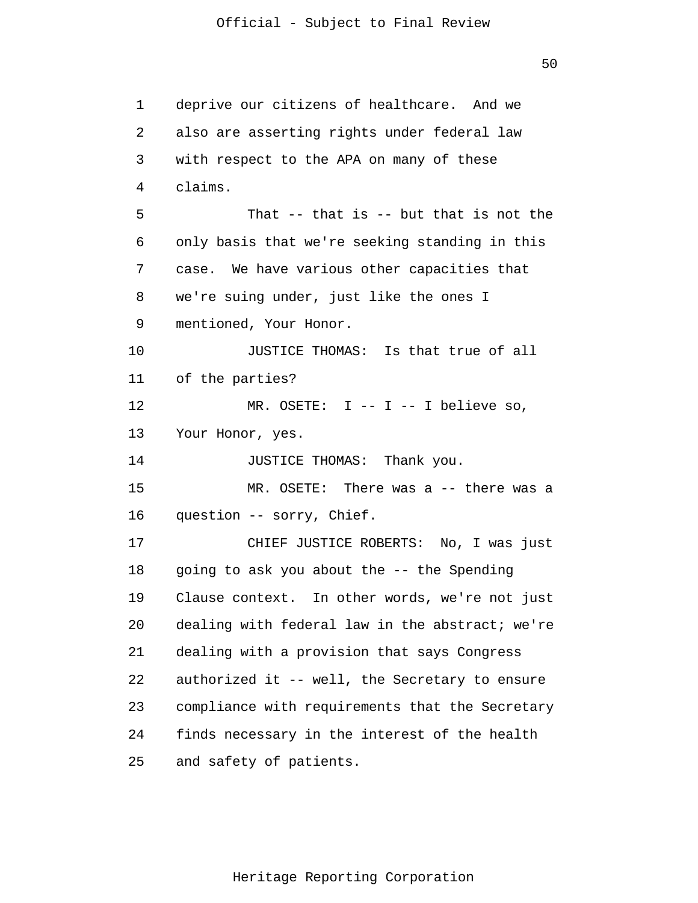deprive our citizens of healthcare. And we also are asserting rights under federal law with respect to the APA on many of these claims.

That -- that is -- but that is not the only basis that we're seeking standing in this case. We have various other capacities that we're suing under, just like the ones I mentioned, Your Honor.

JUSTICE THOMAS: Is that true of all of the parties?

MR. OSETE: I -- I -- I believe so, Your Honor, yes.

JUSTICE THOMAS: Thank you.

MR. OSETE: There was a -- there was a question -- sorry, Chief.

CHIEF JUSTICE ROBERTS: No, I was just going to ask you about the -- the Spending Clause context. In other words, we're not just dealing with federal law in the abstract; we're dealing with a provision that says Congress authorized it -- well, the Secretary to ensure compliance with requirements that the Secretary finds necessary in the interest of the health and safety of patients.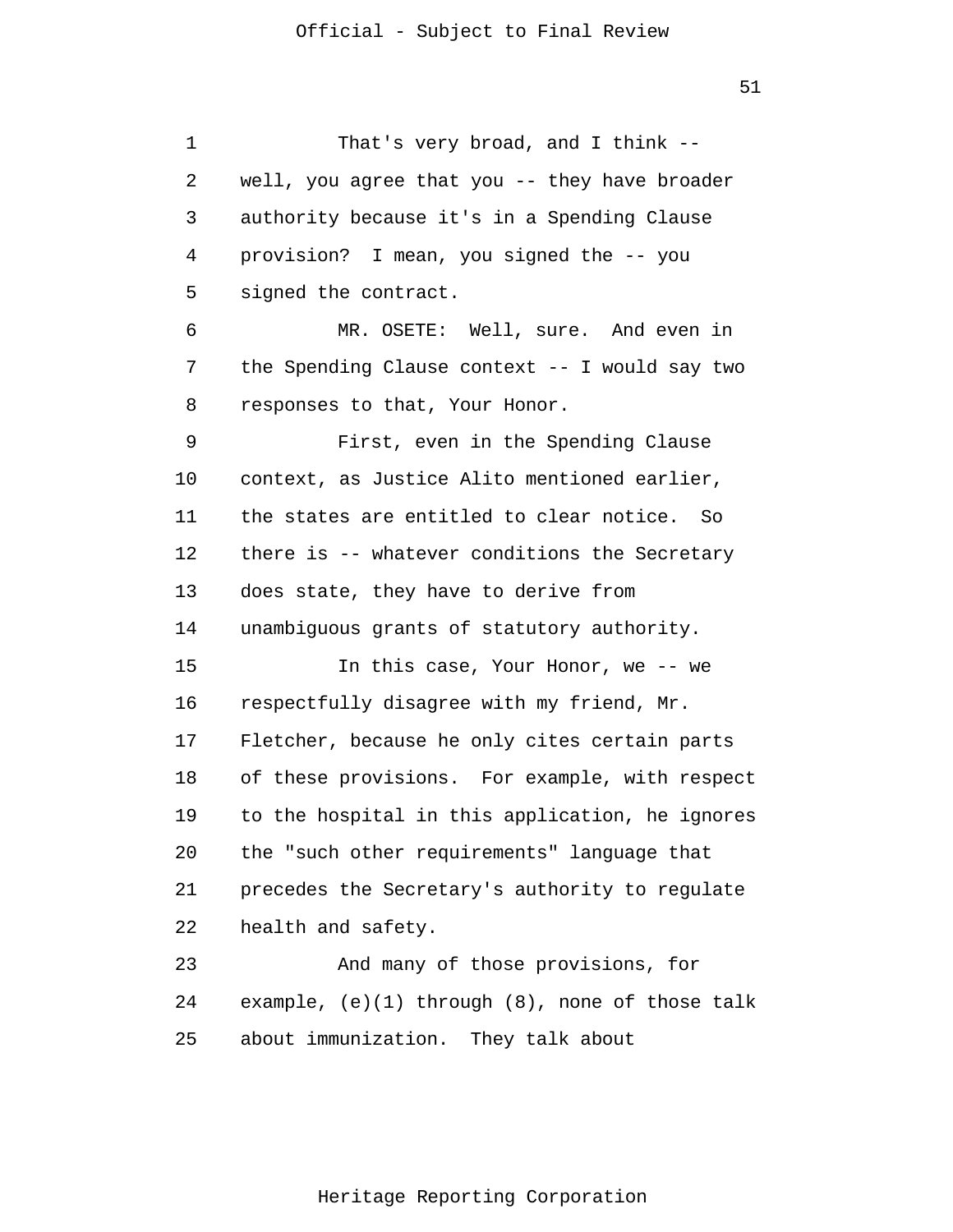That's very broad, and I think -- well, you agree that you -- they have broader authority because it's in a Spending Clause provision? I mean, you signed the -- you signed the contract.

MR. OSETE: Well, sure. And even in the Spending Clause context -- I would say two responses to that, Your Honor.

First, even in the Spending Clause context, as Justice Alito mentioned earlier, the states are entitled to clear notice. So there is -- whatever conditions the Secretary does state, they have to derive from unambiguous grants of statutory authority.

In this case, Your Honor, we -- we respectfully disagree with my friend, Mr. Fletcher, because he only cites certain parts of these provisions. For example, with respect to the hospital in this application, he ignores the "such other requirements" language that precedes the Secretary's authority to regulate health and safety.

And many of those provisions, for example, (e)(1) through (8), none of those talk about immunization. They talk about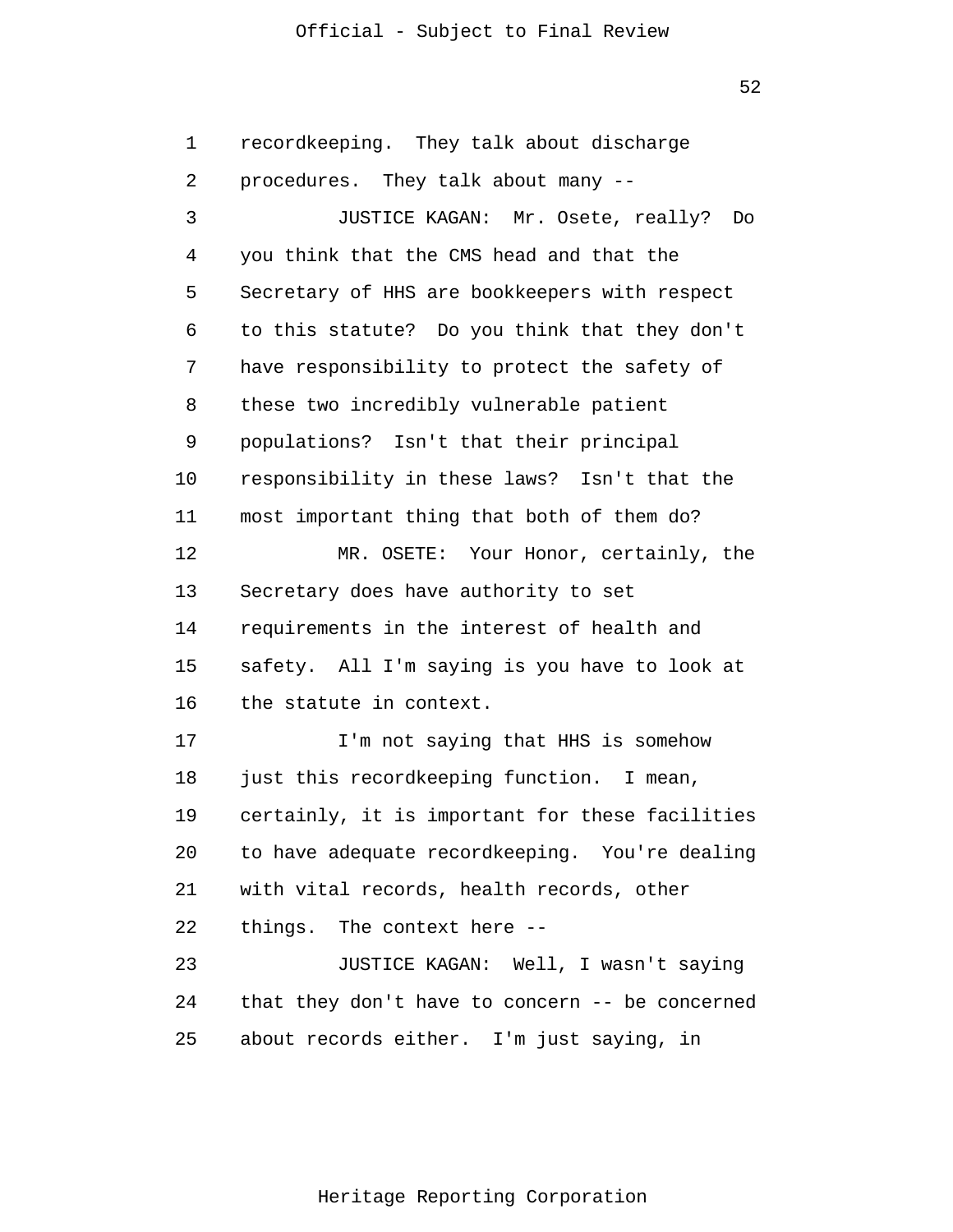recordkeeping. They talk about discharge procedures. They talk about many --

JUSTICE KAGAN: Mr. Osete, really? Do you think that the CMS head and that the Secretary of HHS are bookkeepers with respect to this statute? Do you think that they don't have responsibility to protect the safety of these two incredibly vulnerable patient populations? Isn't that their principal responsibility in these laws? Isn't that the most important thing that both of them do?

MR. OSETE: Your Honor, certainly, the Secretary does have authority to set requirements in the interest of health and safety. All I'm saying is you have to look at the statute in context.

I'm not saying that HHS is somehow just this recordkeeping function. I mean, certainly, it is important for these facilities to have adequate recordkeeping. You're dealing with vital records, health records, other things. The context here --

JUSTICE KAGAN: Well, I wasn't saying that they don't have to concern -- be concerned about records either. I'm just saying, in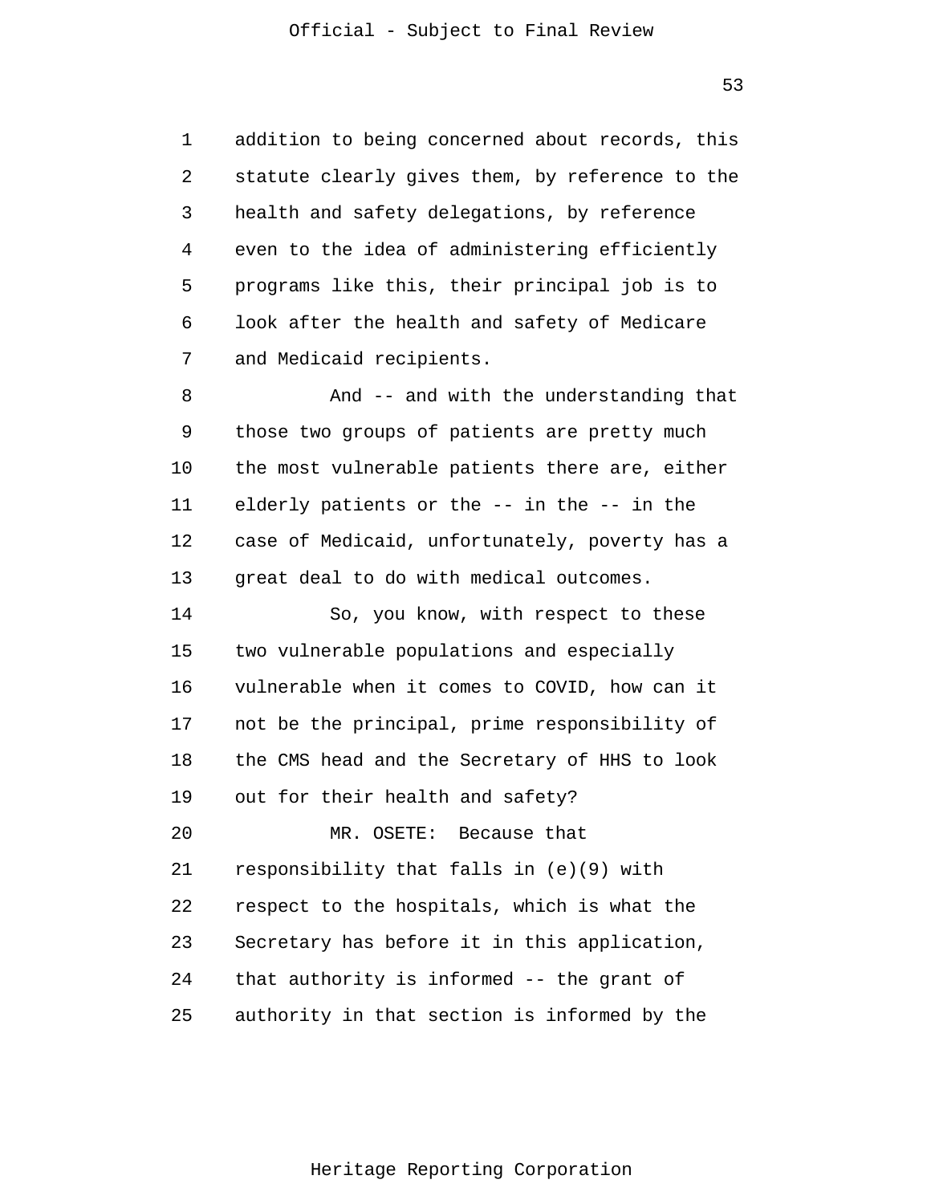addition to being concerned about records, this statute clearly gives them, by reference to the health and safety delegations, by reference even to the idea of administering efficiently programs like this, their principal job is to look after the health and safety of Medicare and Medicaid recipients.

And -- and with the understanding that those two groups of patients are pretty much the most vulnerable patients there are, either elderly patients or the -- in the -- in the case of Medicaid, unfortunately, poverty has a great deal to do with medical outcomes.

So, you know, with respect to these two vulnerable populations and especially vulnerable when it comes to COVID, how can it not be the principal, prime responsibility of the CMS head and the Secretary of HHS to look out for their health and safety?

MR. OSETE: Because that responsibility that falls in (e)(9) with respect to the hospitals, which is what the Secretary has before it in this application, that authority is informed -- the grant of authority in that section is informed by the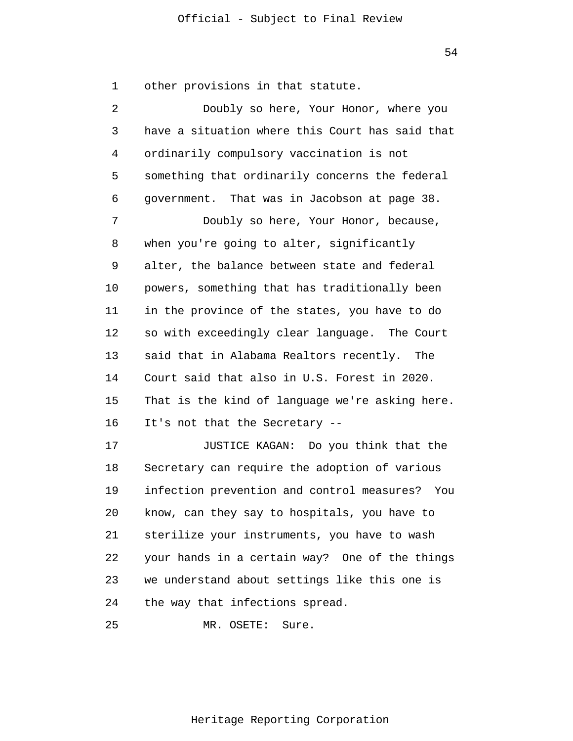other provisions in that statute.

Doubly so here, Your Honor, where you have a situation where this Court has said that ordinarily compulsory vaccination is not something that ordinarily concerns the federal government. That was in Jacobson at page 38.

Doubly so here, Your Honor, because, when you're going to alter, significantly alter, the balance between state and federal powers, something that has traditionally been in the province of the states, you have to do so with exceedingly clear language. The Court said that in Alabama Realtors recently. The Court said that also in U.S. Forest in 2020. That is the kind of language we're asking here. It's not that the Secretary --

JUSTICE KAGAN: Do you think that the Secretary can require the adoption of various infection prevention and control measures? You know, can they say to hospitals, you have to sterilize your instruments, you have to wash your hands in a certain way? One of the things we understand about settings like this one is the way that infections spread.

MR. OSETE: Sure.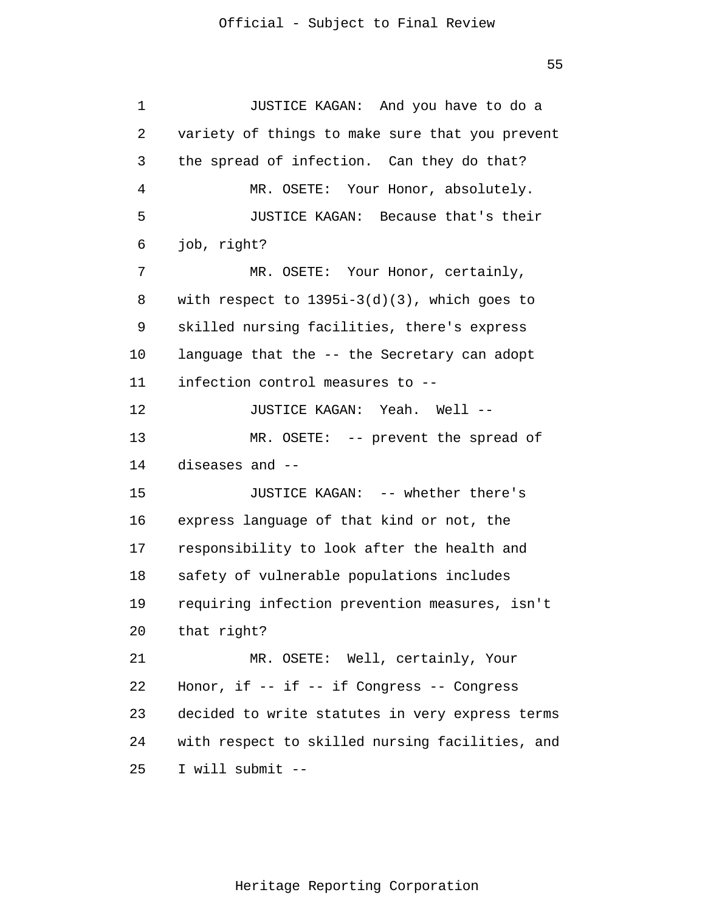JUSTICE KAGAN: And you have to do a variety of things to make sure that you prevent the spread of infection. Can they do that?

MR. OSETE: Your Honor, absolutely.

JUSTICE KAGAN: Because that's their job, right?

MR. OSETE: Your Honor, certainly, with respect to 1395i-3(d)(3), which goes to skilled nursing facilities, there's express language that the -- the Secretary can adopt infection control measures to --

JUSTICE KAGAN: Yeah. Well --

MR. OSETE: -- prevent the spread of diseases and --

JUSTICE KAGAN: -- whether there's express language of that kind or not, the responsibility to look after the health and safety of vulnerable populations includes requiring infection prevention measures, isn't that right?

MR. OSETE: Well, certainly, Your Honor, if -- if -- if Congress -- Congress decided to write statutes in very express terms with respect to skilled nursing facilities, and I will submit --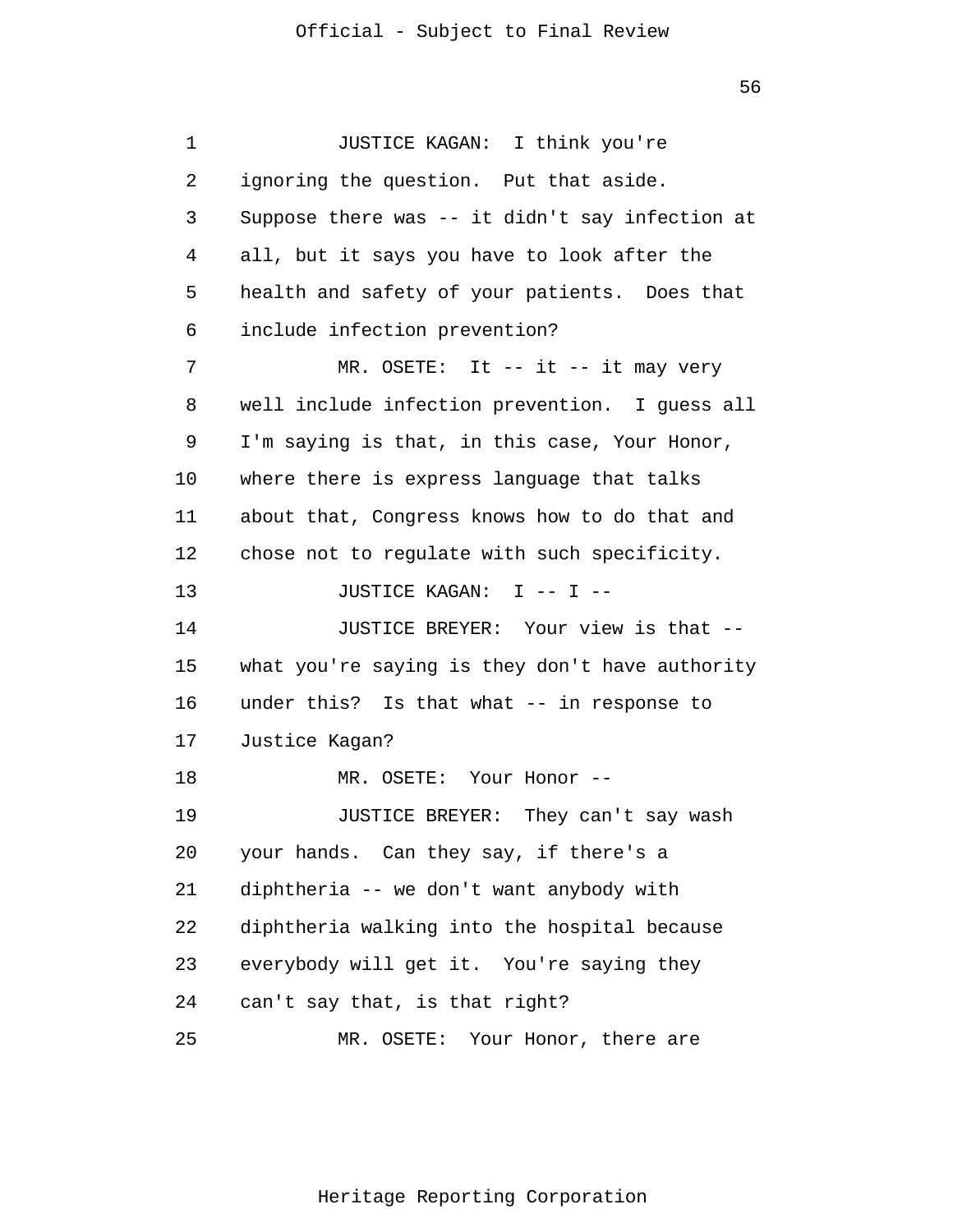JUSTICE KAGAN: I think you're ignoring the question. Put that aside. Suppose there was -- it didn't say infection at all, but it says you have to look after the health and safety of your patients. Does that include infection prevention?

MR. OSETE: It -- it -- it may very well include infection prevention. I guess all I'm saying is that, in this case, Your Honor, where there is express language that talks about that, Congress knows how to do that and chose not to regulate with such specificity.

JUSTICE KAGAN: I -- I --

JUSTICE BREYER: Your view is that -- what you're saying is they don't have authority under this? Is that what -- in response to Justice Kagan?

MR. OSETE: Your Honor --

JUSTICE BREYER: They can't say wash your hands. Can they say, if there's a diphtheria -- we don't want anybody with diphtheria walking into the hospital because everybody will get it. You're saying they can't say that, is that right?

MR. OSETE: Your Honor, there are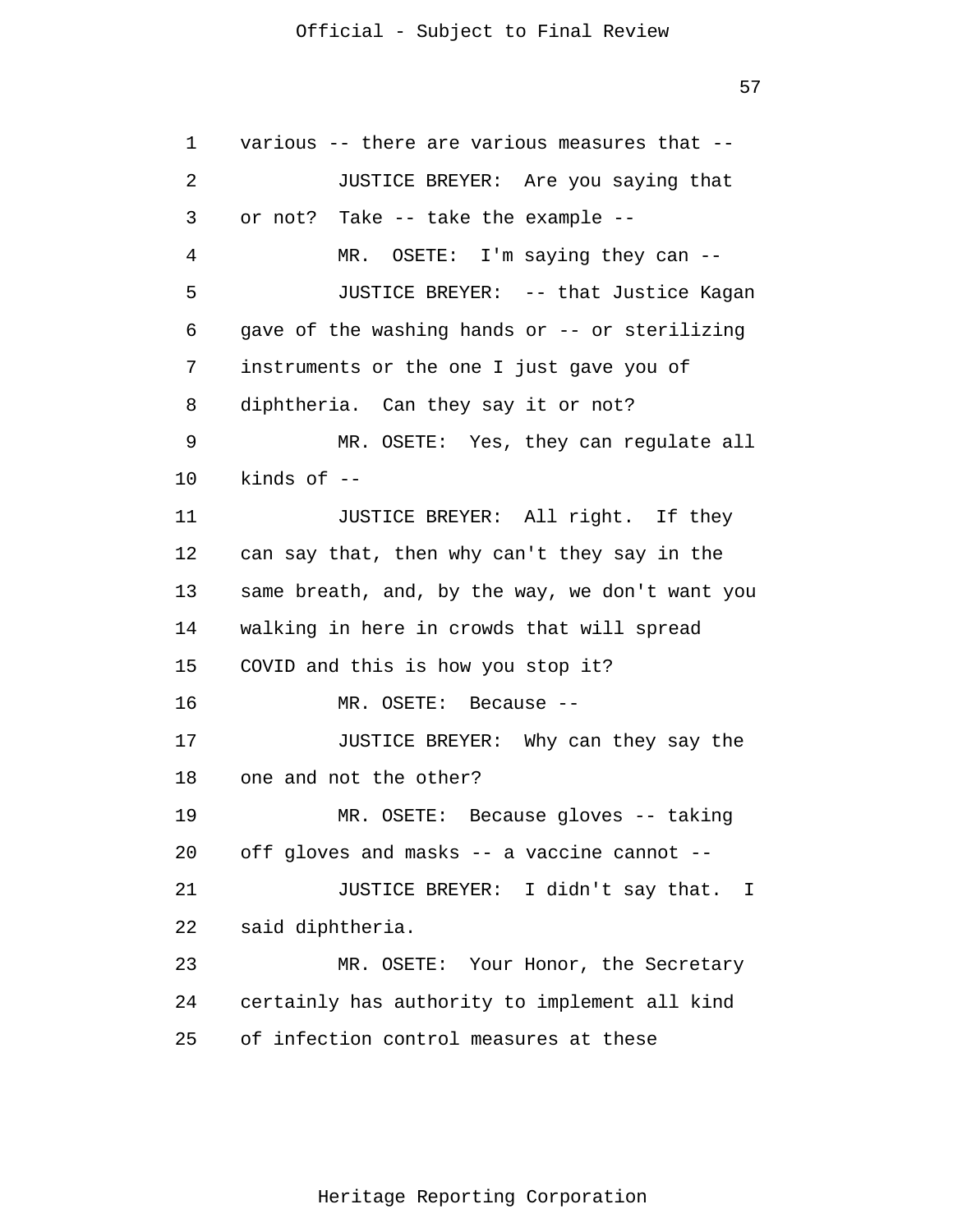various -- there are various measures that --

JUSTICE BREYER: Are you saying that or not? Take -- take the example --

MR. OSETE: I'm saying they can --

JUSTICE BREYER: -- that Justice Kagan gave of the washing hands or -- or sterilizing instruments or the one I just gave you of diphtheria. Can they say it or not?

MR. OSETE: Yes, they can regulate all kinds of --

JUSTICE BREYER: All right. If they can say that, then why can't they say in the same breath, and, by the way, we don't want you walking in here in crowds that will spread COVID and this is how you stop it?

MR. OSETE: Because --

JUSTICE BREYER: Why can they say the one and not the other?

MR. OSETE: Because gloves -- taking off gloves and masks -- a vaccine cannot --

JUSTICE BREYER: I didn't say that. I said diphtheria.

MR. OSETE: Your Honor, the Secretary certainly has authority to implement all kind of infection control measures at these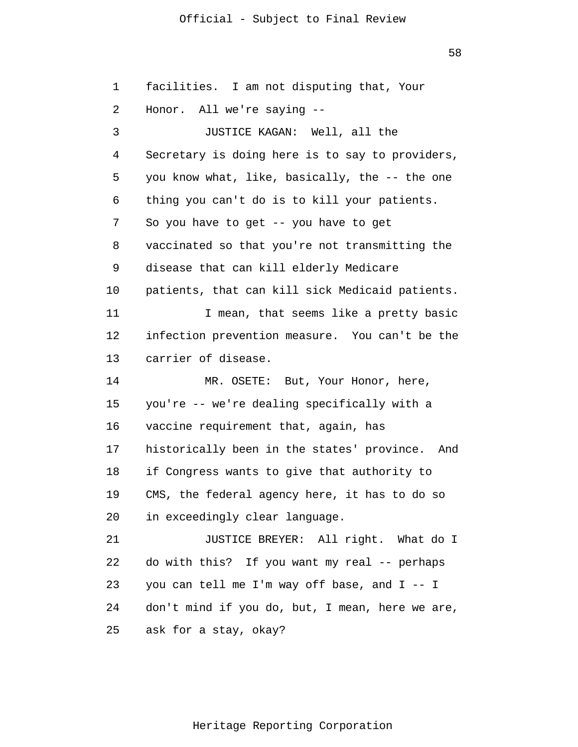facilities. I am not disputing that, Your Honor. All we're saying --

JUSTICE KAGAN: Well, all the Secretary is doing here is to say to providers, you know what, like, basically, the -- the one thing you can't do is to kill your patients. So you have to get -- you have to get vaccinated so that you're not transmitting the disease that can kill elderly Medicare patients, that can kill sick Medicaid patients.

I mean, that seems like a pretty basic infection prevention measure. You can't be the carrier of disease.

MR. OSETE: But, Your Honor, here, you're -- we're dealing specifically with a vaccine requirement that, again, has historically been in the states' province. And if Congress wants to give that authority to CMS, the federal agency here, it has to do so in exceedingly clear language.

JUSTICE BREYER: All right. What do I do with this? If you want my real -- perhaps you can tell me I'm way off base, and I -- I don't mind if you do, but, I mean, here we are, ask for a stay, okay?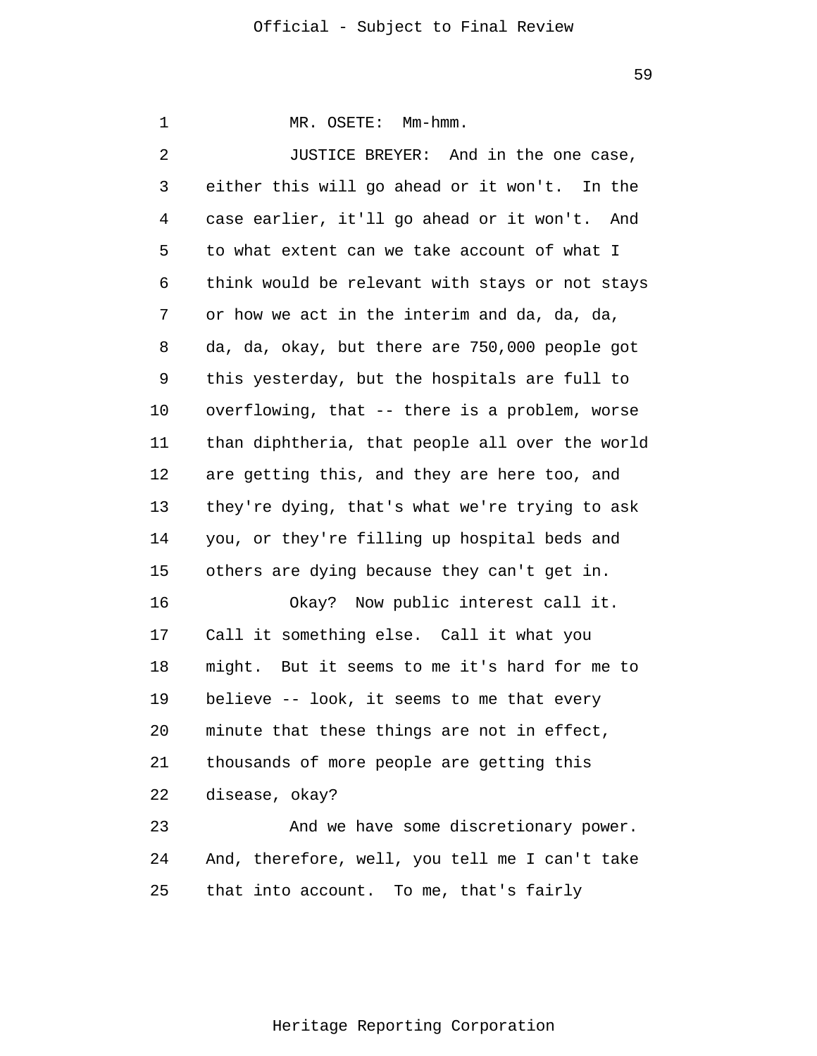MR. OSETE: Mm-hmm.

JUSTICE BREYER: And in the one case, either this will go ahead or it won't. In the case earlier, it'll go ahead or it won't. And to what extent can we take account of what I think would be relevant with stays or not stays or how we act in the interim and da, da, da, da, da, okay, but there are 750,000 people got this yesterday, but the hospitals are full to overflowing, that -- there is a problem, worse than diphtheria, that people all over the world are getting this, and they are here too, and they're dying, that's what we're trying to ask you, or they're filling up hospital beds and others are dying because they can't get in.

Okay? Now public interest call it. Call it something else. Call it what you might. But it seems to me it's hard for me to believe -- look, it seems to me that every minute that these things are not in effect, thousands of more people are getting this disease, okay?

And we have some discretionary power. And, therefore, well, you tell me I can't take that into account. To me, that's fairly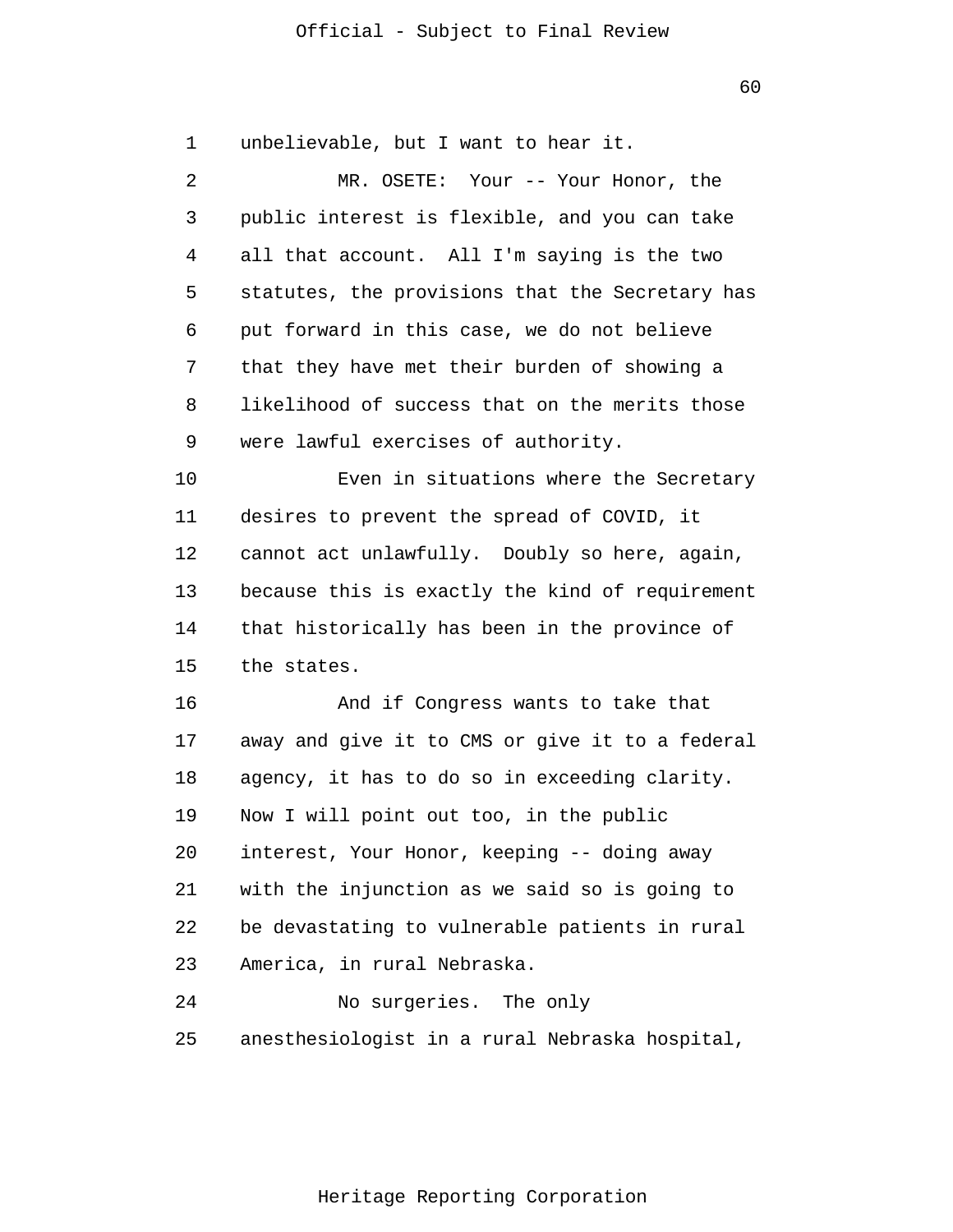unbelievable, but I want to hear it.

MR. OSETE: Your -- Your Honor, the public interest is flexible, and you can take all that account. All I'm saying is the two statutes, the provisions that the Secretary has put forward in this case, we do not believe that they have met their burden of showing a likelihood of success that on the merits those were lawful exercises of authority.

Even in situations where the Secretary desires to prevent the spread of COVID, it cannot act unlawfully. Doubly so here, again, because this is exactly the kind of requirement that historically has been in the province of the states.

And if Congress wants to take that away and give it to CMS or give it to a federal agency, it has to do so in exceeding clarity. Now I will point out too, in the public interest, Your Honor, keeping -- doing away with the injunction as we said so is going to be devastating to vulnerable patients in rural America, in rural Nebraska.

No surgeries. The only anesthesiologist in a rural Nebraska hospital,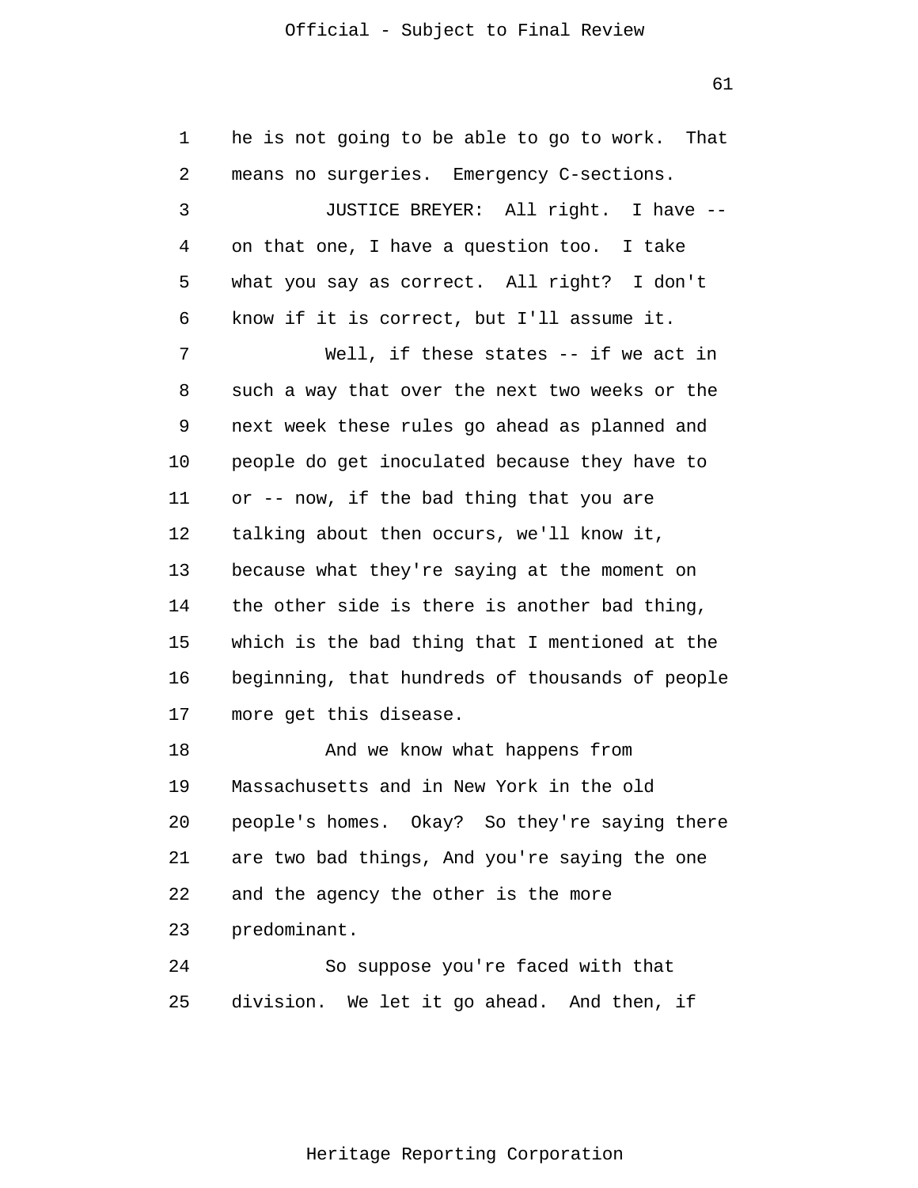he is not going to be able to go to work. That means no surgeries. Emergency C-sections.

JUSTICE BREYER: All right. I have -- on that one, I have a question too. I take what you say as correct. All right? I don't know if it is correct, but I'll assume it.

Well, if these states -- if we act in such a way that over the next two weeks or the next week these rules go ahead as planned and people do get inoculated because they have to or -- now, if the bad thing that you are talking about then occurs, we'll know it, because what they're saying at the moment on the other side is there is another bad thing, which is the bad thing that I mentioned at the beginning, that hundreds of thousands of people more get this disease.

And we know what happens from Massachusetts and in New York in the old people's homes. Okay? So they're saying there are two bad things, And you're saying the one and the agency the other is the more predominant.

So suppose you're faced with that division. We let it go ahead. And then, if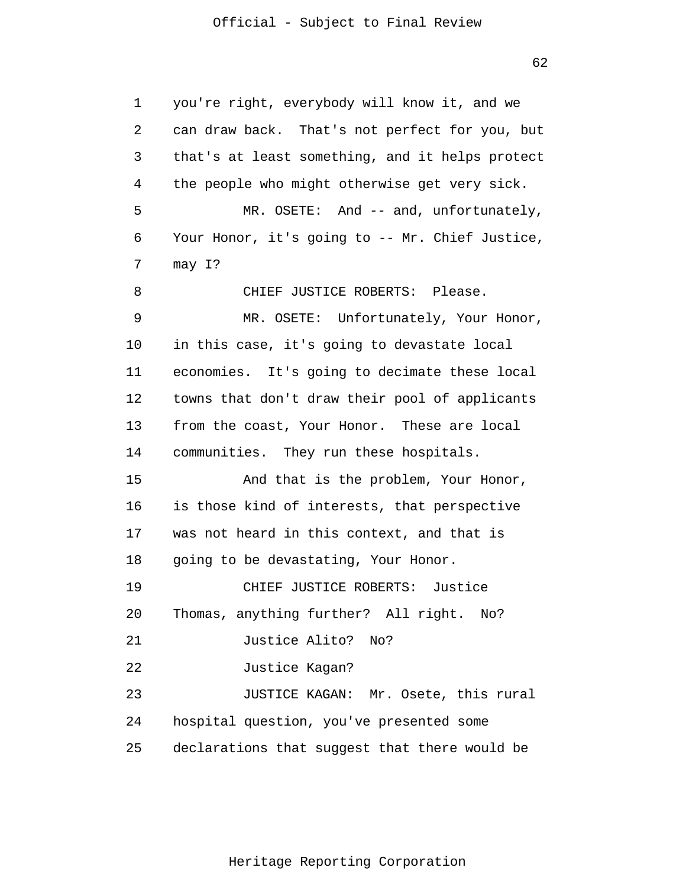you're right, everybody will know it, and we can draw back. That's not perfect for you, but that's at least something, and it helps protect the people who might otherwise get very sick.

MR. OSETE: And -- and, unfortunately, Your Honor, it's going to -- Mr. Chief Justice, may I?

CHIEF JUSTICE ROBERTS: Please.

MR. OSETE: Unfortunately, Your Honor, in this case, it's going to devastate local economies. It's going to decimate these local towns that don't draw their pool of applicants from the coast, Your Honor. These are local communities. They run these hospitals.

And that is the problem, Your Honor, is those kind of interests, that perspective was not heard in this context, and that is going to be devastating, Your Honor.

CHIEF JUSTICE ROBERTS: Justice Thomas, anything further? All right. No?

Justice Alito? No?

Justice Kagan?

JUSTICE KAGAN: Mr. Osete, this rural hospital question, you've presented some declarations that suggest that there would be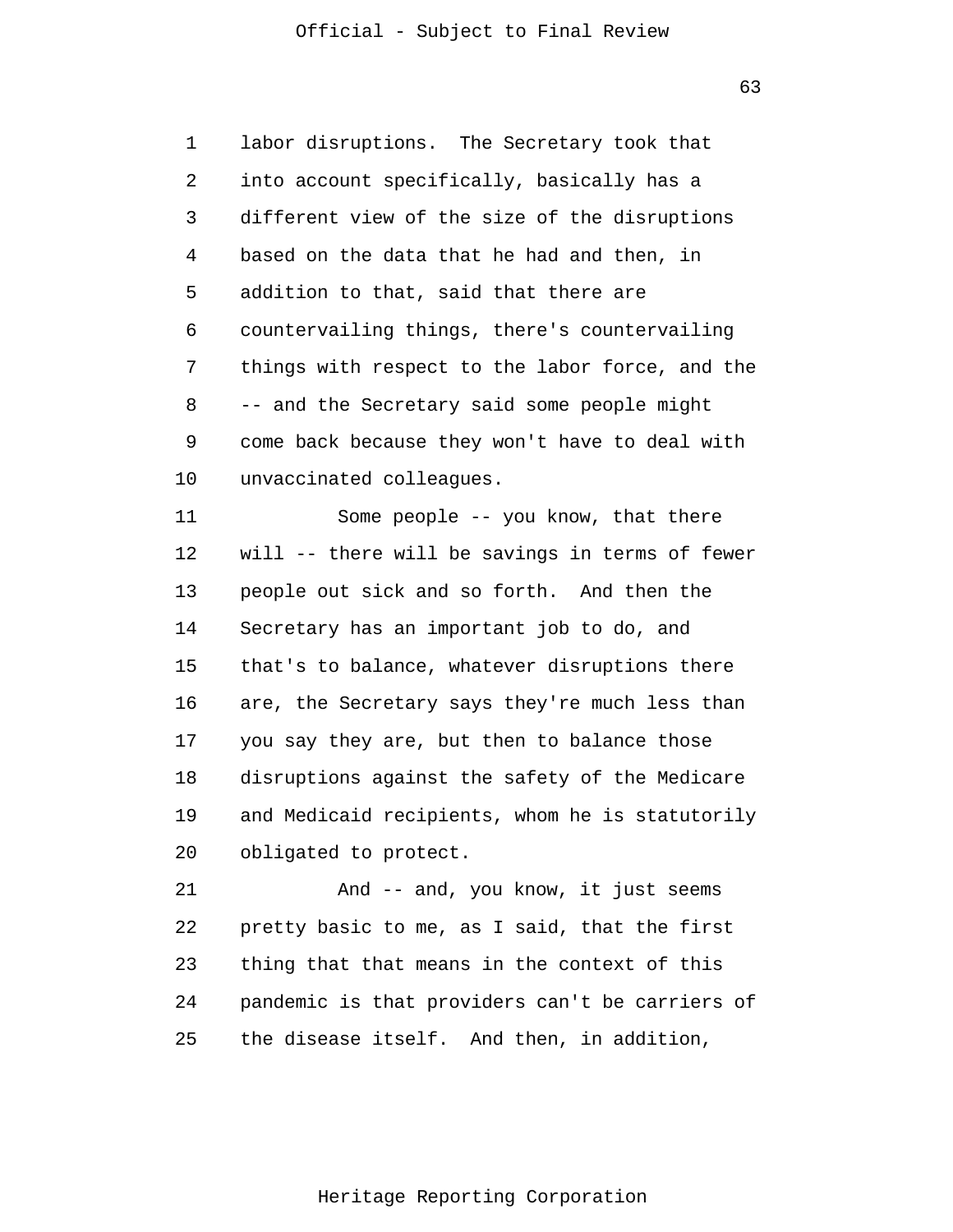labor disruptions. The Secretary took that into account specifically, basically has a different view of the size of the disruptions based on the data that he had and then, in addition to that, said that there are countervailing things, there's countervailing things with respect to the labor force, and the -- and the Secretary said some people might come back because they won't have to deal with unvaccinated colleagues.

Some people -- you know, that there will -- there will be savings in terms of fewer people out sick and so forth. And then the Secretary has an important job to do, and that's to balance, whatever disruptions there are, the Secretary says they're much less than you say they are, but then to balance those disruptions against the safety of the Medicare and Medicaid recipients, whom he is statutorily obligated to protect.

And -- and, you know, it just seems pretty basic to me, as I said, that the first thing that that means in the context of this pandemic is that providers can't be carriers of the disease itself. And then, in addition,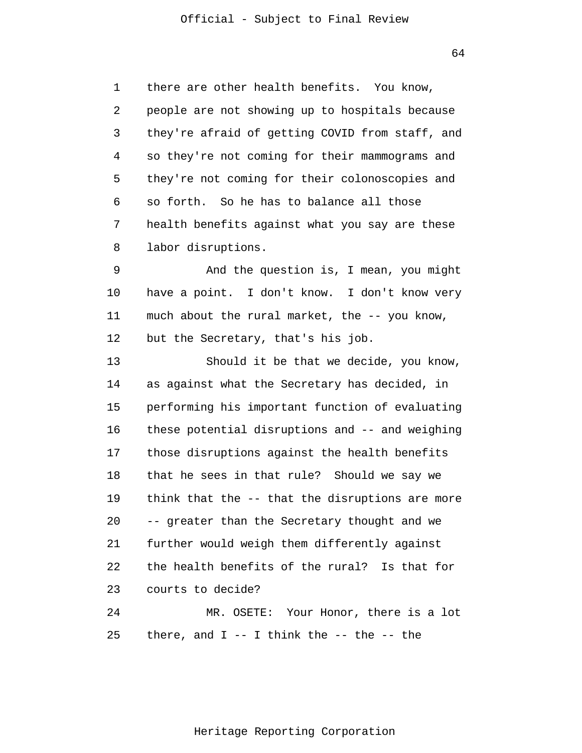there are other health benefits. You know, people are not showing up to hospitals because they're afraid of getting COVID from staff, and so they're not coming for their mammograms and they're not coming for their colonoscopies and so forth. So he has to balance all those health benefits against what you say are these labor disruptions.

And the question is, I mean, you might have a point. I don't know. I don't know very much about the rural market, the -- you know, but the Secretary, that's his job.

Should it be that we decide, you know, as against what the Secretary has decided, in performing his important function of evaluating these potential disruptions and -- and weighing those disruptions against the health benefits that he sees in that rule? Should we say we think that the -- that the disruptions are more -- greater than the Secretary thought and we further would weigh them differently against the health benefits of the rural? Is that for courts to decide?

MR. OSETE: Your Honor, there is a lot there, and I -- I think the -- the -- the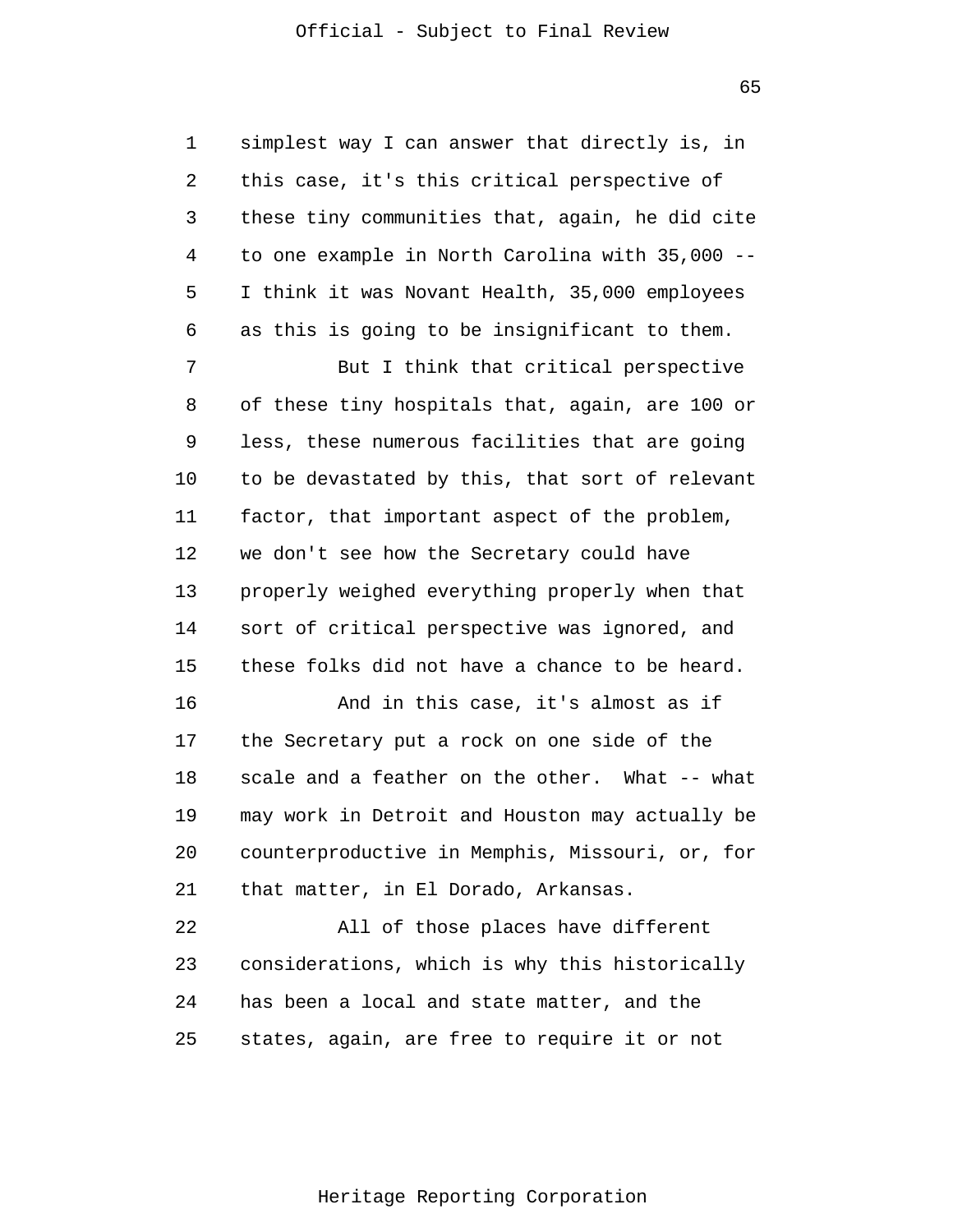simplest way I can answer that directly is, in this case, it's this critical perspective of these tiny communities that, again, he did cite to one example in North Carolina with 35,000 -- I think it was Novant Health, 35,000 employees as this is going to be insignificant to them.

But I think that critical perspective of these tiny hospitals that, again, are 100 or less, these numerous facilities that are going to be devastated by this, that sort of relevant factor, that important aspect of the problem, we don't see how the Secretary could have properly weighed everything properly when that sort of critical perspective was ignored, and these folks did not have a chance to be heard.

And in this case, it's almost as if the Secretary put a rock on one side of the scale and a feather on the other. What -- what may work in Detroit and Houston may actually be counterproductive in Memphis, Missouri, or, for that matter, in El Dorado, Arkansas.

All of those places have different considerations, which is why this historically has been a local and state matter, and the states, again, are free to require it or not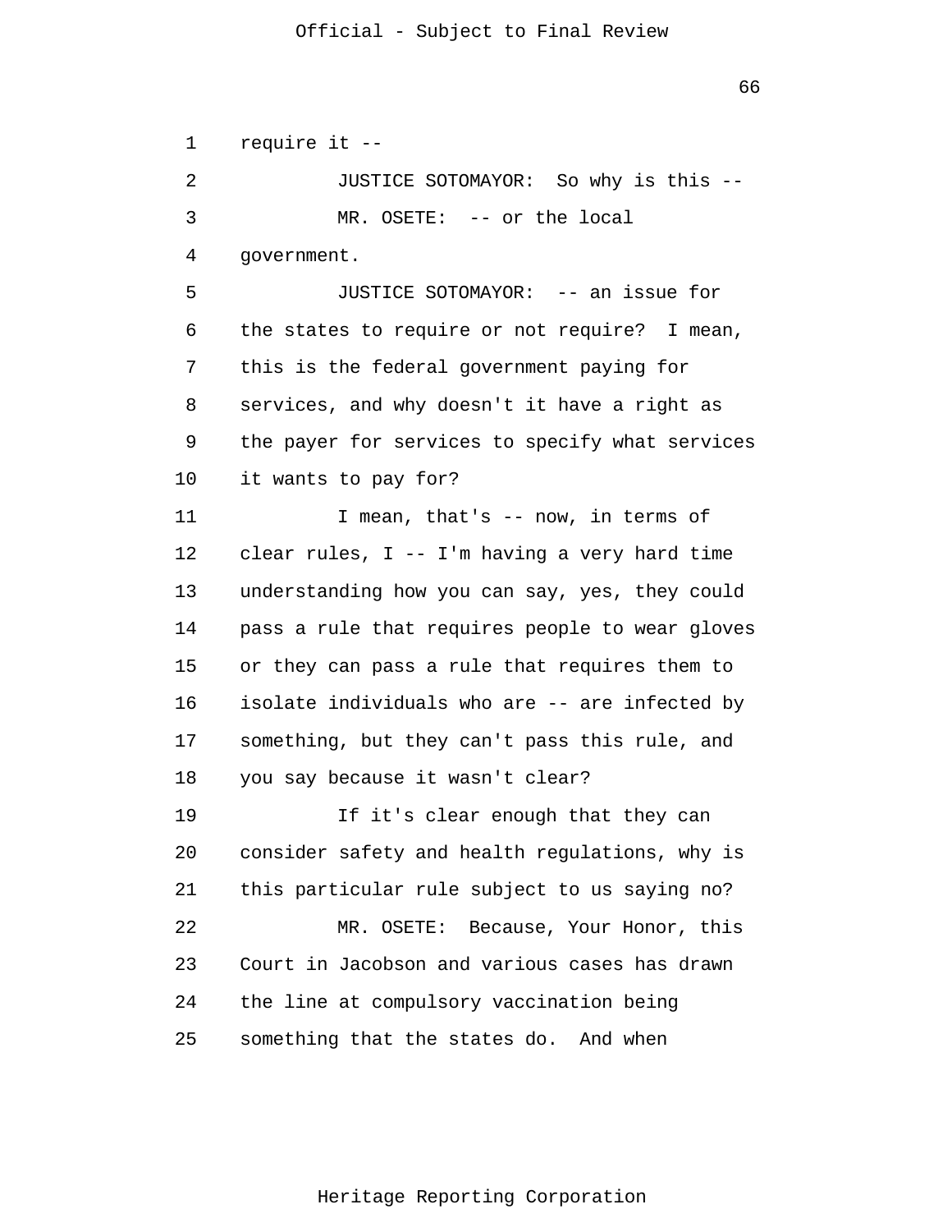require it --

JUSTICE SOTOMAYOR: So why is this --

MR. OSETE: -- or the local government.

JUSTICE SOTOMAYOR: -- an issue for the states to require or not require? I mean, this is the federal government paying for services, and why doesn't it have a right as the payer for services to specify what services it wants to pay for?

I mean, that's -- now, in terms of clear rules, I -- I'm having a very hard time understanding how you can say, yes, they could pass a rule that requires people to wear gloves or they can pass a rule that requires them to isolate individuals who are -- are infected by something, but they can't pass this rule, and you say because it wasn't clear?

If it's clear enough that they can consider safety and health regulations, why is this particular rule subject to us saying no?

MR. OSETE: Because, Your Honor, this Court in Jacobson and various cases has drawn the line at compulsory vaccination being something that the states do. And when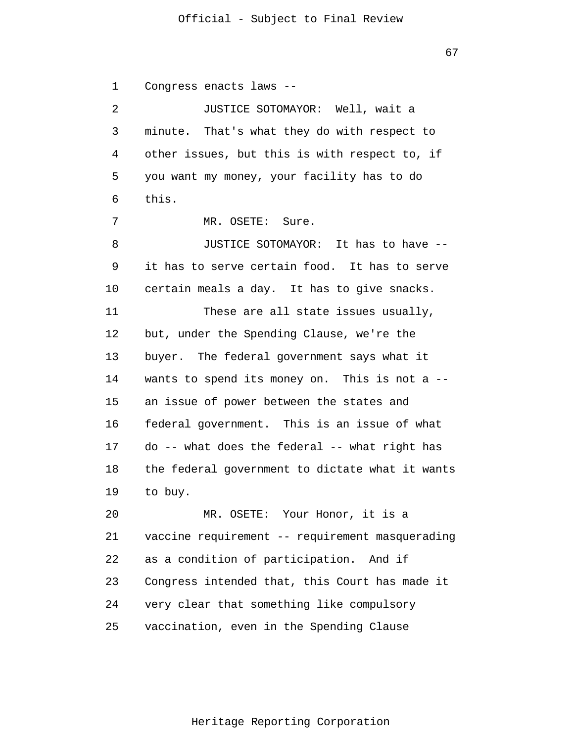Congress enacts laws --

JUSTICE SOTOMAYOR: Well, wait a minute. That's what they do with respect to other issues, but this is with respect to, if you want my money, your facility has to do this.

MR. OSETE: Sure.

JUSTICE SOTOMAYOR: It has to have -- it has to serve certain food. It has to serve certain meals a day. It has to give snacks.

These are all state issues usually, but, under the Spending Clause, we're the buyer. The federal government says what it wants to spend its money on. This is not a -- an issue of power between the states and federal government. This is an issue of what do -- what does the federal -- what right has the federal government to dictate what it wants to buy.

MR. OSETE: Your Honor, it is a vaccine requirement -- requirement masquerading as a condition of participation. And if Congress intended that, this Court has made it very clear that something like compulsory vaccination, even in the Spending Clause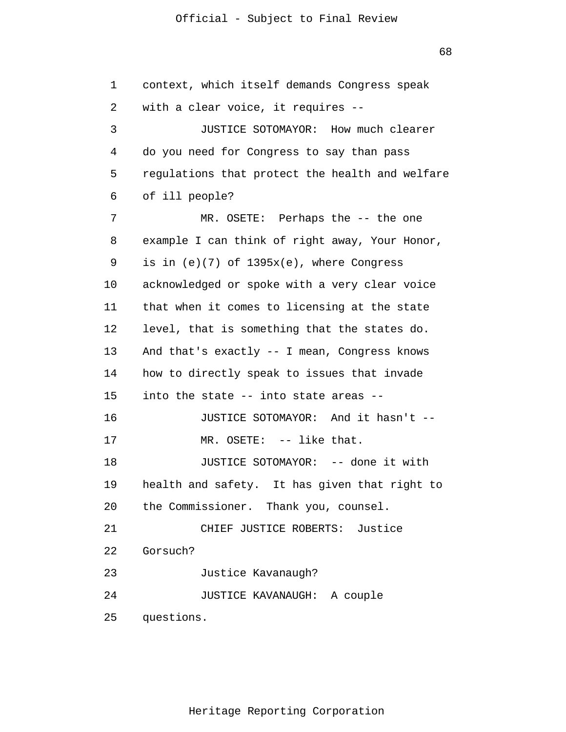context, which itself demands Congress speak with a clear voice, it requires --

JUSTICE SOTOMAYOR: How much clearer do you need for Congress to say than pass regulations that protect the health and welfare of ill people?

MR. OSETE: Perhaps the -- the one example I can think of right away, Your Honor, is in (e)(7) of 1395x(e), where Congress acknowledged or spoke with a very clear voice that when it comes to licensing at the state level, that is something that the states do. And that's exactly -- I mean, Congress knows how to directly speak to issues that invade into the state -- into state areas --

JUSTICE SOTOMAYOR: And it hasn't --

MR. OSETE: -- like that.

JUSTICE SOTOMAYOR: -- done it with health and safety. It has given that right to the Commissioner. Thank you, counsel.

CHIEF JUSTICE ROBERTS: Justice Gorsuch?

Justice Kavanaugh?

JUSTICE KAVANAUGH: A couple questions.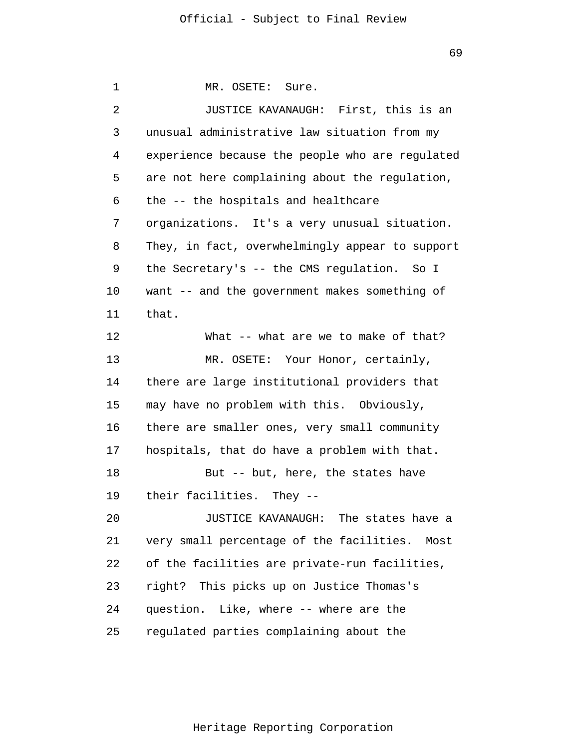MR. OSETE: Sure.

JUSTICE KAVANAUGH: First, this is an unusual administrative law situation from my experience because the people who are regulated are not here complaining about the regulation, the -- the hospitals and healthcare organizations. It's a very unusual situation. They, in fact, overwhelmingly appear to support the Secretary's -- the CMS regulation. So I want -- and the government makes something of that.

What -- what are we to make of that?

MR. OSETE: Your Honor, certainly, there are large institutional providers that may have no problem with this. Obviously, there are smaller ones, very small community hospitals, that do have a problem with that.

But -- but, here, the states have their facilities. They --

JUSTICE KAVANAUGH: The states have a very small percentage of the facilities. Most of the facilities are private-run facilities, right? This picks up on Justice Thomas's question. Like, where -- where are the regulated parties complaining about the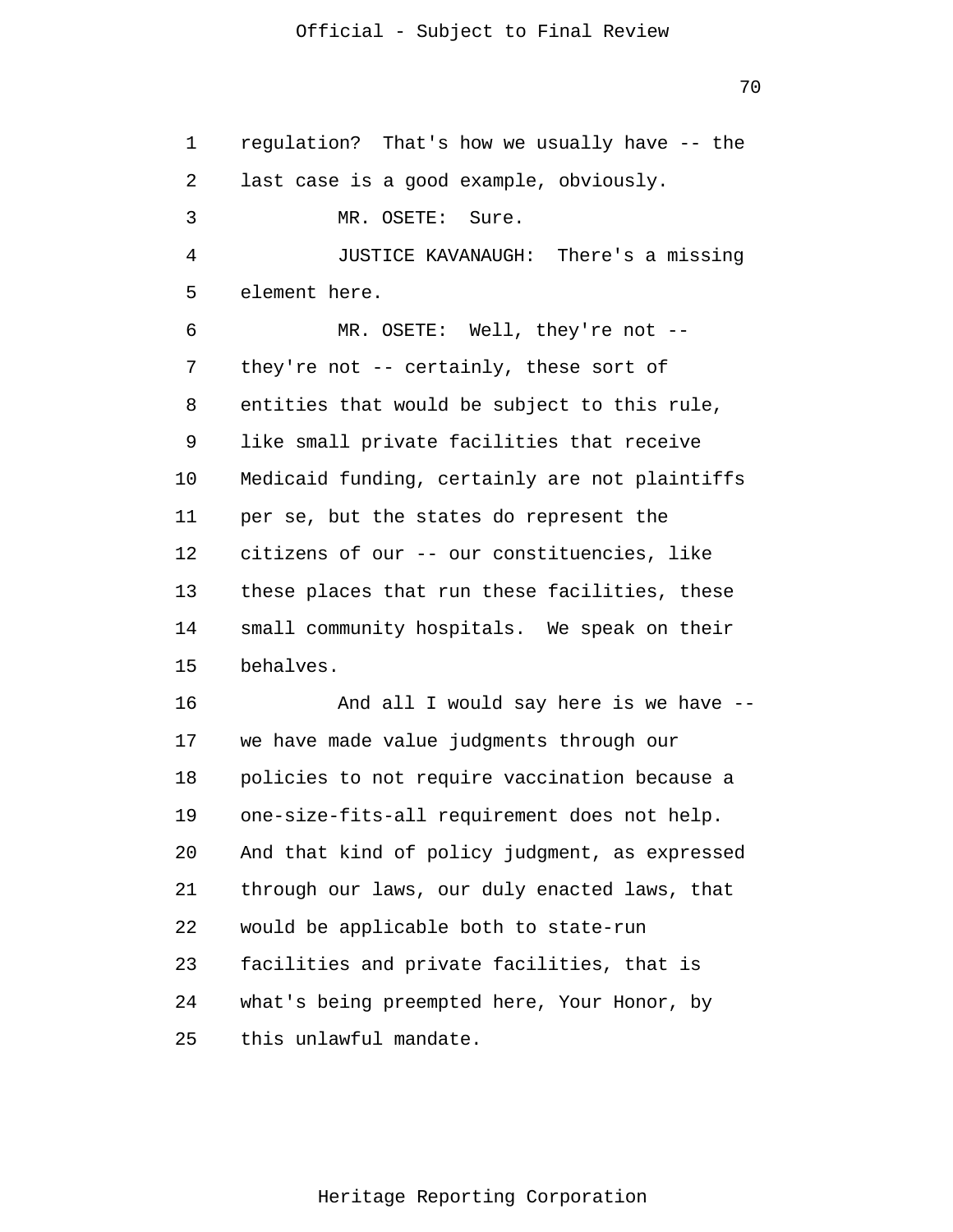regulation? That's how we usually have -- the last case is a good example, obviously.

MR. OSETE: Sure.

JUSTICE KAVANAUGH: There's a missing element here.

MR. OSETE: Well, they're not -- they're not -- certainly, these sort of entities that would be subject to this rule, like small private facilities that receive Medicaid funding, certainly are not plaintiffs per se, but the states do represent the citizens of our -- our constituencies, like these places that run these facilities, these small community hospitals. We speak on their behalves.

And all I would say here is we have -- we have made value judgments through our policies to not require vaccination because a one-size-fits-all requirement does not help. And that kind of policy judgment, as expressed through our laws, our duly enacted laws, that would be applicable both to state-run facilities and private facilities, that is what's being preempted here, Your Honor, by this unlawful mandate.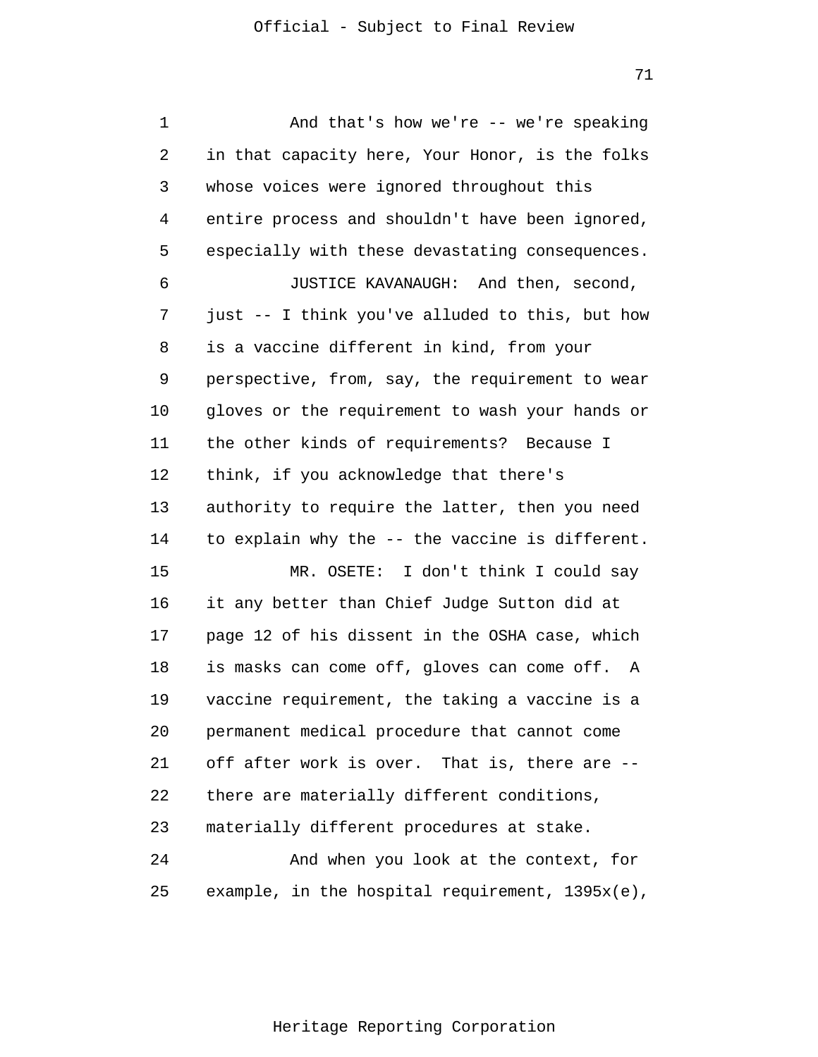And that's how we're -- we're speaking in that capacity here, Your Honor, is the folks whose voices were ignored throughout this entire process and shouldn't have been ignored, especially with these devastating consequences.

JUSTICE KAVANAUGH: And then, second, just -- I think you've alluded to this, but how is a vaccine different in kind, from your perspective, from, say, the requirement to wear gloves or the requirement to wash your hands or the other kinds of requirements? Because I think, if you acknowledge that there's authority to require the latter, then you need to explain why the -- the vaccine is different.

MR. OSETE: I don't think I could say it any better than Chief Judge Sutton did at page 12 of his dissent in the OSHA case, which is masks can come off, gloves can come off. A vaccine requirement, the taking a vaccine is a permanent medical procedure that cannot come off after work is over. That is, there are -- there are materially different conditions, materially different procedures at stake.

And when you look at the context, for example, in the hospital requirement, 1395x(e),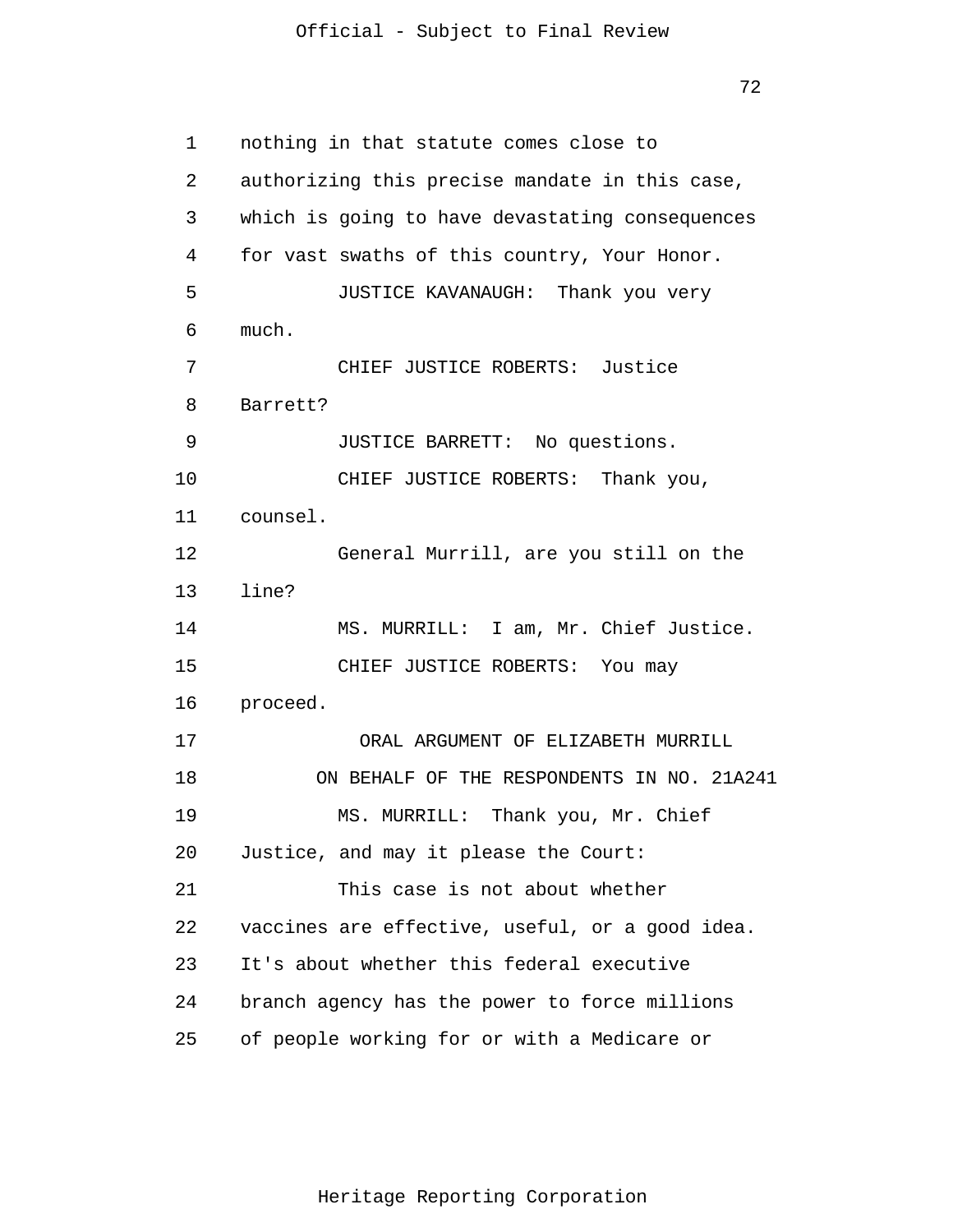nothing in that statute comes close to authorizing this precise mandate in this case, which is going to have devastating consequences for vast swaths of this country, Your Honor.

JUSTICE KAVANAUGH: Thank you very much.

CHIEF JUSTICE ROBERTS: Justice Barrett?

JUSTICE BARRETT: No questions.

CHIEF JUSTICE ROBERTS: Thank you, counsel.

General Murrill, are you still on the line?

MS. MURRILL: I am, Mr. Chief Justice.

CHIEF JUSTICE ROBERTS: You may proceed.

ORAL ARGUMENT OF ELIZABETH MURRILL
ON BEHALF OF THE RESPONDENTS IN NO. 21A241

MS. MURRILL: Thank you, Mr. Chief Justice, and may it please the Court:

This case is not about whether vaccines are effective, useful, or a good idea. It's about whether this federal executive branch agency has the power to force millions of people working for or with a Medicare or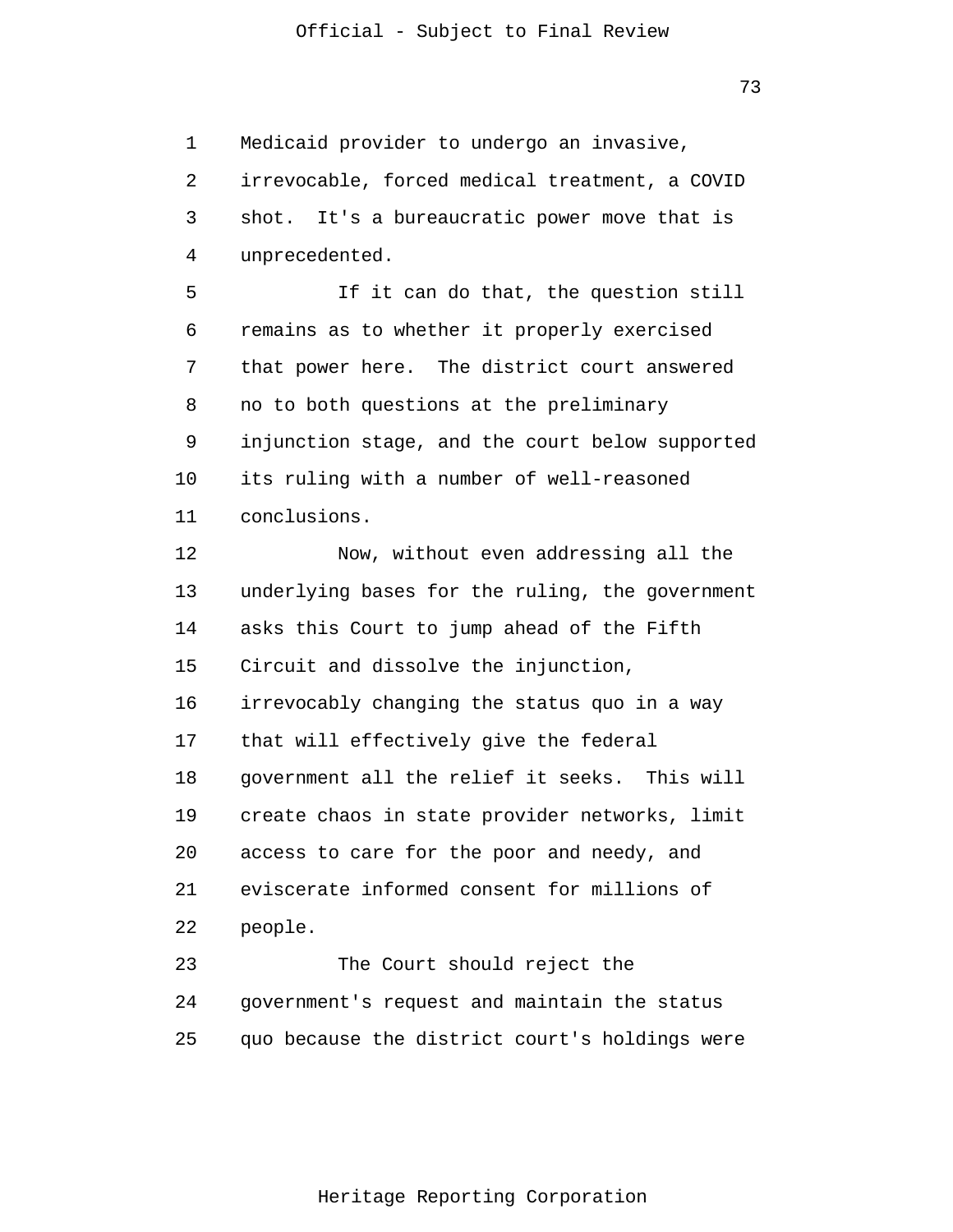Medicaid provider to undergo an invasive, irrevocable, forced medical treatment, a COVID shot. It's a bureaucratic power move that is unprecedented.

If it can do that, the question still remains as to whether it properly exercised that power here. The district court answered no to both questions at the preliminary injunction stage, and the court below supported its ruling with a number of well-reasoned conclusions.

Now, without even addressing all the underlying bases for the ruling, the government asks this Court to jump ahead of the Fifth Circuit and dissolve the injunction, irrevocably changing the status quo in a way that will effectively give the federal government all the relief it seeks. This will create chaos in state provider networks, limit access to care for the poor and needy, and eviscerate informed consent for millions of people.

The Court should reject the government's request and maintain the status quo because the district court's holdings were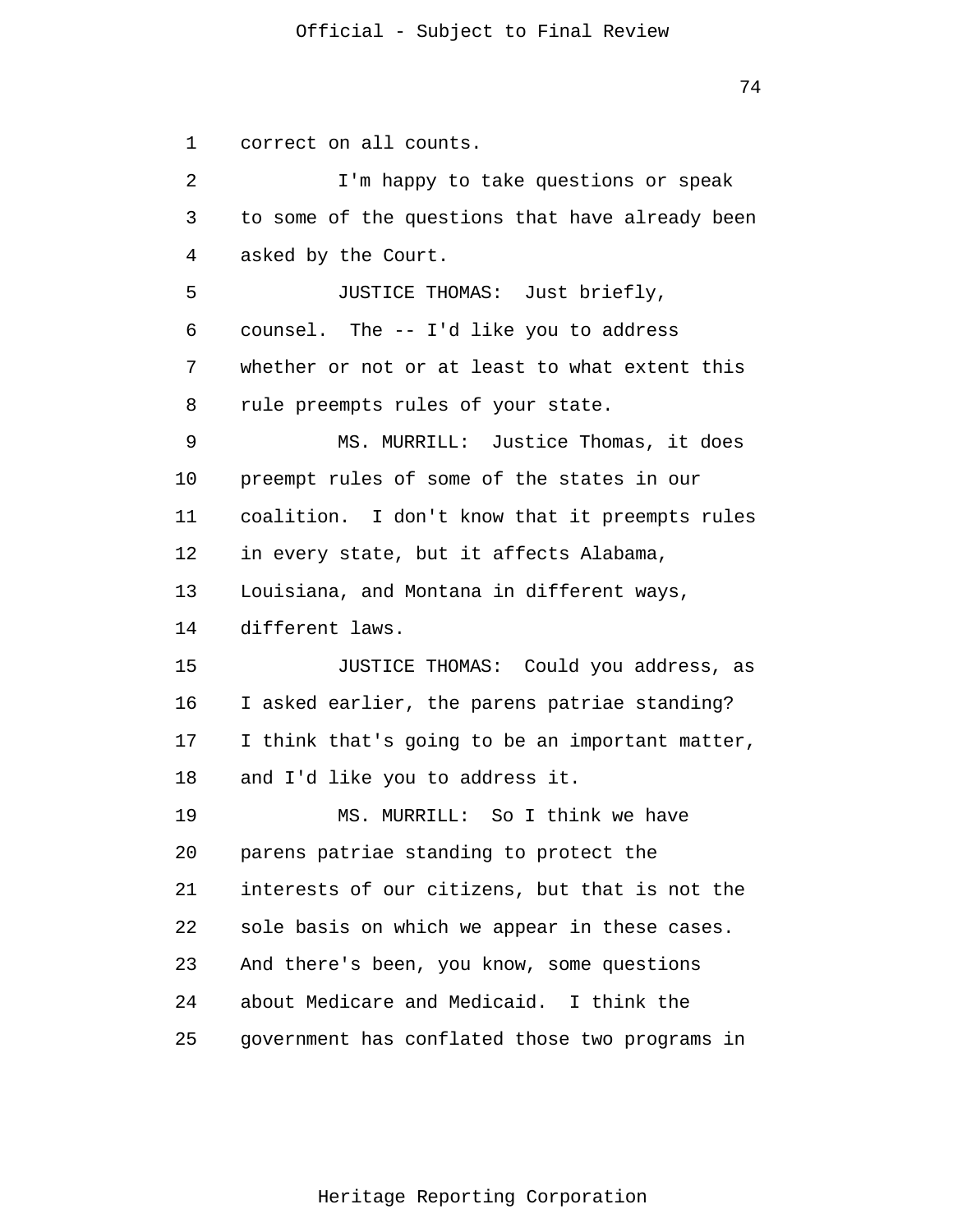correct on all counts.

I'm happy to take questions or speak to some of the questions that have already been asked by the Court.

JUSTICE THOMAS: Just briefly, counsel. The -- I'd like you to address whether or not or at least to what extent this rule preempts rules of your state.

MS. MURRILL: Justice Thomas, it does preempt rules of some of the states in our coalition. I don't know that it preempts rules in every state, but it affects Alabama, Louisiana, and Montana in different ways, different laws.

JUSTICE THOMAS: Could you address, as I asked earlier, the parens patriae standing? I think that's going to be an important matter, and I'd like you to address it.

MS. MURRILL: So I think we have parens patriae standing to protect the interests of our citizens, but that is not the sole basis on which we appear in these cases. And there's been, you know, some questions about Medicare and Medicaid. I think the government has conflated those two programs in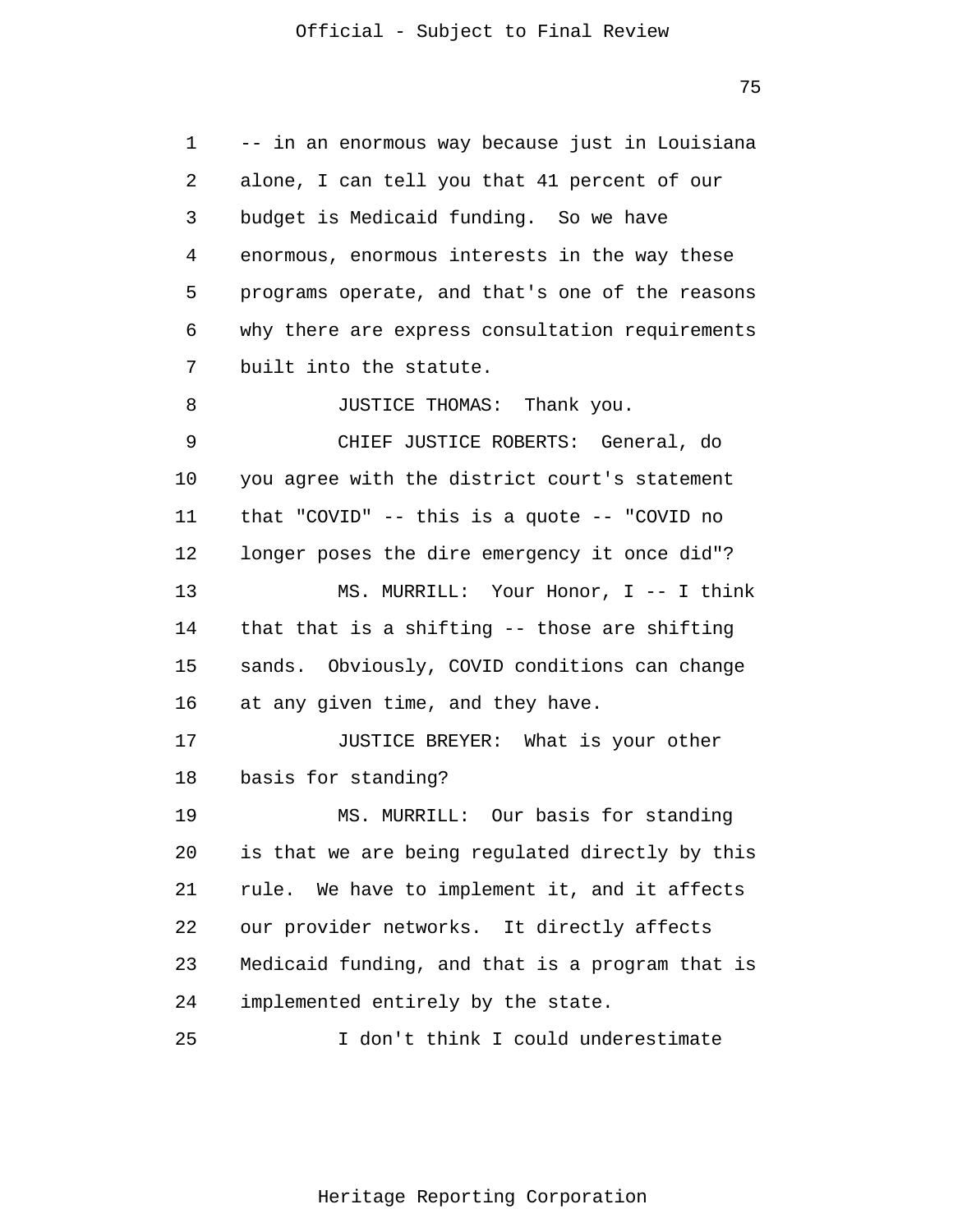-- in an enormous way because just in Louisiana alone, I can tell you that 41 percent of our budget is Medicaid funding. So we have enormous, enormous interests in the way these programs operate, and that's one of the reasons why there are express consultation requirements built into the statute.

JUSTICE THOMAS: Thank you.

CHIEF JUSTICE ROBERTS: General, do you agree with the district court's statement that "COVID" -- this is a quote -- "COVID no longer poses the dire emergency it once did"?

MS. MURRILL: Your Honor, I -- I think that that is a shifting -- those are shifting sands. Obviously, COVID conditions can change at any given time, and they have.

JUSTICE BREYER: What is your other basis for standing?

MS. MURRILL: Our basis for standing is that we are being regulated directly by this rule. We have to implement it, and it affects our provider networks. It directly affects Medicaid funding, and that is a program that is implemented entirely by the state.

I don't think I could underestimate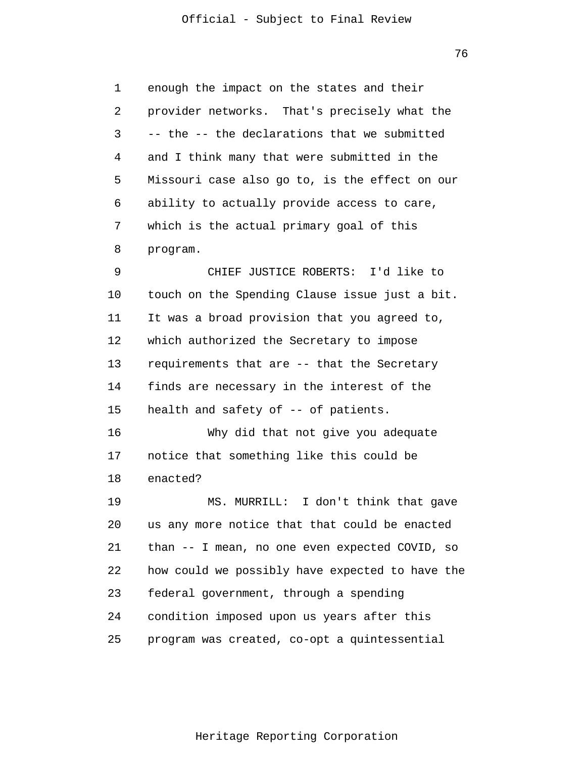enough the impact on the states and their provider networks. That's precisely what the -- the -- the declarations that we submitted and I think many that were submitted in the Missouri case also go to, is the effect on our ability to actually provide access to care, which is the actual primary goal of this program.

CHIEF JUSTICE ROBERTS: I'd like to touch on the Spending Clause issue just a bit. It was a broad provision that you agreed to, which authorized the Secretary to impose requirements that are -- that the Secretary finds are necessary in the interest of the health and safety of -- of patients.

Why did that not give you adequate notice that something like this could be enacted?

MS. MURRILL: I don't think that gave us any more notice that that could be enacted than -- I mean, no one even expected COVID, so how could we possibly have expected to have the federal government, through a spending condition imposed upon us years after this program was created, co-opt a quintessential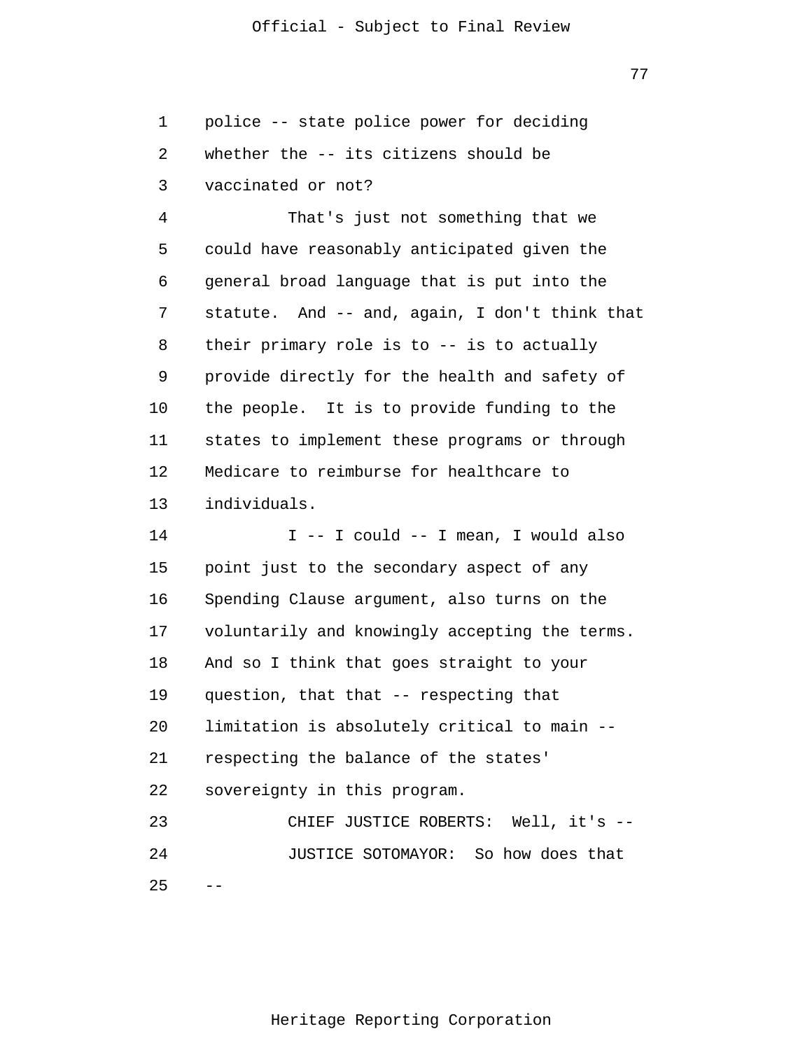police -- state police power for deciding whether the -- its citizens should be vaccinated or not?

That's just not something that we could have reasonably anticipated given the general broad language that is put into the statute. And -- and, again, I don't think that their primary role is to -- is to actually provide directly for the health and safety of the people. It is to provide funding to the states to implement these programs or through Medicare to reimburse for healthcare to individuals.

I -- I could -- I mean, I would also point just to the secondary aspect of any Spending Clause argument, also turns on the voluntarily and knowingly accepting the terms. And so I think that goes straight to your question, that that -- respecting that limitation is absolutely critical to main -- respecting the balance of the states' sovereignty in this program.

CHIEF JUSTICE ROBERTS: Well, it's --

JUSTICE SOTOMAYOR: So how does that --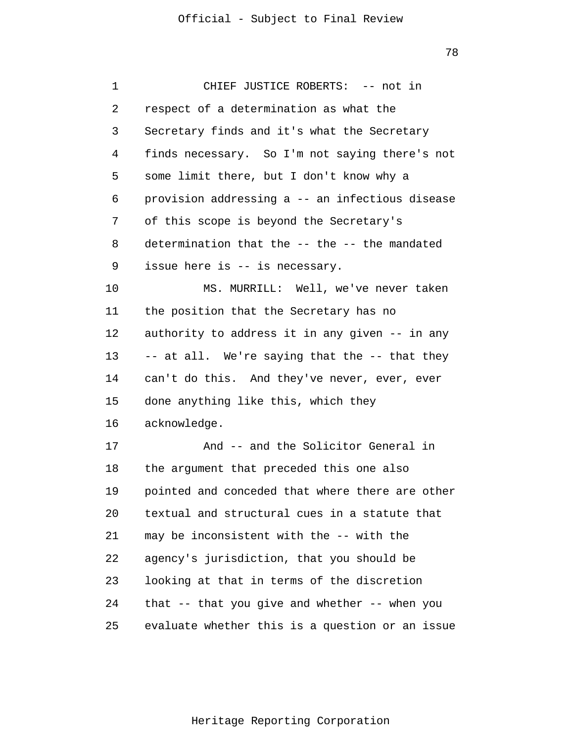CHIEF JUSTICE ROBERTS: -- not in respect of a determination as what the Secretary finds and it's what the Secretary finds necessary. So I'm not saying there's not some limit there, but I don't know why a provision addressing a -- an infectious disease of this scope is beyond the Secretary's determination that the -- the -- the mandated issue here is -- is necessary.

MS. MURRILL: Well, we've never taken the position that the Secretary has no authority to address it in any given -- in any -- at all. We're saying that the -- that they can't do this. And they've never, ever, ever done anything like this, which they acknowledge.

And -- and the Solicitor General in the argument that preceded this one also pointed and conceded that where there are other textual and structural cues in a statute that may be inconsistent with the -- with the agency's jurisdiction, that you should be looking at that in terms of the discretion that -- that you give and whether -- when you evaluate whether this is a question or an issue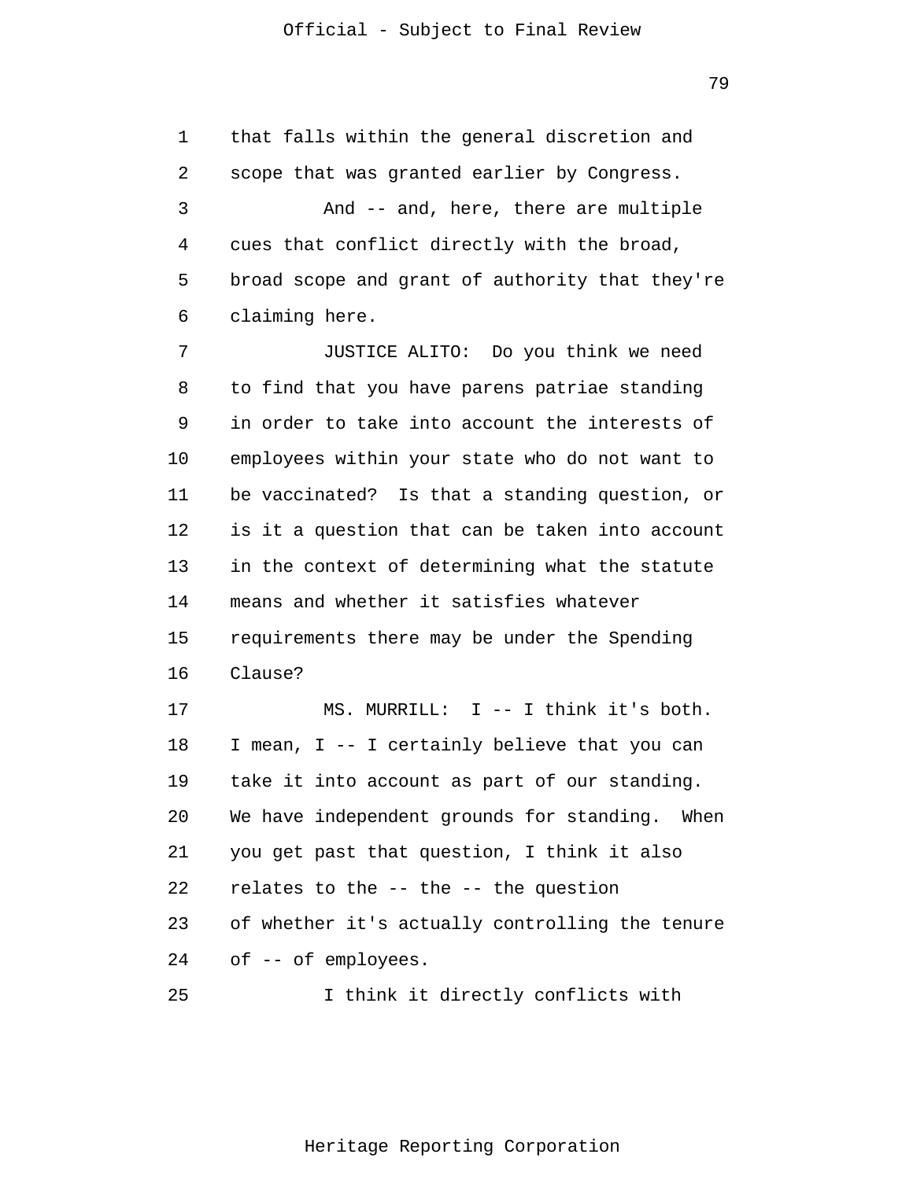that falls within the general discretion and scope that was granted earlier by Congress.

And -- and, here, there are multiple cues that conflict directly with the broad, broad scope and grant of authority that they're claiming here.

JUSTICE ALITO: Do you think we need to find that you have parens patriae standing in order to take into account the interests of employees within your state who do not want to be vaccinated? Is that a standing question, or is it a question that can be taken into account in the context of determining what the statute means and whether it satisfies whatever requirements there may be under the Spending Clause?

MS. MURRILL: I -- I think it's both. I mean, I -- I certainly believe that you can take it into account as part of our standing. We have independent grounds for standing. When you get past that question, I think it also relates to the -- the -- the question of whether it's actually controlling the tenure of -- of employees.

I think it directly conflicts with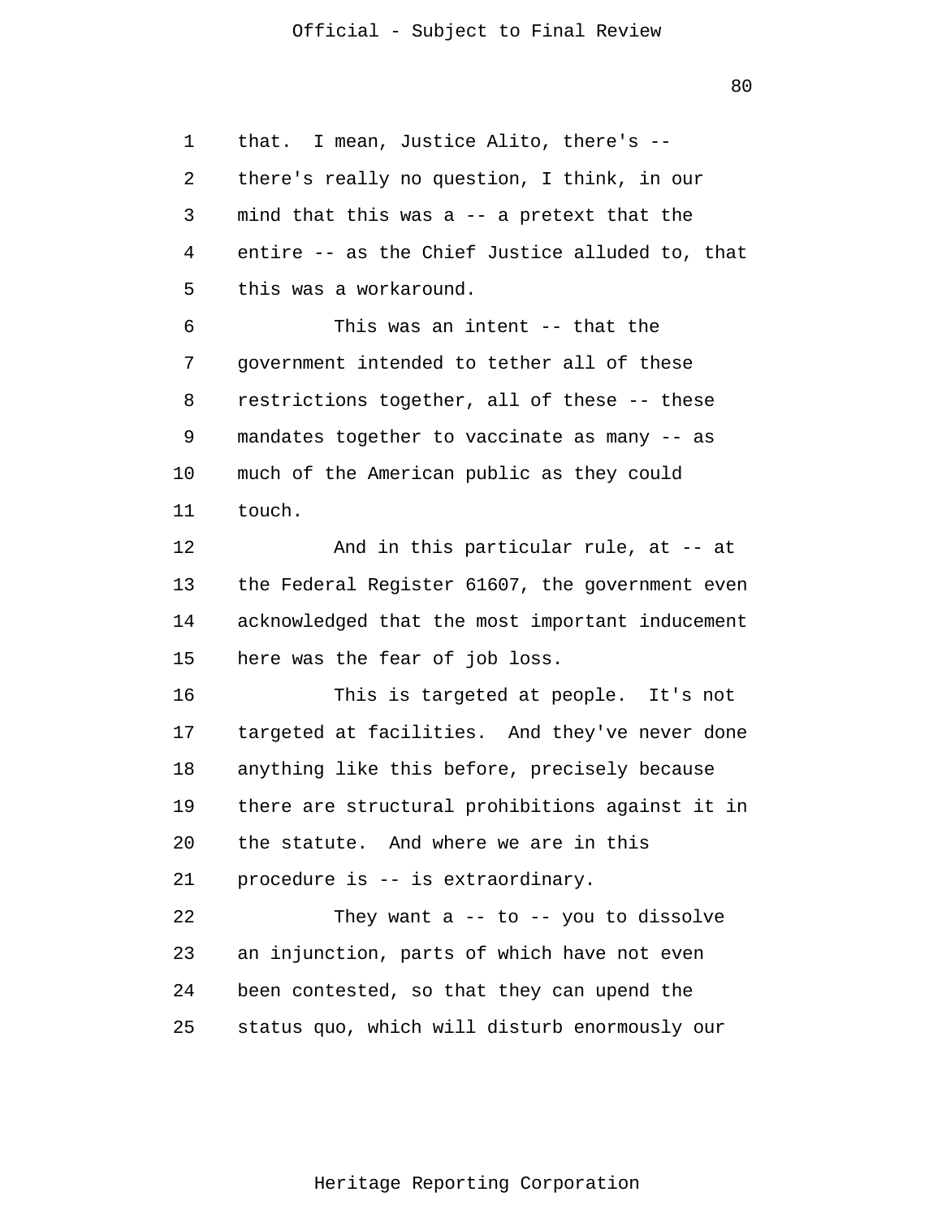that. I mean, Justice Alito, there's -- there's really no question, I think, in our mind that this was a -- a pretext that the entire -- as the Chief Justice alluded to, that this was a workaround.

This was an intent -- that the government intended to tether all of these restrictions together, all of these -- these mandates together to vaccinate as many -- as much of the American public as they could touch.

And in this particular rule, at -- at the Federal Register 61607, the government even acknowledged that the most important inducement here was the fear of job loss.

This is targeted at people. It's not targeted at facilities. And they've never done anything like this before, precisely because there are structural prohibitions against it in the statute. And where we are in this procedure is -- is extraordinary.

They want a -- to -- you to dissolve an injunction, parts of which have not even been contested, so that they can upend the status quo, which will disturb enormously our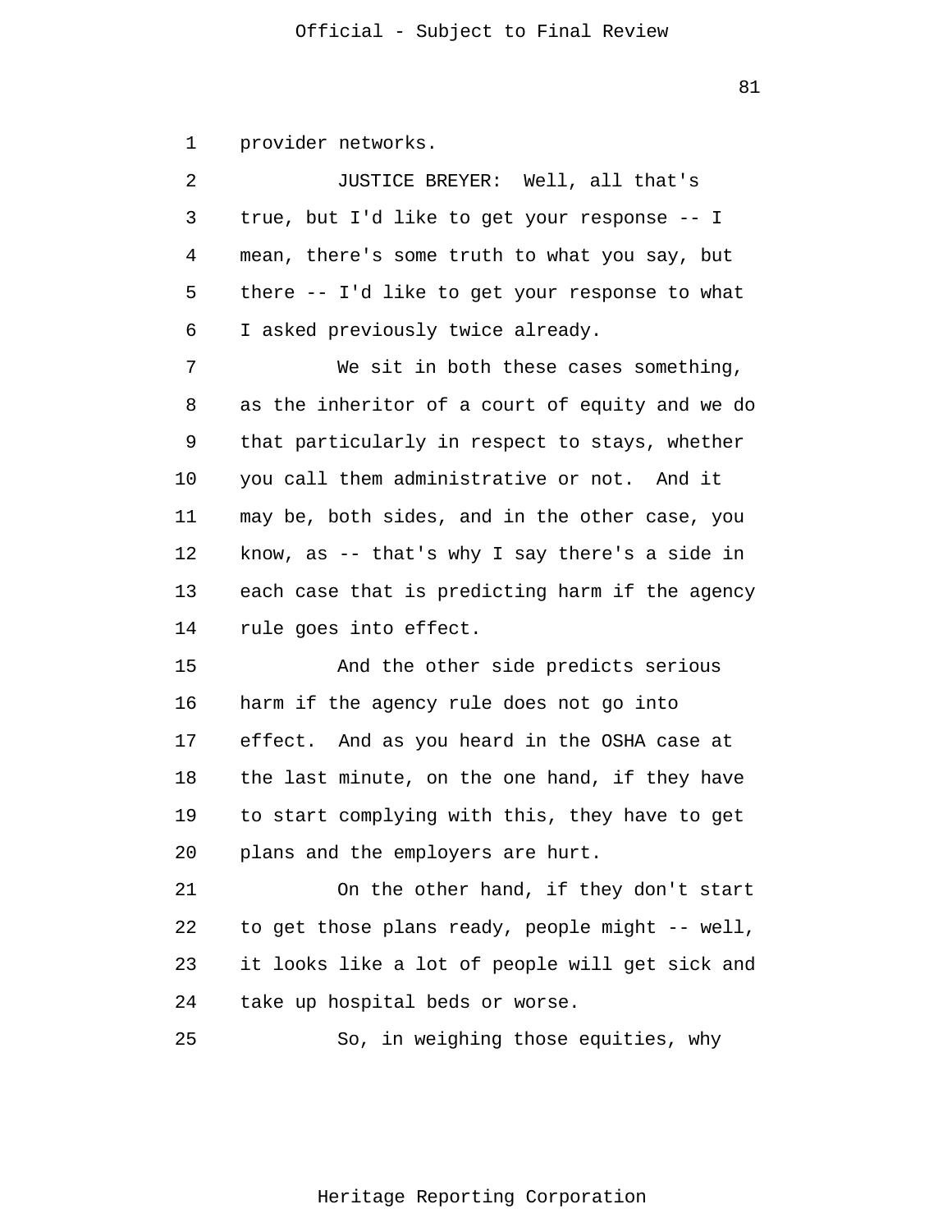provider networks.

JUSTICE BREYER: Well, all that's true, but I'd like to get your response -- I mean, there's some truth to what you say, but there -- I'd like to get your response to what I asked previously twice already.

We sit in both these cases something, as the inheritor of a court of equity and we do that particularly in respect to stays, whether you call them administrative or not. And it may be, both sides, and in the other case, you know, as -- that's why I say there's a side in each case that is predicting harm if the agency rule goes into effect.

And the other side predicts serious harm if the agency rule does not go into effect. And as you heard in the OSHA case at the last minute, on the one hand, if they have to start complying with this, they have to get plans and the employers are hurt.

On the other hand, if they don't start to get those plans ready, people might -- well, it looks like a lot of people will get sick and take up hospital beds or worse.

So, in weighing those equities, why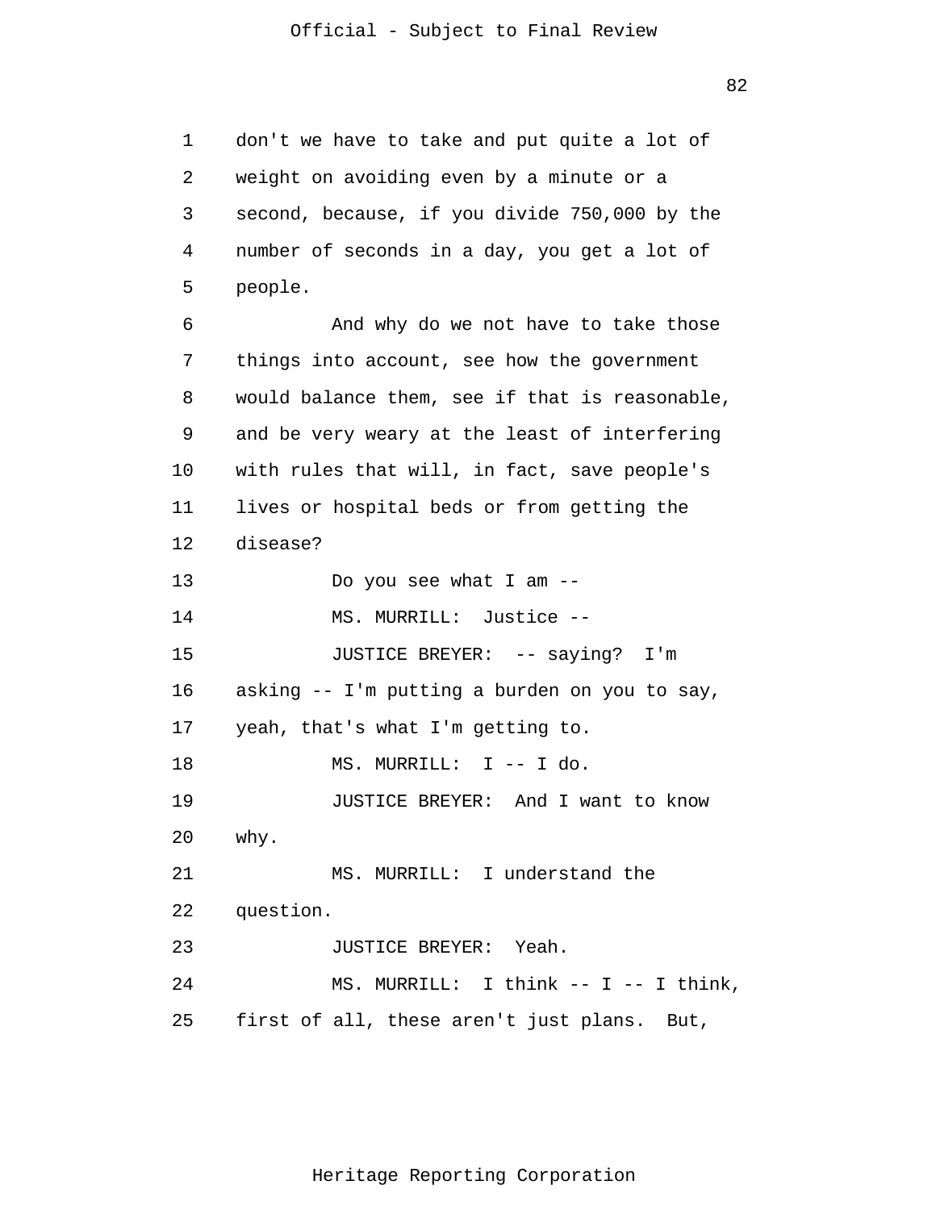don't we have to take and put quite a lot of weight on avoiding even by a minute or a second, because, if you divide 750,000 by the number of seconds in a day, you get a lot of people.

And why do we not have to take those things into account, see how the government would balance them, see if that is reasonable, and be very weary at the least of interfering with rules that will, in fact, save people's lives or hospital beds or from getting the disease?

Do you see what I am --

MS. MURRILL: Justice --

JUSTICE BREYER: -- saying? I'm asking -- I'm putting a burden on you to say, yeah, that's what I'm getting to.

MS. MURRILL: I -- I do.

JUSTICE BREYER: And I want to know why.

MS. MURRILL: I understand the question.

JUSTICE BREYER: Yeah.

MS. MURRILL: I think -- I -- I think, first of all, these aren't just plans. But,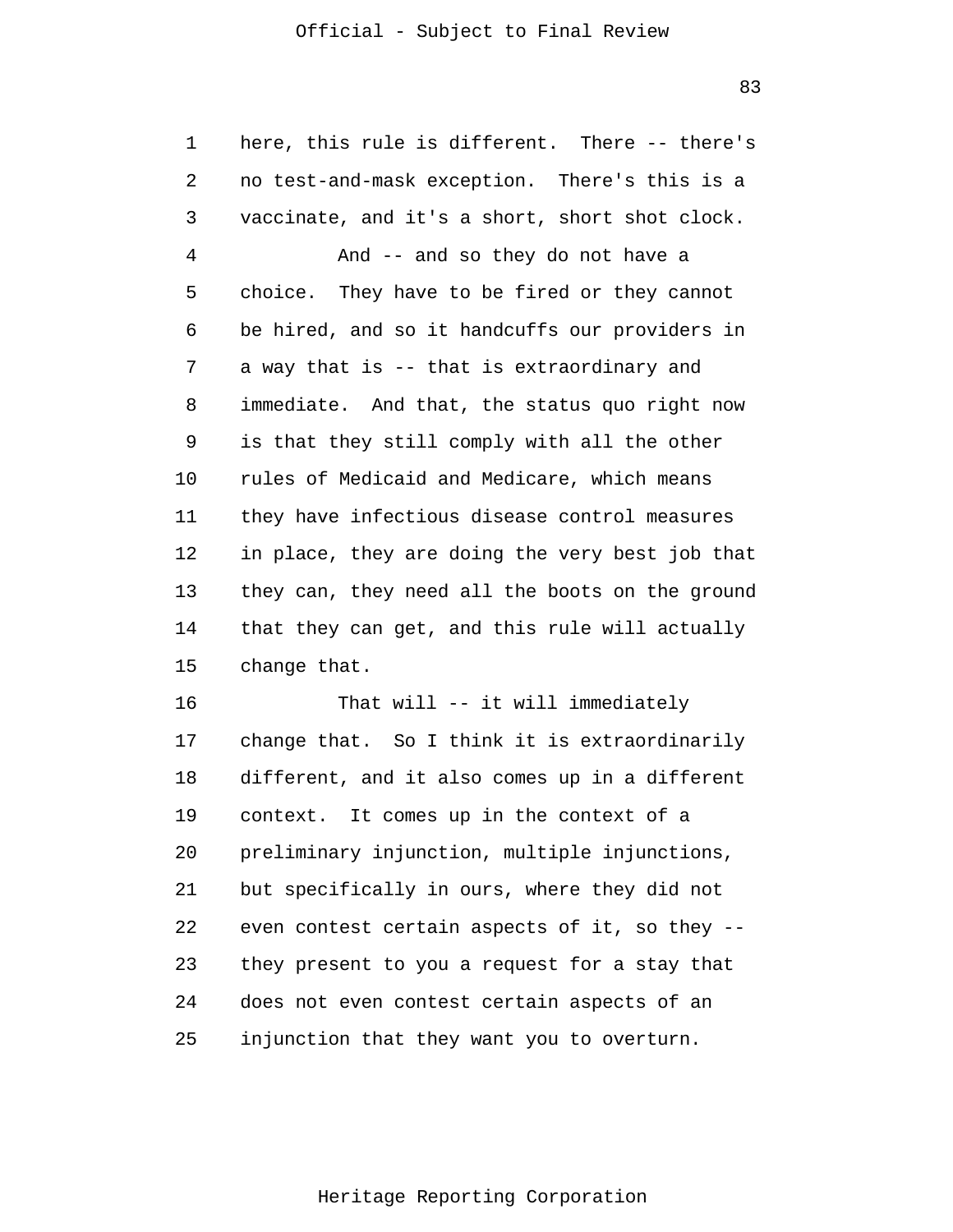here, this rule is different. There -- there's no test-and-mask exception. There's this is a vaccinate, and it's a short, short shot clock.

And -- and so they do not have a choice. They have to be fired or they cannot be hired, and so it handcuffs our providers in a way that is -- that is extraordinary and immediate. And that, the status quo right now is that they still comply with all the other rules of Medicaid and Medicare, which means they have infectious disease control measures in place, they are doing the very best job that they can, they need all the boots on the ground that they can get, and this rule will actually change that.

That will -- it will immediately change that. So I think it is extraordinarily different, and it also comes up in a different context. It comes up in the context of a preliminary injunction, multiple injunctions, but specifically in ours, where they did not even contest certain aspects of it, so they -- they present to you a request for a stay that does not even contest certain aspects of an injunction that they want you to overturn.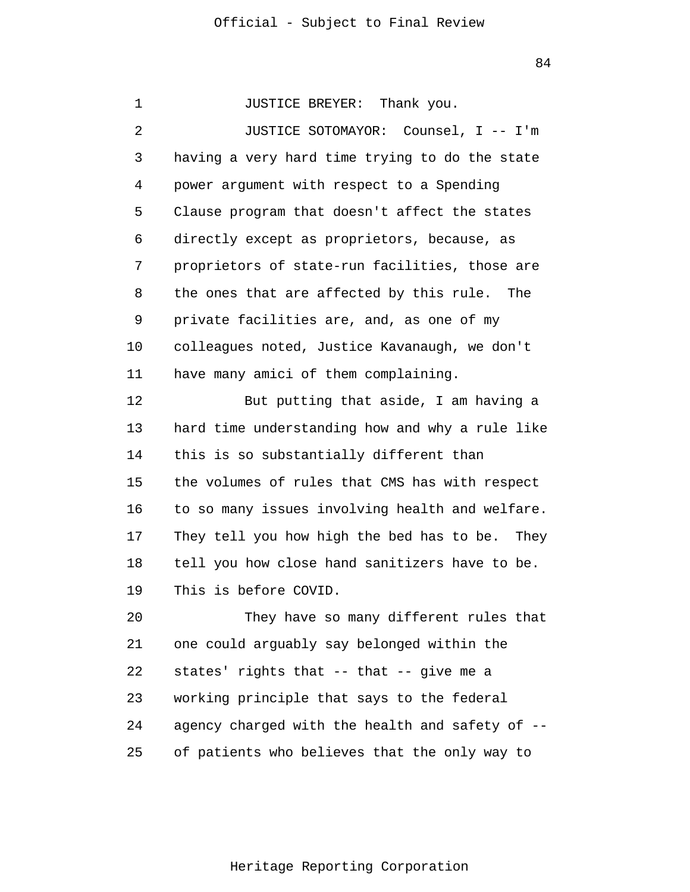JUSTICE BREYER: Thank you.

JUSTICE SOTOMAYOR: Counsel, I -- I'm having a very hard time trying to do the state power argument with respect to a Spending Clause program that doesn't affect the states directly except as proprietors, because, as proprietors of state-run facilities, those are the ones that are affected by this rule. The private facilities are, and, as one of my colleagues noted, Justice Kavanaugh, we don't have many amici of them complaining.

But putting that aside, I am having a hard time understanding how and why a rule like this is so substantially different than the volumes of rules that CMS has with respect to so many issues involving health and welfare. They tell you how high the bed has to be. They tell you how close hand sanitizers have to be. This is before COVID.

They have so many different rules that one could arguably say belonged within the states' rights that -- that -- give me a working principle that says to the federal agency charged with the health and safety of -- of patients who believes that the only way to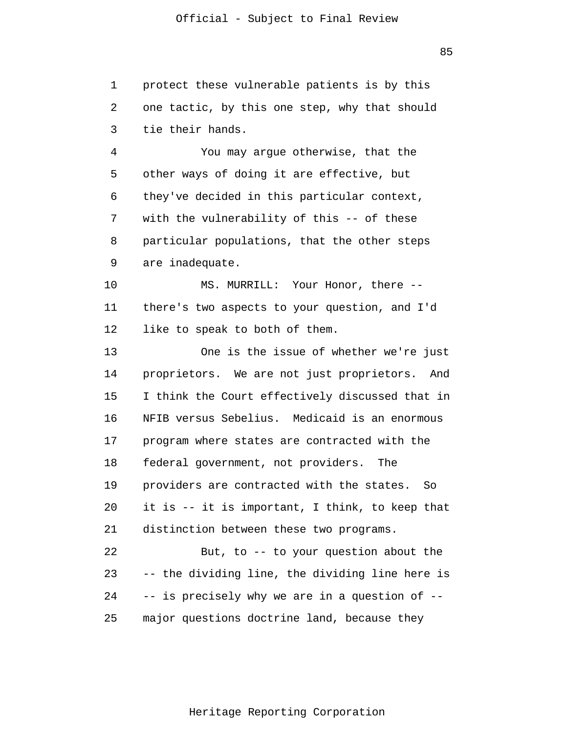protect these vulnerable patients is by this one tactic, by this one step, why that should tie their hands.

You may argue otherwise, that the other ways of doing it are effective, but they've decided in this particular context, with the vulnerability of this -- of these particular populations, that the other steps are inadequate.

MS. MURRILL: Your Honor, there -- there's two aspects to your question, and I'd like to speak to both of them.

One is the issue of whether we're just proprietors. We are not just proprietors. And I think the Court effectively discussed that in NFIB versus Sebelius. Medicaid is an enormous program where states are contracted with the federal government, not providers. The providers are contracted with the states. So it is -- it is important, I think, to keep that distinction between these two programs.

But, to -- to your question about the -- the dividing line, the dividing line here is -- is precisely why we are in a question of -- major questions doctrine land, because they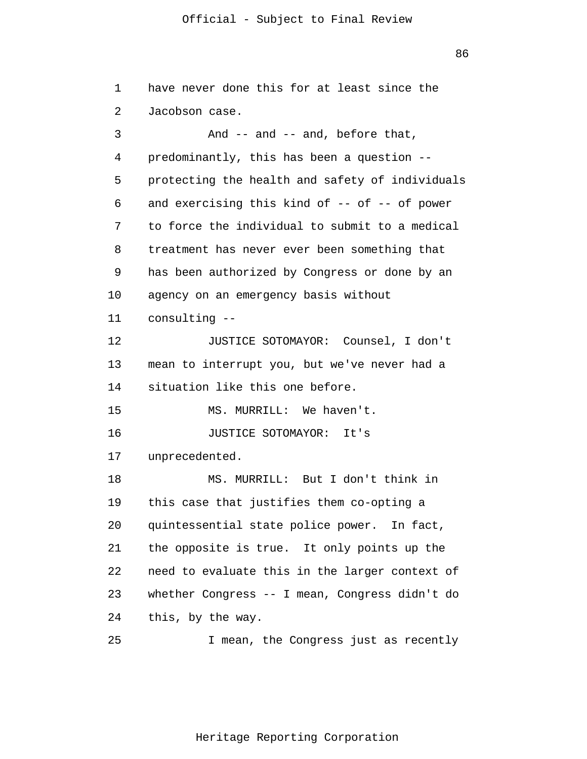have never done this for at least since the Jacobson case.

And -- and -- and, before that, predominantly, this has been a question -- protecting the health and safety of individuals and exercising this kind of -- of -- of power to force the individual to submit to a medical treatment has never ever been something that has been authorized by Congress or done by an agency on an emergency basis without consulting --

JUSTICE SOTOMAYOR: Counsel, I don't mean to interrupt you, but we've never had a situation like this one before.

MS. MURRILL: We haven't.

JUSTICE SOTOMAYOR: It's unprecedented.

MS. MURRILL: But I don't think in this case that justifies them co-opting a quintessential state police power. In fact, the opposite is true. It only points up the need to evaluate this in the larger context of whether Congress -- I mean, Congress didn't do this, by the way.

I mean, the Congress just as recently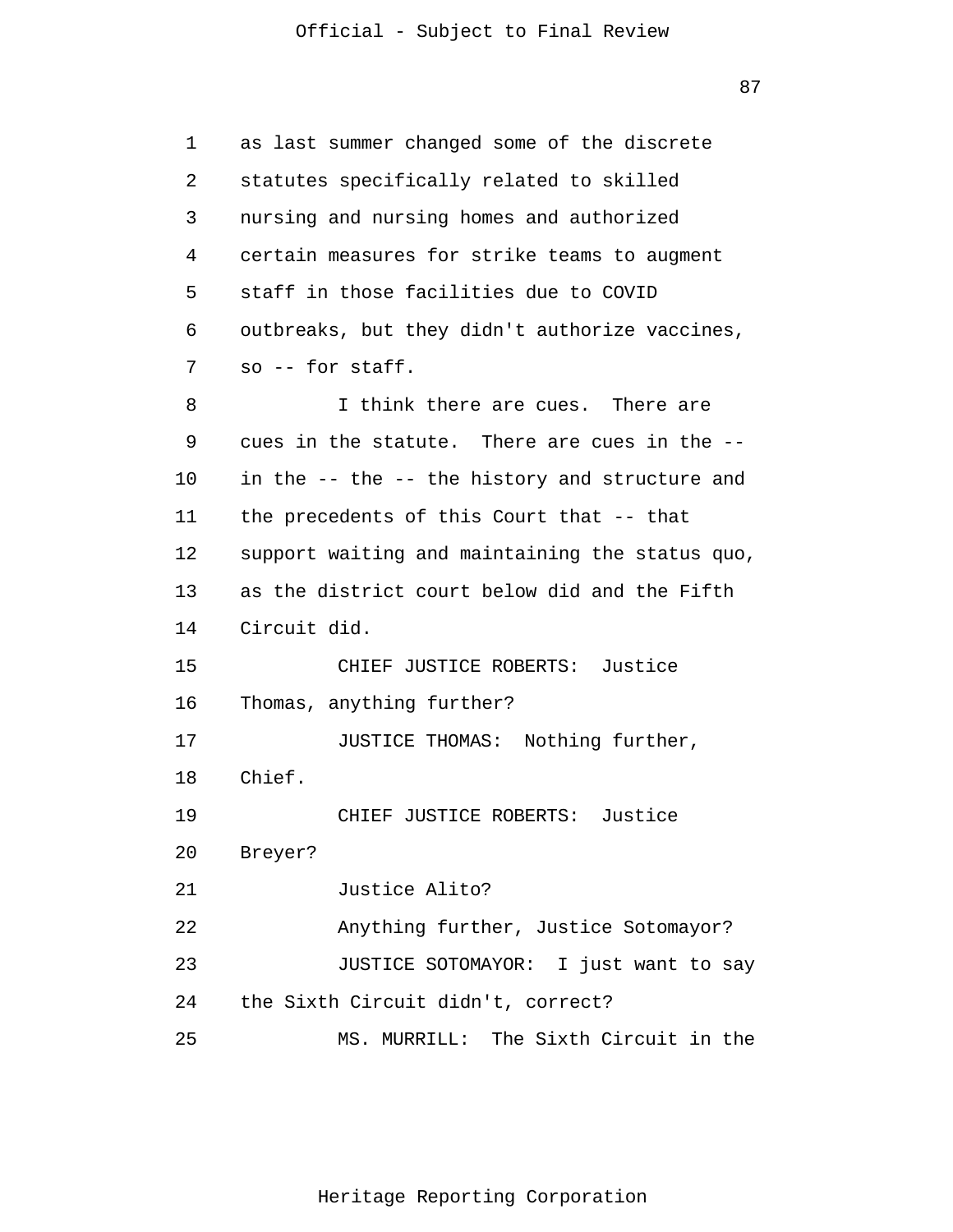as last summer changed some of the discrete statutes specifically related to skilled nursing and nursing homes and authorized certain measures for strike teams to augment staff in those facilities due to COVID outbreaks, but they didn't authorize vaccines, so -- for staff.

I think there are cues. There are cues in the statute. There are cues in the -- in the -- the -- the history and structure and the precedents of this Court that -- that support waiting and maintaining the status quo, as the district court below did and the Fifth Circuit did.

CHIEF JUSTICE ROBERTS: Justice Thomas, anything further?

JUSTICE THOMAS: Nothing further, Chief.

CHIEF JUSTICE ROBERTS: Justice Breyer?

Justice Alito?

Anything further, Justice Sotomayor?

JUSTICE SOTOMAYOR: I just want to say the Sixth Circuit didn't, correct?

MS. MURRILL: The Sixth Circuit in the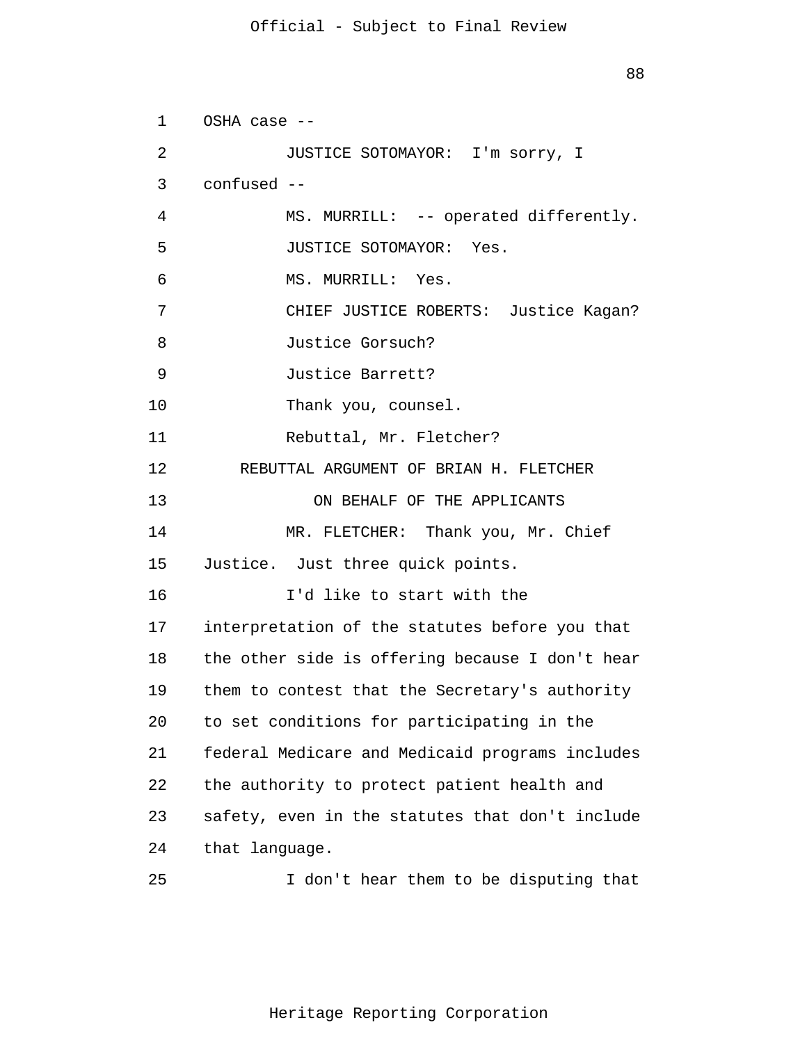OSHA case --

JUSTICE SOTOMAYOR: I'm sorry, I confused --

MS. MURRILL: -- operated differently.

JUSTICE SOTOMAYOR: Yes.

MS. MURRILL: Yes.

CHIEF JUSTICE ROBERTS: Justice Kagan?

Justice Gorsuch?

Justice Barrett?

Thank you, counsel.

Rebuttal, Mr. Fletcher?

REBUTTAL ARGUMENT OF BRIAN H. FLETCHER

ON BEHALF OF THE APPLICANTS

MR. FLETCHER: Thank you, Mr. Chief Justice. Just three quick points.

I'd like to start with the interpretation of the statutes before you that the other side is offering because I don't hear them to contest that the Secretary's authority to set conditions for participating in the federal Medicare and Medicaid programs includes the authority to protect patient health and safety, even in the statutes that don't include that language.

I don't hear them to be disputing that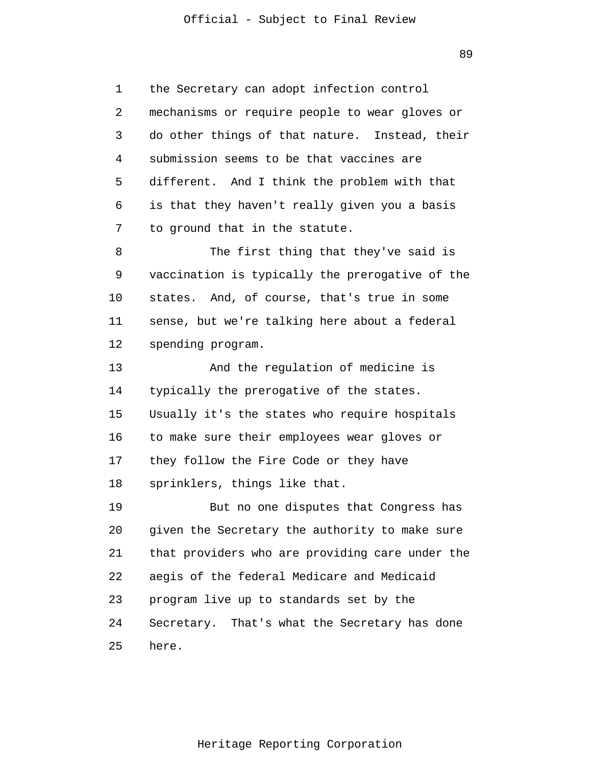the Secretary can adopt infection control mechanisms or require people to wear gloves or do other things of that nature. Instead, their submission seems to be that vaccines are different. And I think the problem with that is that they haven't really given you a basis to ground that in the statute.

The first thing that they've said is vaccination is typically the prerogative of the states. And, of course, that's true in some sense, but we're talking here about a federal spending program.

And the regulation of medicine is typically the prerogative of the states. Usually it's the states who require hospitals to make sure their employees wear gloves or they follow the Fire Code or they have sprinklers, things like that.

But no one disputes that Congress has given the Secretary the authority to make sure that providers who are providing care under the aegis of the federal Medicare and Medicaid program live up to standards set by the Secretary. That's what the Secretary has done here.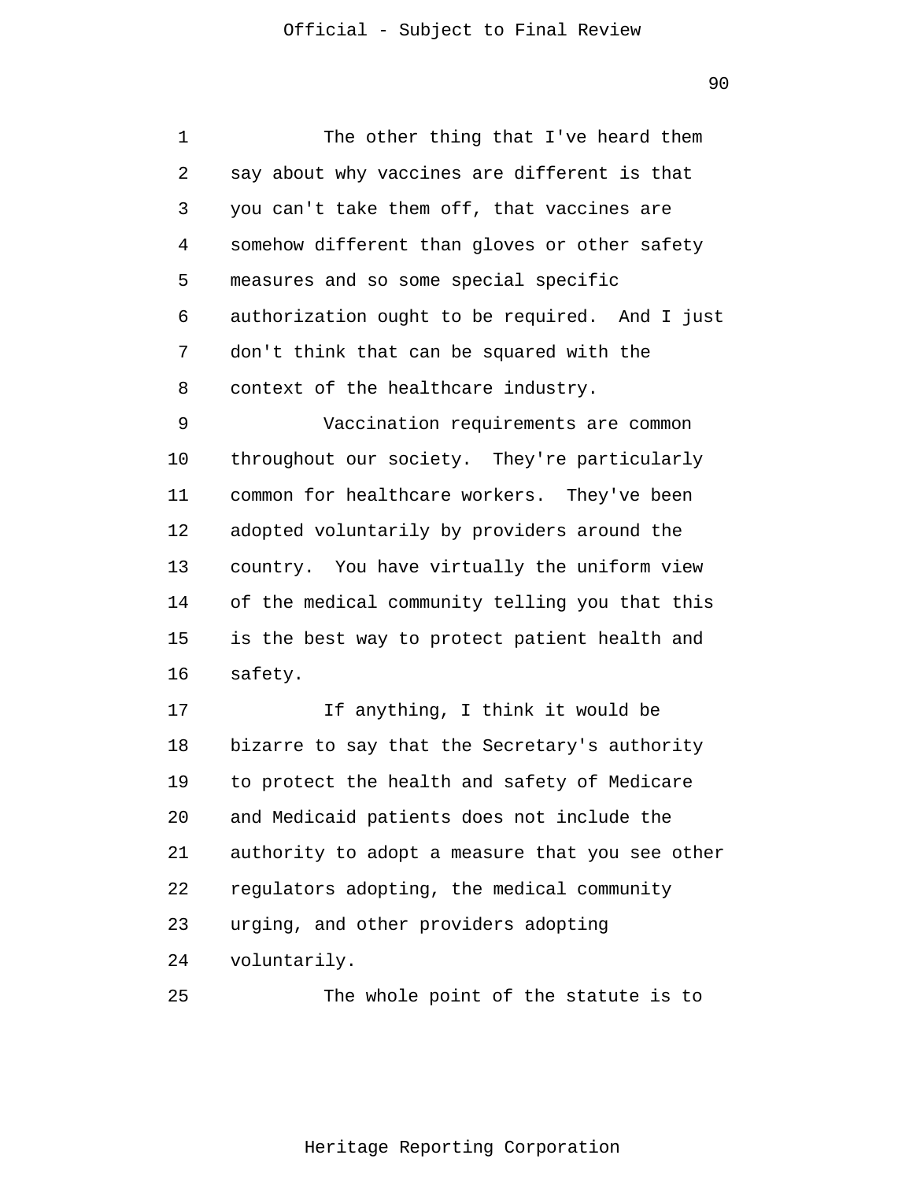The other thing that I've heard them say about why vaccines are different is that you can't take them off, that vaccines are somehow different than gloves or other safety measures and so some special specific authorization ought to be required. And I just don't think that can be squared with the context of the healthcare industry.

Vaccination requirements are common throughout our society. They're particularly common for healthcare workers. They've been adopted voluntarily by providers around the country. You have virtually the uniform view of the medical community telling you that this is the best way to protect patient health and safety.

If anything, I think it would be bizarre to say that the Secretary's authority to protect the health and safety of Medicare and Medicaid patients does not include the authority to adopt a measure that you see other regulators adopting, the medical community urging, and other providers adopting voluntarily.

The whole point of the statute is to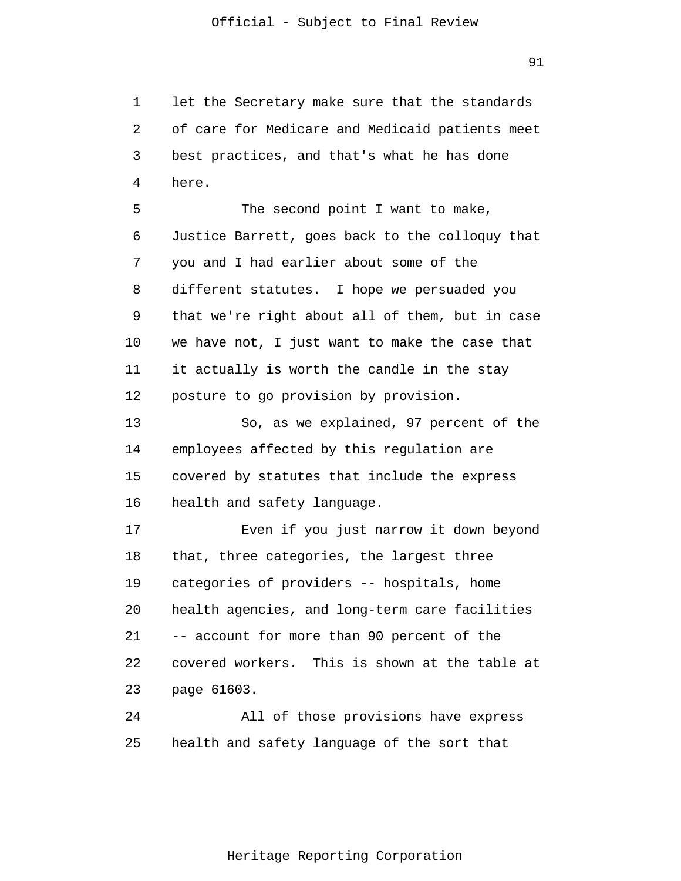let the Secretary make sure that the standards of care for Medicare and Medicaid patients meet best practices, and that's what he has done here.

The second point I want to make, Justice Barrett, goes back to the colloquy that you and I had earlier about some of the different statutes. I hope we persuaded you that we're right about all of them, but in case we have not, I just want to make the case that it actually is worth the candle in the stay posture to go provision by provision.

So, as we explained, 97 percent of the employees affected by this regulation are covered by statutes that include the express health and safety language.

Even if you just narrow it down beyond that, three categories, the largest three categories of providers -- hospitals, home health agencies, and long-term care facilities -- account for more than 90 percent of the covered workers. This is shown at the table at page 61603.

All of those provisions have express health and safety language of the sort that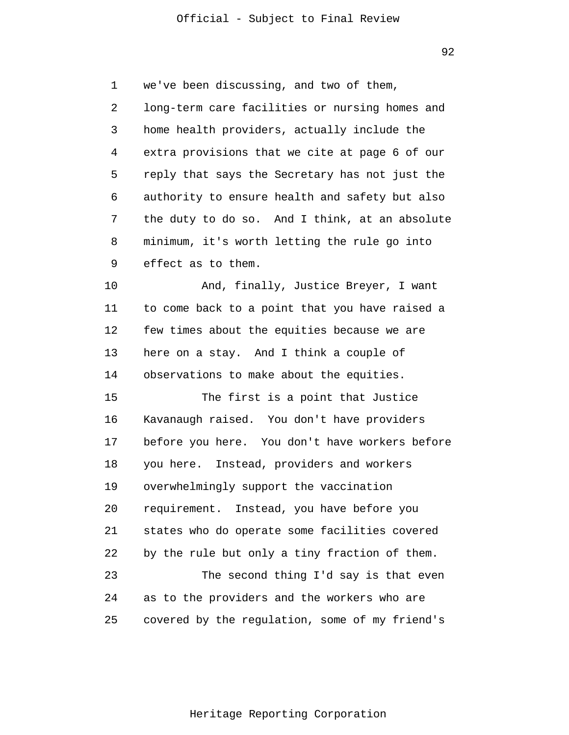we've been discussing, and two of them, long-term care facilities or nursing homes and home health providers, actually include the extra provisions that we cite at page 6 of our reply that says the Secretary has not just the authority to ensure health and safety but also the duty to do so. And I think, at an absolute minimum, it's worth letting the rule go into effect as to them.

And, finally, Justice Breyer, I want to come back to a point that you have raised a few times about the equities because we are here on a stay. And I think a couple of observations to make about the equities.

The first is a point that Justice Kavanaugh raised. You don't have providers before you here. You don't have workers before you here. Instead, providers and workers overwhelmingly support the vaccination requirement. Instead, you have before you states who do operate some facilities covered by the rule but only a tiny fraction of them.

The second thing I'd say is that even as to the providers and the workers who are covered by the regulation, some of my friend's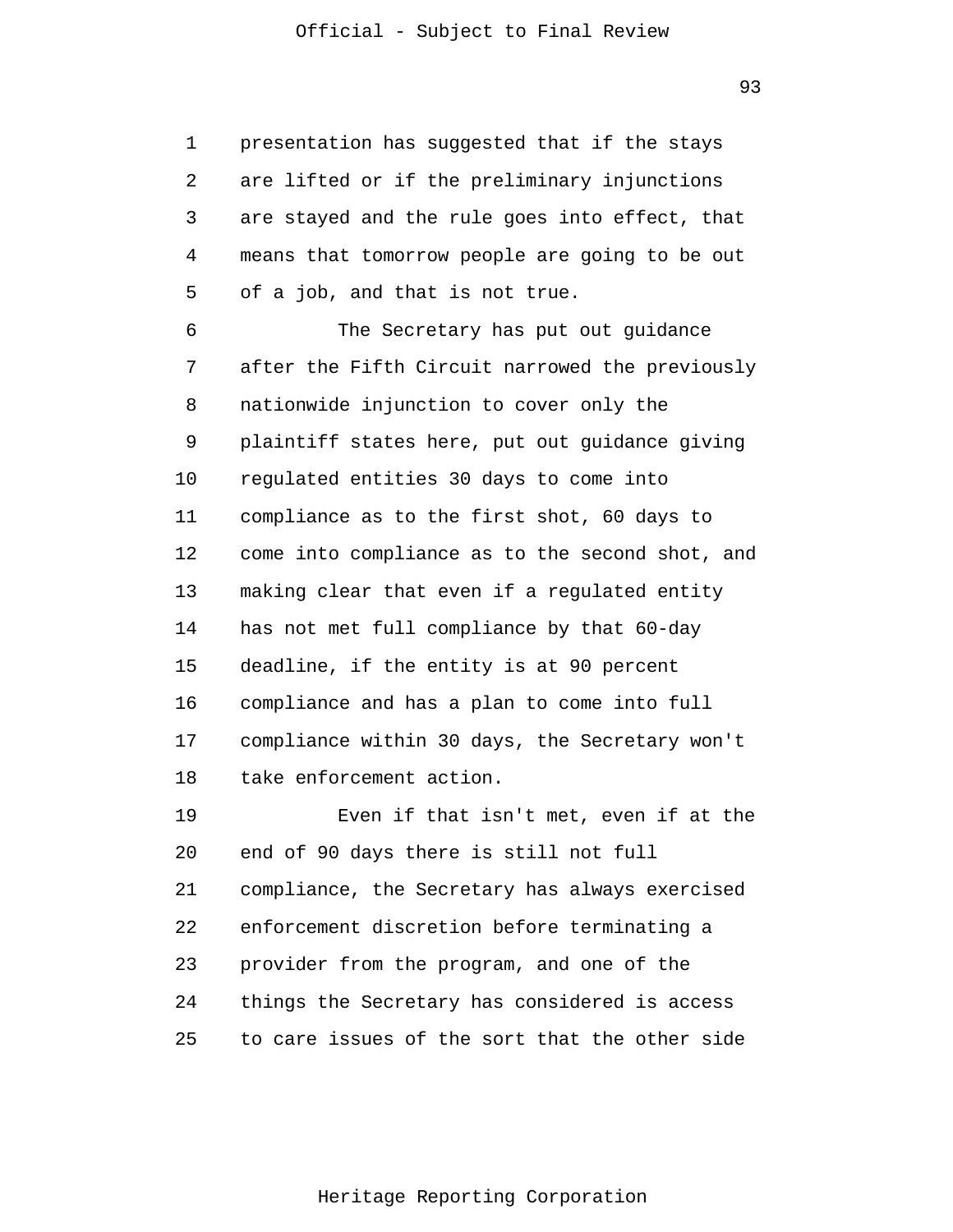presentation has suggested that if the stays are lifted or if the preliminary injunctions are stayed and the rule goes into effect, that means that tomorrow people are going to be out of a job, and that is not true.

The Secretary has put out guidance after the Fifth Circuit narrowed the previously nationwide injunction to cover only the plaintiff states here, put out guidance giving regulated entities 30 days to come into compliance as to the first shot, 60 days to come into compliance as to the second shot, and making clear that even if a regulated entity has not met full compliance by that 60-day deadline, if the entity is at 90 percent compliance and has a plan to come into full compliance within 30 days, the Secretary won't take enforcement action.

Even if that isn't met, even if at the end of 90 days there is still not full compliance, the Secretary has always exercised enforcement discretion before terminating a provider from the program, and one of the things the Secretary has considered is access to care issues of the sort that the other side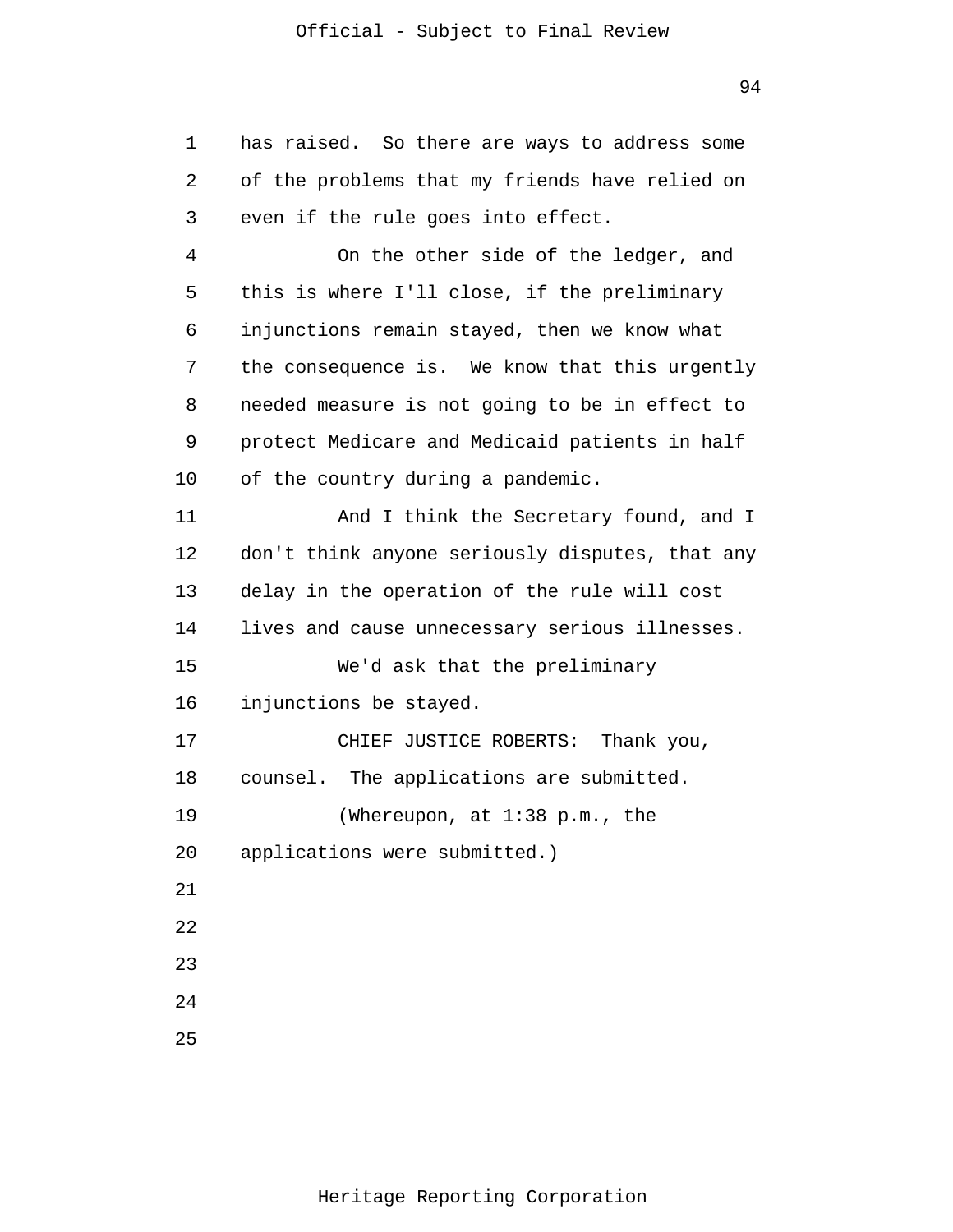has raised. So there are ways to address some of the problems that my friends have relied on even if the rule goes into effect.

On the other side of the ledger, and this is where I'll close, if the preliminary injunctions remain stayed, then we know what the consequence is. We know that this urgently needed measure is not going to be in effect to protect Medicare and Medicaid patients in half of the country during a pandemic.

And I think the Secretary found, and I don't think anyone seriously disputes, that any delay in the operation of the rule will cost lives and cause unnecessary serious illnesses.

We'd ask that the preliminary injunctions be stayed.

CHIEF JUSTICE ROBERTS: Thank you, counsel. The applications are submitted.

(Whereupon, at 1:38 p.m., the applications were submitted.)